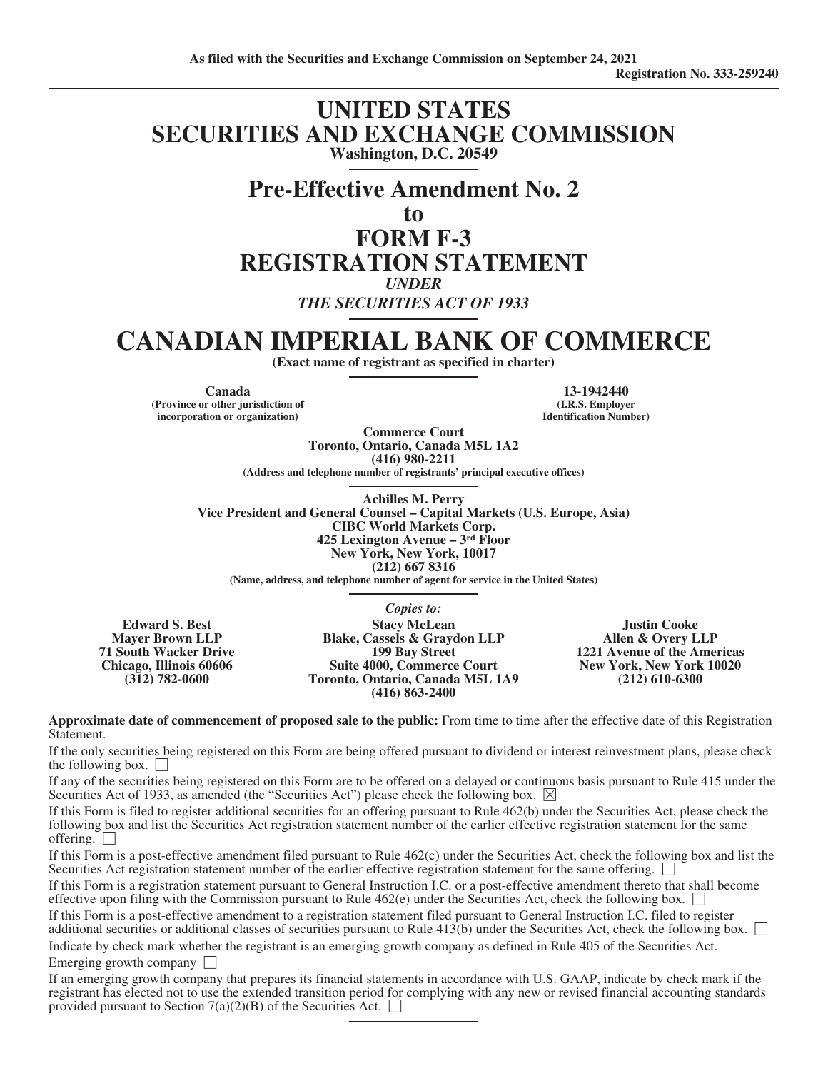As filed with the Securities and Exchange Commission on September 24, 2021

Registration No. 333-259240

# UNITED STATES SECURITIES AND EXCHANGE COMMISSION

**Washington, D.C. 20549**

# Pre-Effective Amendment No. 2 to FORM F-3 REGISTRATION STATEMENT

*UNDER*

*THE SECURITIES ACT OF 1933*

# CANADIAN IMPERIAL BANK OF COMMERCE

**(Exact name of registrant as specified in charter)**

| **Canada** | **13-1942440** |
|---|---|
| **(Province or other jurisdiction of incorporation or organization)** | **(I.R.S. Employer Identification Number)** |

**Commerce Court**
**Toronto, Ontario, Canada M5L 1A2**
**(416) 980-2211**
**(Address and telephone number of registrants' principal executive offices)**

**Achilles M. Perry**
**Vice President and General Counsel – Capital Markets (U.S. Europe, Asia)**
**CIBC World Markets Corp.**
**425 Lexington Avenue – 3rd Floor**
**New York, New York, 10017**
**(212) 667 8316**
**(Name, address, and telephone number of agent for service in the United States)**

*Copies to:*

| **Edward S. Best** | **Stacy McLean** | **Justin Cooke** |
|---|---|---|
| **Mayer Brown LLP** | **Blake, Cassels & Graydon LLP** | **Allen & Overy LLP** |
| **71 South Wacker Drive** | **199 Bay Street** | **1221 Avenue of the Americas** |
| **Chicago, Illinois 60606** | **Suite 4000, Commerce Court** | **New York, New York 10020** |
| **(312) 782-0600** | **Toronto, Ontario, Canada M5L 1A9** | **(212) 610-6300** |
| | **(416) 863-2400** | |

**Approximate date of commencement of proposed sale to the public:** From time to time after the effective date of this Registration Statement.

If the only securities being registered on this Form are being offered pursuant to dividend or interest reinvestment plans, please check the following box. ☐

If any of the securities being registered on this Form are to be offered on a delayed or continuous basis pursuant to Rule 415 under the Securities Act of 1933, as amended (the "Securities Act") please check the following box. ☒

If this Form is filed to register additional securities for an offering pursuant to Rule 462(b) under the Securities Act, please check the following box and list the Securities Act registration statement number of the earlier effective registration statement for the same offering. ☐

If this Form is a post-effective amendment filed pursuant to Rule 462(c) under the Securities Act, check the following box and list the Securities Act registration statement number of the earlier effective registration statement for the same offering. ☐

If this Form is a registration statement pursuant to General Instruction I.C. or a post-effective amendment thereto that shall become effective upon filing with the Commission pursuant to Rule 462(e) under the Securities Act, check the following box. ☐

If this Form is a post-effective amendment to a registration statement filed pursuant to General Instruction I.C. filed to register additional securities or additional classes of securities pursuant to Rule 413(b) under the Securities Act, check the following box. ☐

Indicate by check mark whether the registrant is an emerging growth company as defined in Rule 405 of the Securities Act.

Emerging growth company ☐

If an emerging growth company that prepares its financial statements in accordance with U.S. GAAP, indicate by check mark if the registrant has elected not to use the extended transition period for complying with any new or revised financial accounting standards provided pursuant to Section 7(a)(2)(B) of the Securities Act. ☐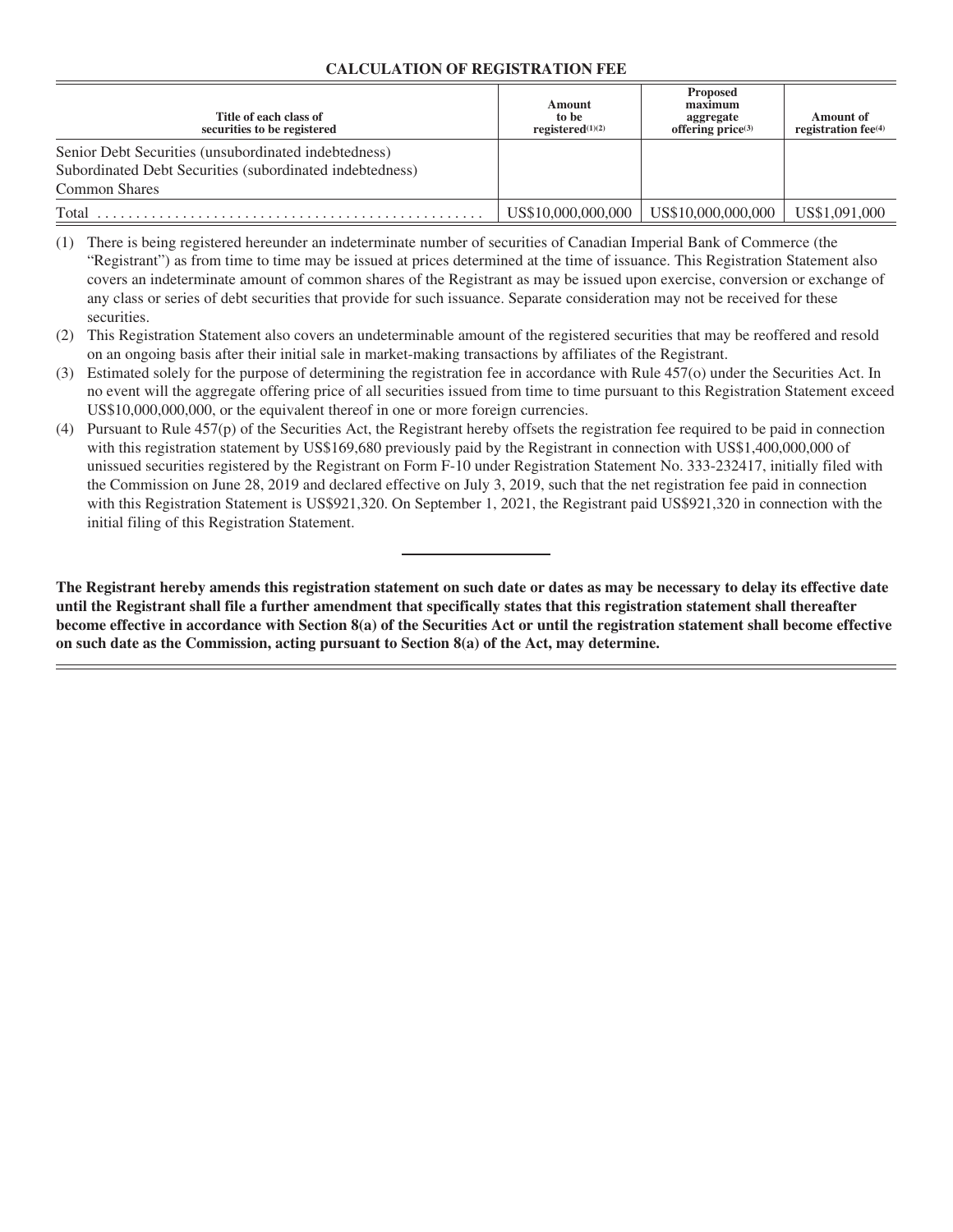**CALCULATION OF REGISTRATION FEE**

| Title of each class of securities to be registered | Amount to be registered(1)(2) | Proposed maximum aggregate offering price(3) | Amount of registration fee(4) |
|---|---|---|---|
| Senior Debt Securities (unsubordinated indebtedness)<br>Subordinated Debt Securities (subordinated indebtedness)<br>Common Shares | | | |
| Total | US$10,000,000,000 | US$10,000,000,000 | US$1,091,000 |

(1) There is being registered hereunder an indeterminate number of securities of Canadian Imperial Bank of Commerce (the "Registrant") as from time to time may be issued at prices determined at the time of issuance. This Registration Statement also covers an indeterminate amount of common shares of the Registrant as may be issued upon exercise, conversion or exchange of any class or series of debt securities that provide for such issuance. Separate consideration may not be received for these securities.

(2) This Registration Statement also covers an undeterminable amount of the registered securities that may be reoffered and resold on an ongoing basis after their initial sale in market-making transactions by affiliates of the Registrant.

(3) Estimated solely for the purpose of determining the registration fee in accordance with Rule 457(o) under the Securities Act. In no event will the aggregate offering price of all securities issued from time to time pursuant to this Registration Statement exceed US$10,000,000,000, or the equivalent thereof in one or more foreign currencies.

(4) Pursuant to Rule 457(p) of the Securities Act, the Registrant hereby offsets the registration fee required to be paid in connection with this registration statement by US$169,680 previously paid by the Registrant in connection with US$1,400,000,000 of unissued securities registered by the Registrant on Form F-10 under Registration Statement No. 333-232417, initially filed with the Commission on June 28, 2019 and declared effective on July 3, 2019, such that the net registration fee paid in connection with this Registration Statement is US$921,320. On September 1, 2021, the Registrant paid US$921,320 in connection with the initial filing of this Registration Statement.

---

**The Registrant hereby amends this registration statement on such date or dates as may be necessary to delay its effective date until the Registrant shall file a further amendment that specifically states that this registration statement shall thereafter become effective in accordance with Section 8(a) of the Securities Act or until the registration statement shall become effective on such date as the Commission, acting pursuant to Section 8(a) of the Act, may determine.**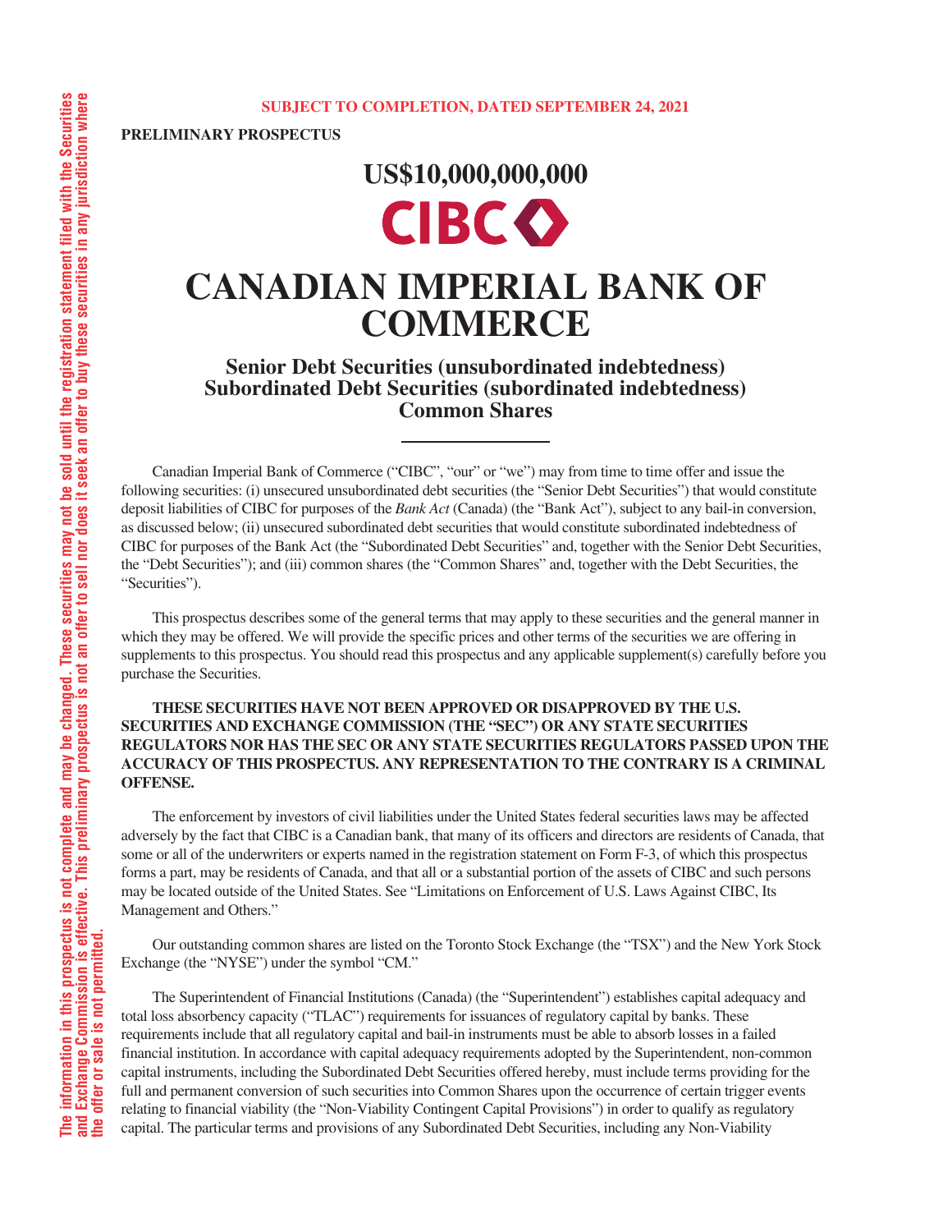The information in this prospectus is not complete and may be changed. These securities may not be sold until the registration statement filed with the Securities and Exchange Commission is effective. This preliminary prospectus is not an offer to sell nor does it seek an offer to buy these securities in any jurisdiction where the offer or sale is not permitted.

**SUBJECT TO COMPLETION, DATED SEPTEMBER 24, 2021**

**PRELIMINARY PROSPECTUS**

# US$10,000,000,000

CIBC

# CANADIAN IMPERIAL BANK OF COMMERCE

## Senior Debt Securities (unsubordinated indebtedness)
## Subordinated Debt Securities (subordinated indebtedness)
## Common Shares

Canadian Imperial Bank of Commerce ("CIBC", "our" or "we") may from time to time offer and issue the following securities: (i) unsecured unsubordinated debt securities (the "Senior Debt Securities") that would constitute deposit liabilities of CIBC for purposes of the *Bank Act* (Canada) (the "Bank Act"), subject to any bail-in conversion, as discussed below; (ii) unsecured subordinated debt securities that would constitute subordinated indebtedness of CIBC for purposes of the Bank Act (the "Subordinated Debt Securities" and, together with the Senior Debt Securities, the "Debt Securities"); and (iii) common shares (the "Common Shares" and, together with the Debt Securities, the "Securities").

This prospectus describes some of the general terms that may apply to these securities and the general manner in which they may be offered. We will provide the specific prices and other terms of the securities we are offering in supplements to this prospectus. You should read this prospectus and any applicable supplement(s) carefully before you purchase the Securities.

**THESE SECURITIES HAVE NOT BEEN APPROVED OR DISAPPROVED BY THE U.S. SECURITIES AND EXCHANGE COMMISSION (THE "SEC") OR ANY STATE SECURITIES REGULATORS NOR HAS THE SEC OR ANY STATE SECURITIES REGULATORS PASSED UPON THE ACCURACY OF THIS PROSPECTUS. ANY REPRESENTATION TO THE CONTRARY IS A CRIMINAL OFFENSE.**

The enforcement by investors of civil liabilities under the United States federal securities laws may be affected adversely by the fact that CIBC is a Canadian bank, that many of its officers and directors are residents of Canada, that some or all of the underwriters or experts named in the registration statement on Form F-3, of which this prospectus forms a part, may be residents of Canada, and that all or a substantial portion of the assets of CIBC and such persons may be located outside of the United States. See "Limitations on Enforcement of U.S. Laws Against CIBC, Its Management and Others."

Our outstanding common shares are listed on the Toronto Stock Exchange (the "TSX") and the New York Stock Exchange (the "NYSE") under the symbol "CM."

The Superintendent of Financial Institutions (Canada) (the "Superintendent") establishes capital adequacy and total loss absorbency capacity ("TLAC") requirements for issuances of regulatory capital by banks. These requirements include that all regulatory capital and bail-in instruments must be able to absorb losses in a failed financial institution. In accordance with capital adequacy requirements adopted by the Superintendent, non-common capital instruments, including the Subordinated Debt Securities offered hereby, must include terms providing for the full and permanent conversion of such securities into Common Shares upon the occurrence of certain trigger events relating to financial viability (the "Non-Viability Contingent Capital Provisions") in order to qualify as regulatory capital. The particular terms and provisions of any Subordinated Debt Securities, including any Non-Viability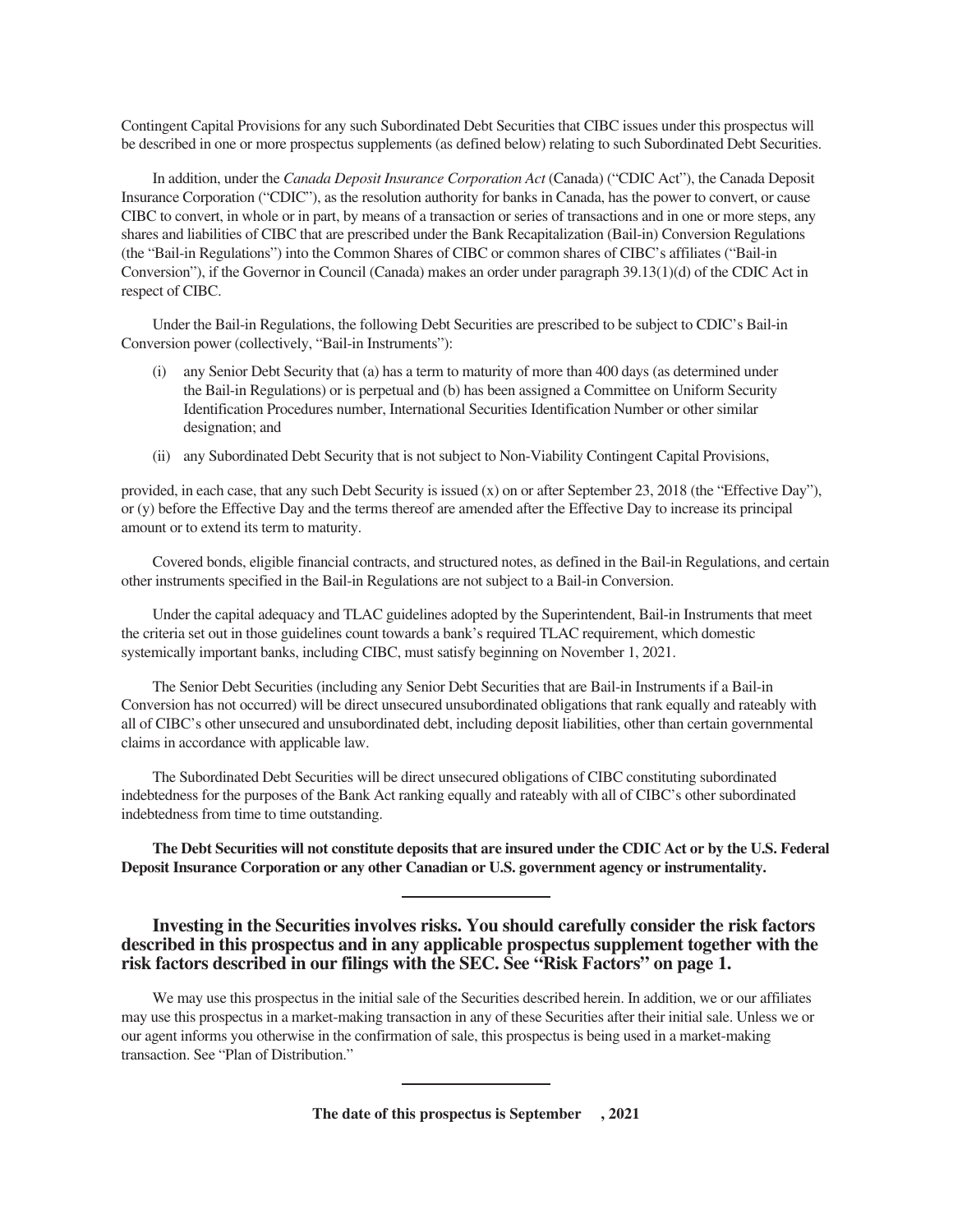Contingent Capital Provisions for any such Subordinated Debt Securities that CIBC issues under this prospectus will be described in one or more prospectus supplements (as defined below) relating to such Subordinated Debt Securities.

In addition, under the *Canada Deposit Insurance Corporation Act* (Canada) ("CDIC Act"), the Canada Deposit Insurance Corporation ("CDIC"), as the resolution authority for banks in Canada, has the power to convert, or cause CIBC to convert, in whole or in part, by means of a transaction or series of transactions and in one or more steps, any shares and liabilities of CIBC that are prescribed under the Bank Recapitalization (Bail-in) Conversion Regulations (the "Bail-in Regulations") into the Common Shares of CIBC or common shares of CIBC's affiliates ("Bail-in Conversion"), if the Governor in Council (Canada) makes an order under paragraph 39.13(1)(d) of the CDIC Act in respect of CIBC.

Under the Bail-in Regulations, the following Debt Securities are prescribed to be subject to CDIC's Bail-in Conversion power (collectively, "Bail-in Instruments"):

(i) any Senior Debt Security that (a) has a term to maturity of more than 400 days (as determined under the Bail-in Regulations) or is perpetual and (b) has been assigned a Committee on Uniform Security Identification Procedures number, International Securities Identification Number or other similar designation; and

(ii) any Subordinated Debt Security that is not subject to Non-Viability Contingent Capital Provisions,

provided, in each case, that any such Debt Security is issued (x) on or after September 23, 2018 (the "Effective Day"), or (y) before the Effective Day and the terms thereof are amended after the Effective Day to increase its principal amount or to extend its term to maturity.

Covered bonds, eligible financial contracts, and structured notes, as defined in the Bail-in Regulations, and certain other instruments specified in the Bail-in Regulations are not subject to a Bail-in Conversion.

Under the capital adequacy and TLAC guidelines adopted by the Superintendent, Bail-in Instruments that meet the criteria set out in those guidelines count towards a bank's required TLAC requirement, which domestic systemically important banks, including CIBC, must satisfy beginning on November 1, 2021.

The Senior Debt Securities (including any Senior Debt Securities that are Bail-in Instruments if a Bail-in Conversion has not occurred) will be direct unsecured unsubordinated obligations that rank equally and rateably with all of CIBC's other unsecured and unsubordinated debt, including deposit liabilities, other than certain governmental claims in accordance with applicable law.

The Subordinated Debt Securities will be direct unsecured obligations of CIBC constituting subordinated indebtedness for the purposes of the Bank Act ranking equally and rateably with all of CIBC's other subordinated indebtedness from time to time outstanding.

**The Debt Securities will not constitute deposits that are insured under the CDIC Act or by the U.S. Federal Deposit Insurance Corporation or any other Canadian or U.S. government agency or instrumentality.**

---

**Investing in the Securities involves risks. You should carefully consider the risk factors described in this prospectus and in any applicable prospectus supplement together with the risk factors described in our filings with the SEC. See "Risk Factors" on page 1.**

We may use this prospectus in the initial sale of the Securities described herein. In addition, we or our affiliates may use this prospectus in a market-making transaction in any of these Securities after their initial sale. Unless we or our agent informs you otherwise in the confirmation of sale, this prospectus is being used in a market-making transaction. See "Plan of Distribution."

---

**The date of this prospectus is September , 2021**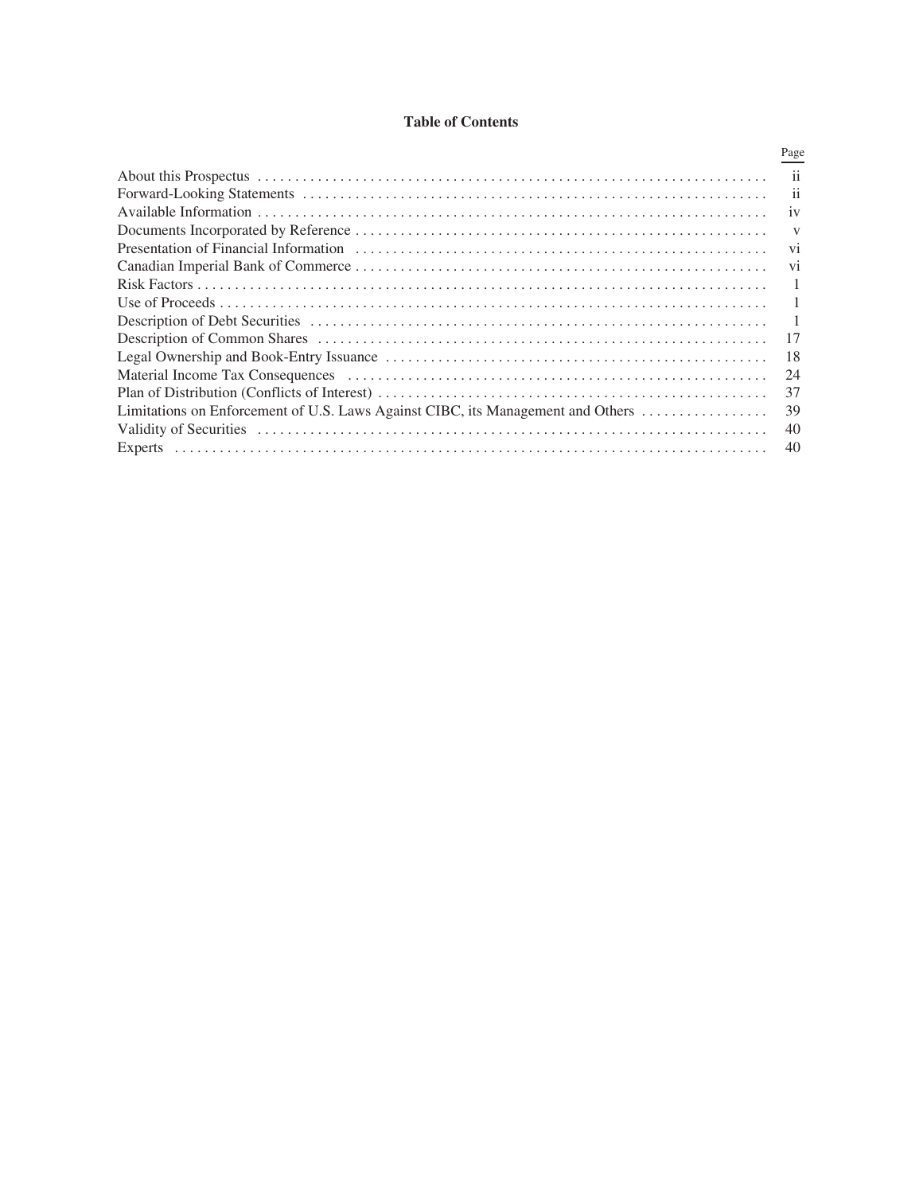**Table of Contents**

| | Page |
|---|---|
| About this Prospectus | ii |
| Forward-Looking Statements | ii |
| Available Information | iv |
| Documents Incorporated by Reference | v |
| Presentation of Financial Information | vi |
| Canadian Imperial Bank of Commerce | vi |
| Risk Factors | 1 |
| Use of Proceeds | 1 |
| Description of Debt Securities | 1 |
| Description of Common Shares | 17 |
| Legal Ownership and Book-Entry Issuance | 18 |
| Material Income Tax Consequences | 24 |
| Plan of Distribution (Conflicts of Interest) | 37 |
| Limitations on Enforcement of U.S. Laws Against CIBC, its Management and Others | 39 |
| Validity of Securities | 40 |
| Experts | 40 |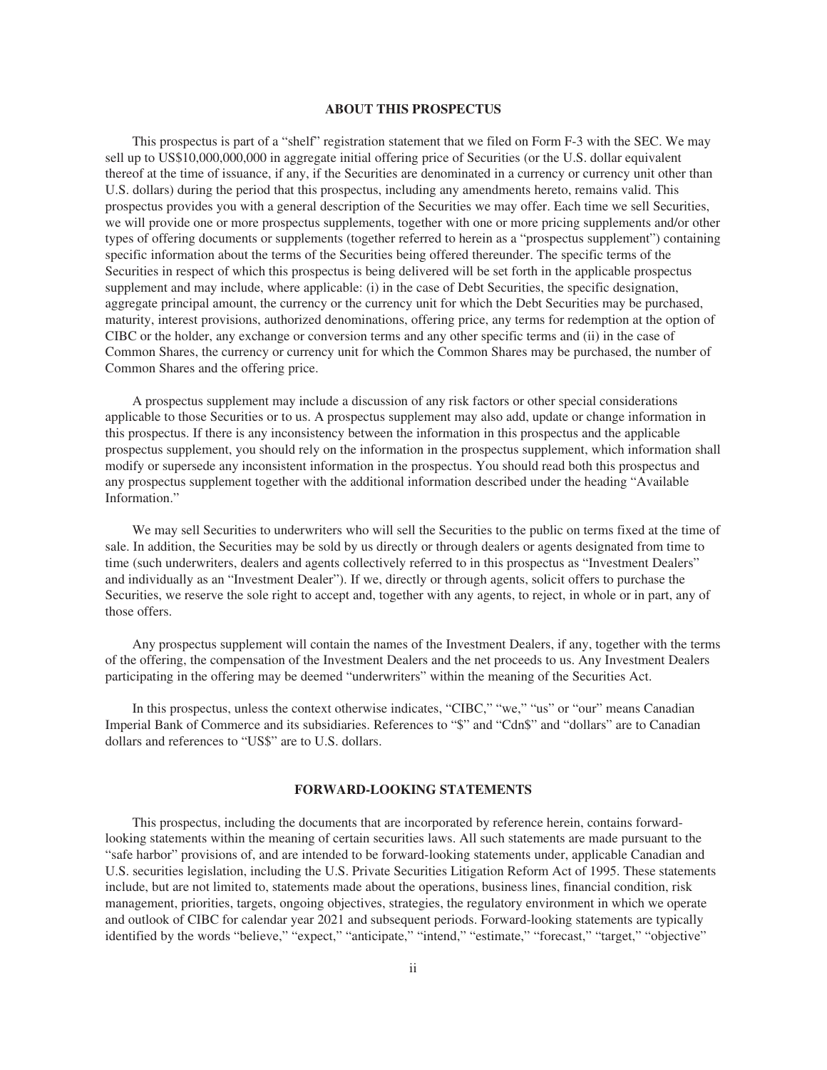## ABOUT THIS PROSPECTUS

This prospectus is part of a "shelf" registration statement that we filed on Form F-3 with the SEC. We may sell up to US$10,000,000,000 in aggregate initial offering price of Securities (or the U.S. dollar equivalent thereof at the time of issuance, if any, if the Securities are denominated in a currency or currency unit other than U.S. dollars) during the period that this prospectus, including any amendments hereto, remains valid. This prospectus provides you with a general description of the Securities we may offer. Each time we sell Securities, we will provide one or more prospectus supplements, together with one or more pricing supplements and/or other types of offering documents or supplements (together referred to herein as a "prospectus supplement") containing specific information about the terms of the Securities being offered thereunder. The specific terms of the Securities in respect of which this prospectus is being delivered will be set forth in the applicable prospectus supplement and may include, where applicable: (i) in the case of Debt Securities, the specific designation, aggregate principal amount, the currency or the currency unit for which the Debt Securities may be purchased, maturity, interest provisions, authorized denominations, offering price, any terms for redemption at the option of CIBC or the holder, any exchange or conversion terms and any other specific terms and (ii) in the case of Common Shares, the currency or currency unit for which the Common Shares may be purchased, the number of Common Shares and the offering price.

A prospectus supplement may include a discussion of any risk factors or other special considerations applicable to those Securities or to us. A prospectus supplement may also add, update or change information in this prospectus. If there is any inconsistency between the information in this prospectus and the applicable prospectus supplement, you should rely on the information in the prospectus supplement, which information shall modify or supersede any inconsistent information in the prospectus. You should read both this prospectus and any prospectus supplement together with the additional information described under the heading "Available Information."

We may sell Securities to underwriters who will sell the Securities to the public on terms fixed at the time of sale. In addition, the Securities may be sold by us directly or through dealers or agents designated from time to time (such underwriters, dealers and agents collectively referred to in this prospectus as "Investment Dealers" and individually as an "Investment Dealer"). If we, directly or through agents, solicit offers to purchase the Securities, we reserve the sole right to accept and, together with any agents, to reject, in whole or in part, any of those offers.

Any prospectus supplement will contain the names of the Investment Dealers, if any, together with the terms of the offering, the compensation of the Investment Dealers and the net proceeds to us. Any Investment Dealers participating in the offering may be deemed "underwriters" within the meaning of the Securities Act.

In this prospectus, unless the context otherwise indicates, "CIBC," "we," "us" or "our" means Canadian Imperial Bank of Commerce and its subsidiaries. References to "$" and "Cdn$" and "dollars" are to Canadian dollars and references to "US$" are to U.S. dollars.

## FORWARD-LOOKING STATEMENTS

This prospectus, including the documents that are incorporated by reference herein, contains forward-looking statements within the meaning of certain securities laws. All such statements are made pursuant to the "safe harbor" provisions of, and are intended to be forward-looking statements under, applicable Canadian and U.S. securities legislation, including the U.S. Private Securities Litigation Reform Act of 1995. These statements include, but are not limited to, statements made about the operations, business lines, financial condition, risk management, priorities, targets, ongoing objectives, strategies, the regulatory environment in which we operate and outlook of CIBC for calendar year 2021 and subsequent periods. Forward-looking statements are typically identified by the words "believe," "expect," "anticipate," "intend," "estimate," "forecast," "target," "objective"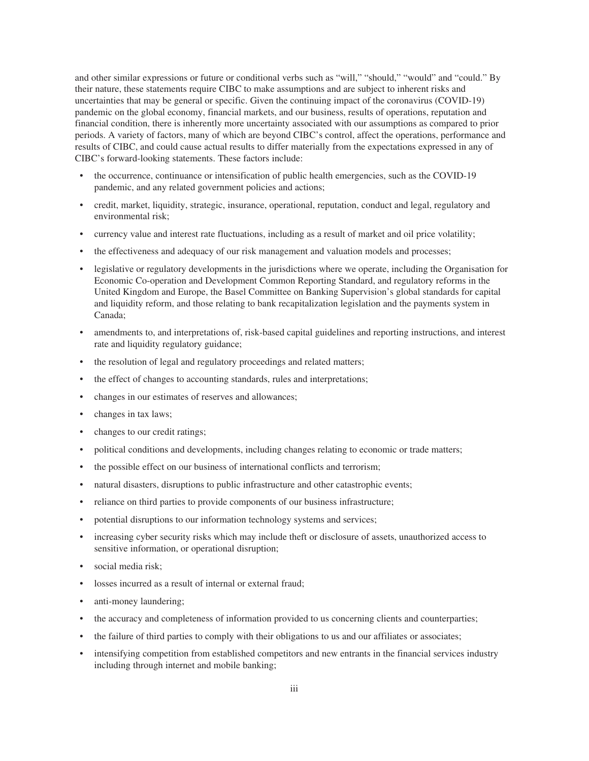and other similar expressions or future or conditional verbs such as "will," "should," "would" and "could." By their nature, these statements require CIBC to make assumptions and are subject to inherent risks and uncertainties that may be general or specific. Given the continuing impact of the coronavirus (COVID-19) pandemic on the global economy, financial markets, and our business, results of operations, reputation and financial condition, there is inherently more uncertainty associated with our assumptions as compared to prior periods. A variety of factors, many of which are beyond CIBC's control, affect the operations, performance and results of CIBC, and could cause actual results to differ materially from the expectations expressed in any of CIBC's forward-looking statements. These factors include:

- the occurrence, continuance or intensification of public health emergencies, such as the COVID-19 pandemic, and any related government policies and actions;
- credit, market, liquidity, strategic, insurance, operational, reputation, conduct and legal, regulatory and environmental risk;
- currency value and interest rate fluctuations, including as a result of market and oil price volatility;
- the effectiveness and adequacy of our risk management and valuation models and processes;
- legislative or regulatory developments in the jurisdictions where we operate, including the Organisation for Economic Co-operation and Development Common Reporting Standard, and regulatory reforms in the United Kingdom and Europe, the Basel Committee on Banking Supervision's global standards for capital and liquidity reform, and those relating to bank recapitalization legislation and the payments system in Canada;
- amendments to, and interpretations of, risk-based capital guidelines and reporting instructions, and interest rate and liquidity regulatory guidance;
- the resolution of legal and regulatory proceedings and related matters;
- the effect of changes to accounting standards, rules and interpretations;
- changes in our estimates of reserves and allowances;
- changes in tax laws;
- changes to our credit ratings;
- political conditions and developments, including changes relating to economic or trade matters;
- the possible effect on our business of international conflicts and terrorism;
- natural disasters, disruptions to public infrastructure and other catastrophic events;
- reliance on third parties to provide components of our business infrastructure;
- potential disruptions to our information technology systems and services;
- increasing cyber security risks which may include theft or disclosure of assets, unauthorized access to sensitive information, or operational disruption;
- social media risk;
- losses incurred as a result of internal or external fraud;
- anti-money laundering;
- the accuracy and completeness of information provided to us concerning clients and counterparties;
- the failure of third parties to comply with their obligations to us and our affiliates or associates;
- intensifying competition from established competitors and new entrants in the financial services industry including through internet and mobile banking;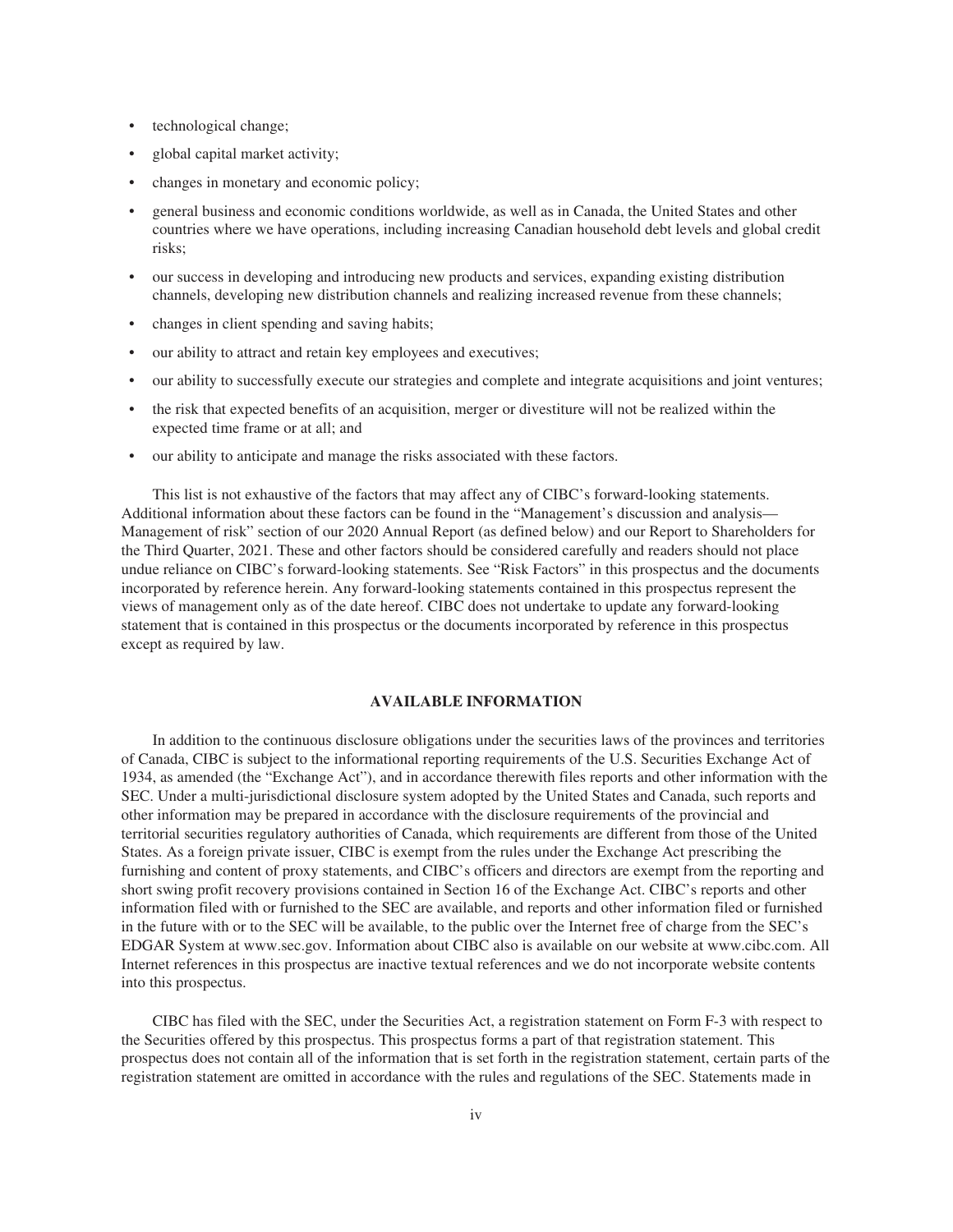- technological change;
- global capital market activity;
- changes in monetary and economic policy;
- general business and economic conditions worldwide, as well as in Canada, the United States and other countries where we have operations, including increasing Canadian household debt levels and global credit risks;
- our success in developing and introducing new products and services, expanding existing distribution channels, developing new distribution channels and realizing increased revenue from these channels;
- changes in client spending and saving habits;
- our ability to attract and retain key employees and executives;
- our ability to successfully execute our strategies and complete and integrate acquisitions and joint ventures;
- the risk that expected benefits of an acquisition, merger or divestiture will not be realized within the expected time frame or at all; and
- our ability to anticipate and manage the risks associated with these factors.

This list is not exhaustive of the factors that may affect any of CIBC's forward-looking statements. Additional information about these factors can be found in the "Management's discussion and analysis—Management of risk" section of our 2020 Annual Report (as defined below) and our Report to Shareholders for the Third Quarter, 2021. These and other factors should be considered carefully and readers should not place undue reliance on CIBC's forward-looking statements. See "Risk Factors" in this prospectus and the documents incorporated by reference herein. Any forward-looking statements contained in this prospectus represent the views of management only as of the date hereof. CIBC does not undertake to update any forward-looking statement that is contained in this prospectus or the documents incorporated by reference in this prospectus except as required by law.

## AVAILABLE INFORMATION

In addition to the continuous disclosure obligations under the securities laws of the provinces and territories of Canada, CIBC is subject to the informational reporting requirements of the U.S. Securities Exchange Act of 1934, as amended (the "Exchange Act"), and in accordance therewith files reports and other information with the SEC. Under a multi-jurisdictional disclosure system adopted by the United States and Canada, such reports and other information may be prepared in accordance with the disclosure requirements of the provincial and territorial securities regulatory authorities of Canada, which requirements are different from those of the United States. As a foreign private issuer, CIBC is exempt from the rules under the Exchange Act prescribing the furnishing and content of proxy statements, and CIBC's officers and directors are exempt from the reporting and short swing profit recovery provisions contained in Section 16 of the Exchange Act. CIBC's reports and other information filed with or furnished to the SEC are available, and reports and other information filed or furnished in the future with or to the SEC will be available, to the public over the Internet free of charge from the SEC's EDGAR System at www.sec.gov. Information about CIBC also is available on our website at www.cibc.com. All Internet references in this prospectus are inactive textual references and we do not incorporate website contents into this prospectus.

CIBC has filed with the SEC, under the Securities Act, a registration statement on Form F-3 with respect to the Securities offered by this prospectus. This prospectus forms a part of that registration statement. This prospectus does not contain all of the information that is set forth in the registration statement, certain parts of the registration statement are omitted in accordance with the rules and regulations of the SEC. Statements made in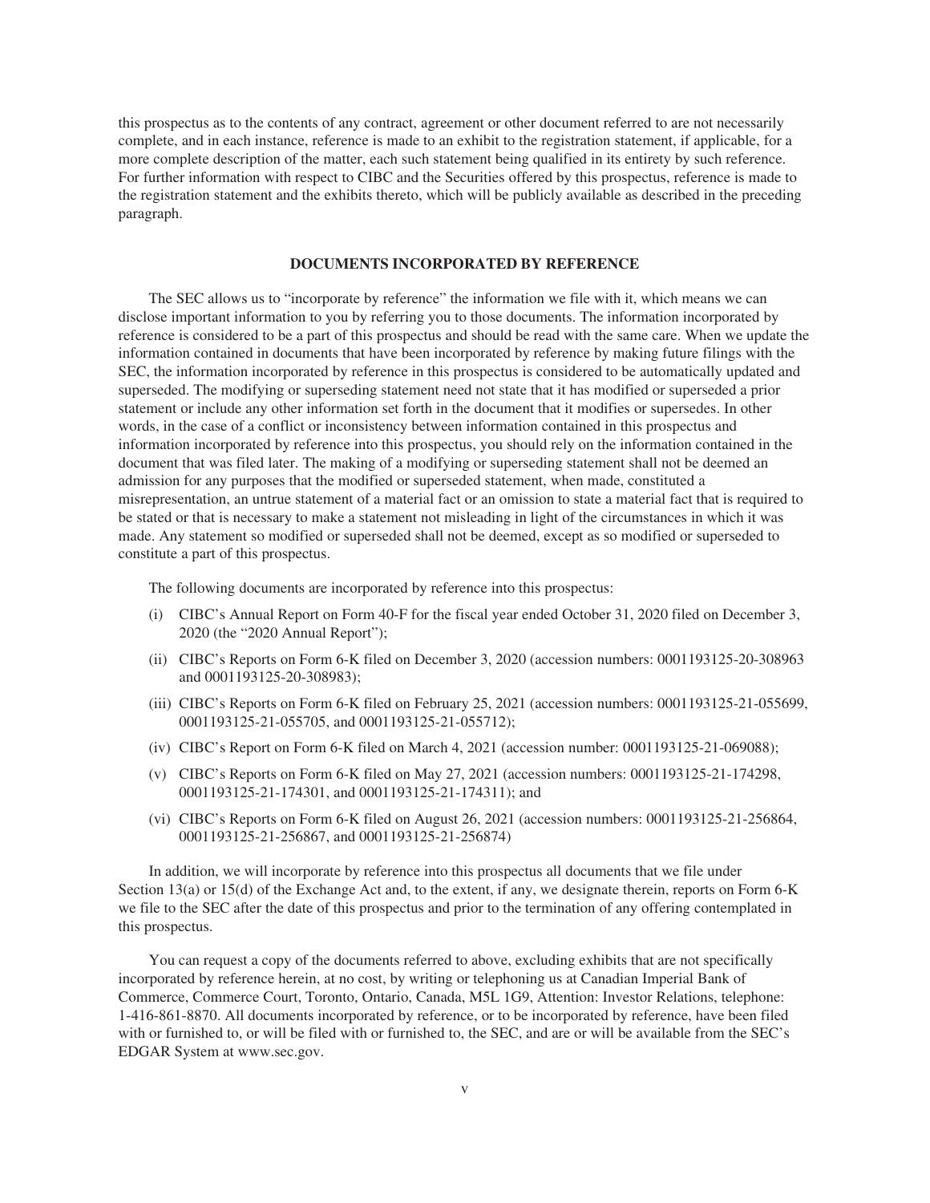this prospectus as to the contents of any contract, agreement or other document referred to are not necessarily complete, and in each instance, reference is made to an exhibit to the registration statement, if applicable, for a more complete description of the matter, each such statement being qualified in its entirety by such reference. For further information with respect to CIBC and the Securities offered by this prospectus, reference is made to the registration statement and the exhibits thereto, which will be publicly available as described in the preceding paragraph.

## DOCUMENTS INCORPORATED BY REFERENCE

The SEC allows us to "incorporate by reference" the information we file with it, which means we can disclose important information to you by referring you to those documents. The information incorporated by reference is considered to be a part of this prospectus and should be read with the same care. When we update the information contained in documents that have been incorporated by reference by making future filings with the SEC, the information incorporated by reference in this prospectus is considered to be automatically updated and superseded. The modifying or superseding statement need not state that it has modified or superseded a prior statement or include any other information set forth in the document that it modifies or supersedes. In other words, in the case of a conflict or inconsistency between information contained in this prospectus and information incorporated by reference into this prospectus, you should rely on the information contained in the document that was filed later. The making of a modifying or superseding statement shall not be deemed an admission for any purposes that the modified or superseded statement, when made, constituted a misrepresentation, an untrue statement of a material fact or an omission to state a material fact that is required to be stated or that is necessary to make a statement not misleading in light of the circumstances in which it was made. Any statement so modified or superseded shall not be deemed, except as so modified or superseded to constitute a part of this prospectus.

The following documents are incorporated by reference into this prospectus:

(i) CIBC's Annual Report on Form 40-F for the fiscal year ended October 31, 2020 filed on December 3, 2020 (the "2020 Annual Report");

(ii) CIBC's Reports on Form 6-K filed on December 3, 2020 (accession numbers: 0001193125-20-308963 and 0001193125-20-308983);

(iii) CIBC's Reports on Form 6-K filed on February 25, 2021 (accession numbers: 0001193125-21-055699, 0001193125-21-055705, and 0001193125-21-055712);

(iv) CIBC's Report on Form 6-K filed on March 4, 2021 (accession number: 0001193125-21-069088);

(v) CIBC's Reports on Form 6-K filed on May 27, 2021 (accession numbers: 0001193125-21-174298, 0001193125-21-174301, and 0001193125-21-174311); and

(vi) CIBC's Reports on Form 6-K filed on August 26, 2021 (accession numbers: 0001193125-21-256864, 0001193125-21-256867, and 0001193125-21-256874)

In addition, we will incorporate by reference into this prospectus all documents that we file under Section 13(a) or 15(d) of the Exchange Act and, to the extent, if any, we designate therein, reports on Form 6-K we file to the SEC after the date of this prospectus and prior to the termination of any offering contemplated in this prospectus.

You can request a copy of the documents referred to above, excluding exhibits that are not specifically incorporated by reference herein, at no cost, by writing or telephoning us at Canadian Imperial Bank of Commerce, Commerce Court, Toronto, Ontario, Canada, M5L 1G9, Attention: Investor Relations, telephone: 1-416-861-8870. All documents incorporated by reference, or to be incorporated by reference, have been filed with or furnished to, or will be filed with or furnished to, the SEC, and are or will be available from the SEC's EDGAR System at www.sec.gov.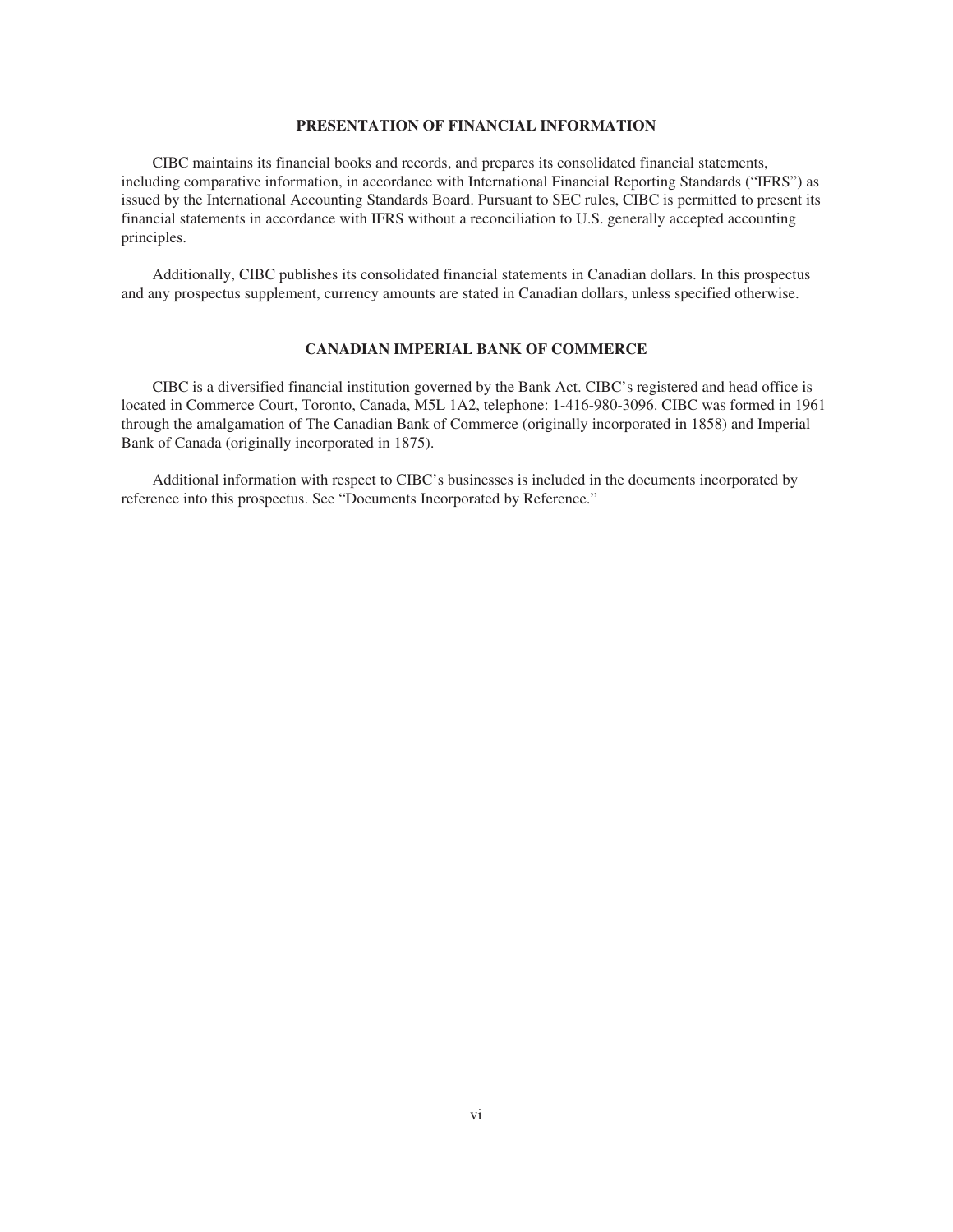## PRESENTATION OF FINANCIAL INFORMATION

CIBC maintains its financial books and records, and prepares its consolidated financial statements, including comparative information, in accordance with International Financial Reporting Standards ("IFRS") as issued by the International Accounting Standards Board. Pursuant to SEC rules, CIBC is permitted to present its financial statements in accordance with IFRS without a reconciliation to U.S. generally accepted accounting principles.

Additionally, CIBC publishes its consolidated financial statements in Canadian dollars. In this prospectus and any prospectus supplement, currency amounts are stated in Canadian dollars, unless specified otherwise.

## CANADIAN IMPERIAL BANK OF COMMERCE

CIBC is a diversified financial institution governed by the Bank Act. CIBC's registered and head office is located in Commerce Court, Toronto, Canada, M5L 1A2, telephone: 1-416-980-3096. CIBC was formed in 1961 through the amalgamation of The Canadian Bank of Commerce (originally incorporated in 1858) and Imperial Bank of Canada (originally incorporated in 1875).

Additional information with respect to CIBC's businesses is included in the documents incorporated by reference into this prospectus. See "Documents Incorporated by Reference."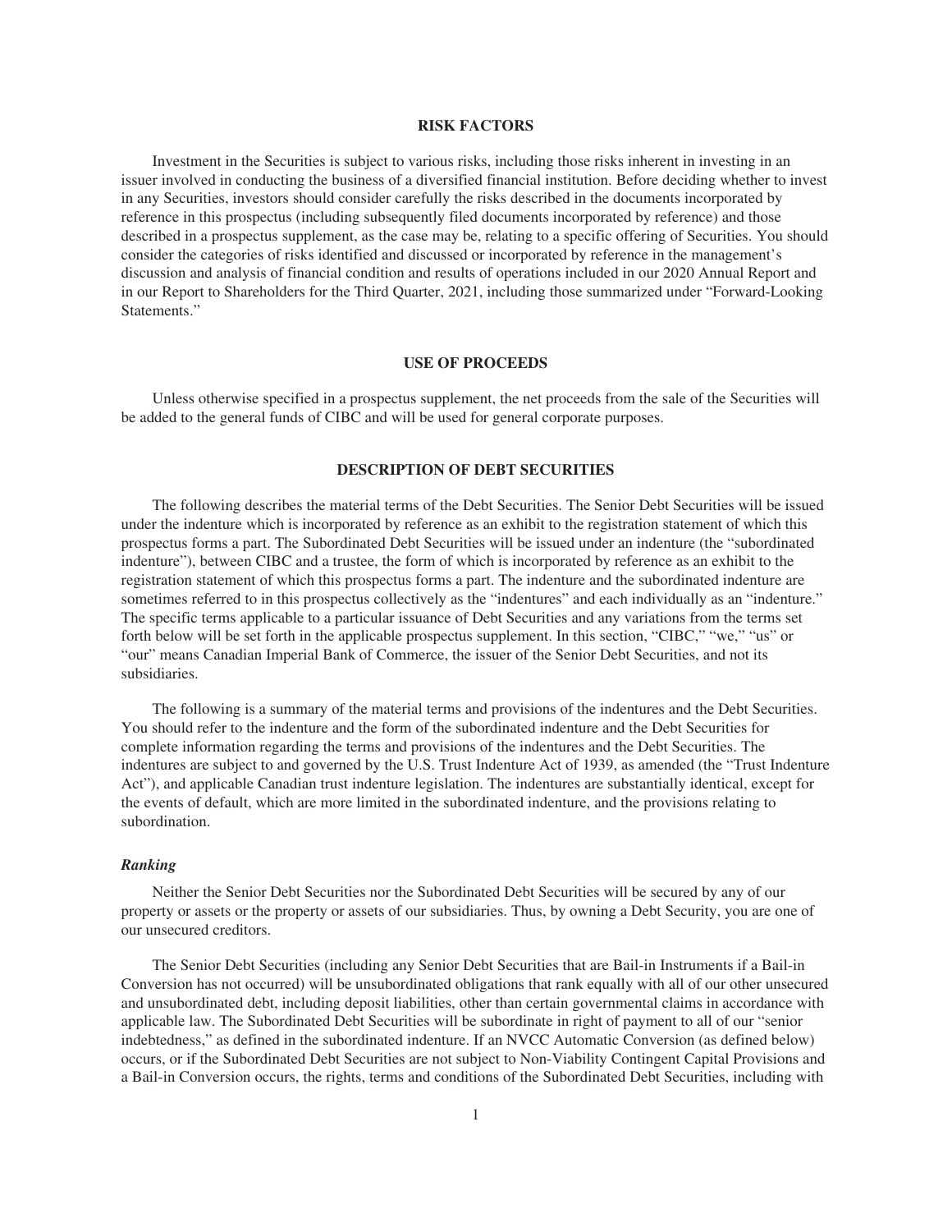## RISK FACTORS

Investment in the Securities is subject to various risks, including those risks inherent in investing in an issuer involved in conducting the business of a diversified financial institution. Before deciding whether to invest in any Securities, investors should consider carefully the risks described in the documents incorporated by reference in this prospectus (including subsequently filed documents incorporated by reference) and those described in a prospectus supplement, as the case may be, relating to a specific offering of Securities. You should consider the categories of risks identified and discussed or incorporated by reference in the management's discussion and analysis of financial condition and results of operations included in our 2020 Annual Report and in our Report to Shareholders for the Third Quarter, 2021, including those summarized under "Forward-Looking Statements."

## USE OF PROCEEDS

Unless otherwise specified in a prospectus supplement, the net proceeds from the sale of the Securities will be added to the general funds of CIBC and will be used for general corporate purposes.

## DESCRIPTION OF DEBT SECURITIES

The following describes the material terms of the Debt Securities. The Senior Debt Securities will be issued under the indenture which is incorporated by reference as an exhibit to the registration statement of which this prospectus forms a part. The Subordinated Debt Securities will be issued under an indenture (the "subordinated indenture"), between CIBC and a trustee, the form of which is incorporated by reference as an exhibit to the registration statement of which this prospectus forms a part. The indenture and the subordinated indenture are sometimes referred to in this prospectus collectively as the "indentures" and each individually as an "indenture." The specific terms applicable to a particular issuance of Debt Securities and any variations from the terms set forth below will be set forth in the applicable prospectus supplement. In this section, "CIBC," "we," "us" or "our" means Canadian Imperial Bank of Commerce, the issuer of the Senior Debt Securities, and not its subsidiaries.

The following is a summary of the material terms and provisions of the indentures and the Debt Securities. You should refer to the indenture and the form of the subordinated indenture and the Debt Securities for complete information regarding the terms and provisions of the indentures and the Debt Securities. The indentures are subject to and governed by the U.S. Trust Indenture Act of 1939, as amended (the "Trust Indenture Act"), and applicable Canadian trust indenture legislation. The indentures are substantially identical, except for the events of default, which are more limited in the subordinated indenture, and the provisions relating to subordination.

### *Ranking*

Neither the Senior Debt Securities nor the Subordinated Debt Securities will be secured by any of our property or assets or the property or assets of our subsidiaries. Thus, by owning a Debt Security, you are one of our unsecured creditors.

The Senior Debt Securities (including any Senior Debt Securities that are Bail-in Instruments if a Bail-in Conversion has not occurred) will be unsubordinated obligations that rank equally with all of our other unsecured and unsubordinated debt, including deposit liabilities, other than certain governmental claims in accordance with applicable law. The Subordinated Debt Securities will be subordinate in right of payment to all of our "senior indebtedness," as defined in the subordinated indenture. If an NVCC Automatic Conversion (as defined below) occurs, or if the Subordinated Debt Securities are not subject to Non-Viability Contingent Capital Provisions and a Bail-in Conversion occurs, the rights, terms and conditions of the Subordinated Debt Securities, including with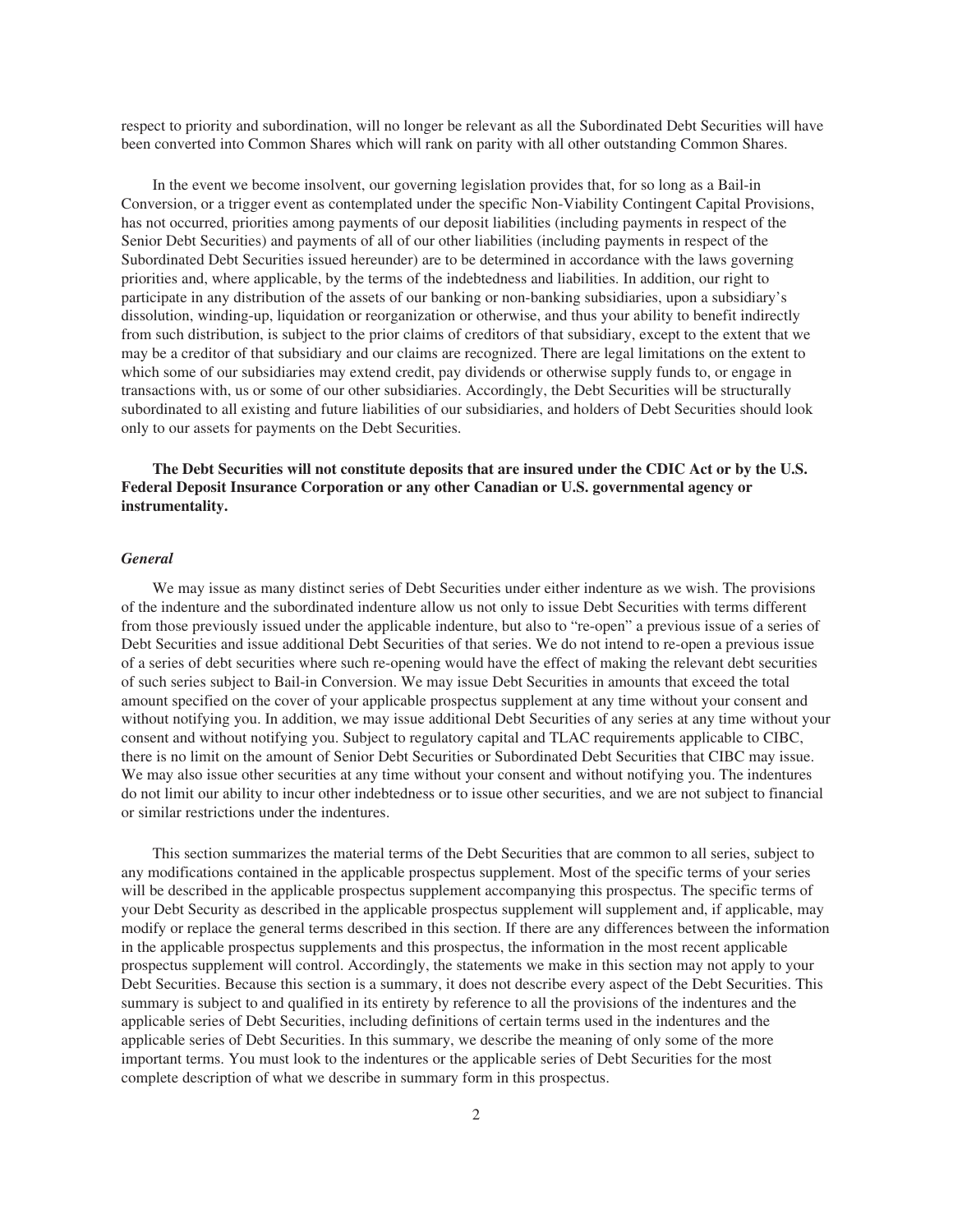respect to priority and subordination, will no longer be relevant as all the Subordinated Debt Securities will have been converted into Common Shares which will rank on parity with all other outstanding Common Shares.

In the event we become insolvent, our governing legislation provides that, for so long as a Bail-in Conversion, or a trigger event as contemplated under the specific Non-Viability Contingent Capital Provisions, has not occurred, priorities among payments of our deposit liabilities (including payments in respect of the Senior Debt Securities) and payments of all of our other liabilities (including payments in respect of the Subordinated Debt Securities issued hereunder) are to be determined in accordance with the laws governing priorities and, where applicable, by the terms of the indebtedness and liabilities. In addition, our right to participate in any distribution of the assets of our banking or non-banking subsidiaries, upon a subsidiary's dissolution, winding-up, liquidation or reorganization or otherwise, and thus your ability to benefit indirectly from such distribution, is subject to the prior claims of creditors of that subsidiary, except to the extent that we may be a creditor of that subsidiary and our claims are recognized. There are legal limitations on the extent to which some of our subsidiaries may extend credit, pay dividends or otherwise supply funds to, or engage in transactions with, us or some of our other subsidiaries. Accordingly, the Debt Securities will be structurally subordinated to all existing and future liabilities of our subsidiaries, and holders of Debt Securities should look only to our assets for payments on the Debt Securities.

**The Debt Securities will not constitute deposits that are insured under the CDIC Act or by the U.S. Federal Deposit Insurance Corporation or any other Canadian or U.S. governmental agency or instrumentality.**

### *General*

We may issue as many distinct series of Debt Securities under either indenture as we wish. The provisions of the indenture and the subordinated indenture allow us not only to issue Debt Securities with terms different from those previously issued under the applicable indenture, but also to "re-open" a previous issue of a series of Debt Securities and issue additional Debt Securities of that series. We do not intend to re-open a previous issue of a series of debt securities where such re-opening would have the effect of making the relevant debt securities of such series subject to Bail-in Conversion. We may issue Debt Securities in amounts that exceed the total amount specified on the cover of your applicable prospectus supplement at any time without your consent and without notifying you. In addition, we may issue additional Debt Securities of any series at any time without your consent and without notifying you. Subject to regulatory capital and TLAC requirements applicable to CIBC, there is no limit on the amount of Senior Debt Securities or Subordinated Debt Securities that CIBC may issue. We may also issue other securities at any time without your consent and without notifying you. The indentures do not limit our ability to incur other indebtedness or to issue other securities, and we are not subject to financial or similar restrictions under the indentures.

This section summarizes the material terms of the Debt Securities that are common to all series, subject to any modifications contained in the applicable prospectus supplement. Most of the specific terms of your series will be described in the applicable prospectus supplement accompanying this prospectus. The specific terms of your Debt Security as described in the applicable prospectus supplement will supplement and, if applicable, may modify or replace the general terms described in this section. If there are any differences between the information in the applicable prospectus supplements and this prospectus, the information in the most recent applicable prospectus supplement will control. Accordingly, the statements we make in this section may not apply to your Debt Securities. Because this section is a summary, it does not describe every aspect of the Debt Securities. This summary is subject to and qualified in its entirety by reference to all the provisions of the indentures and the applicable series of Debt Securities, including definitions of certain terms used in the indentures and the applicable series of Debt Securities. In this summary, we describe the meaning of only some of the more important terms. You must look to the indentures or the applicable series of Debt Securities for the most complete description of what we describe in summary form in this prospectus.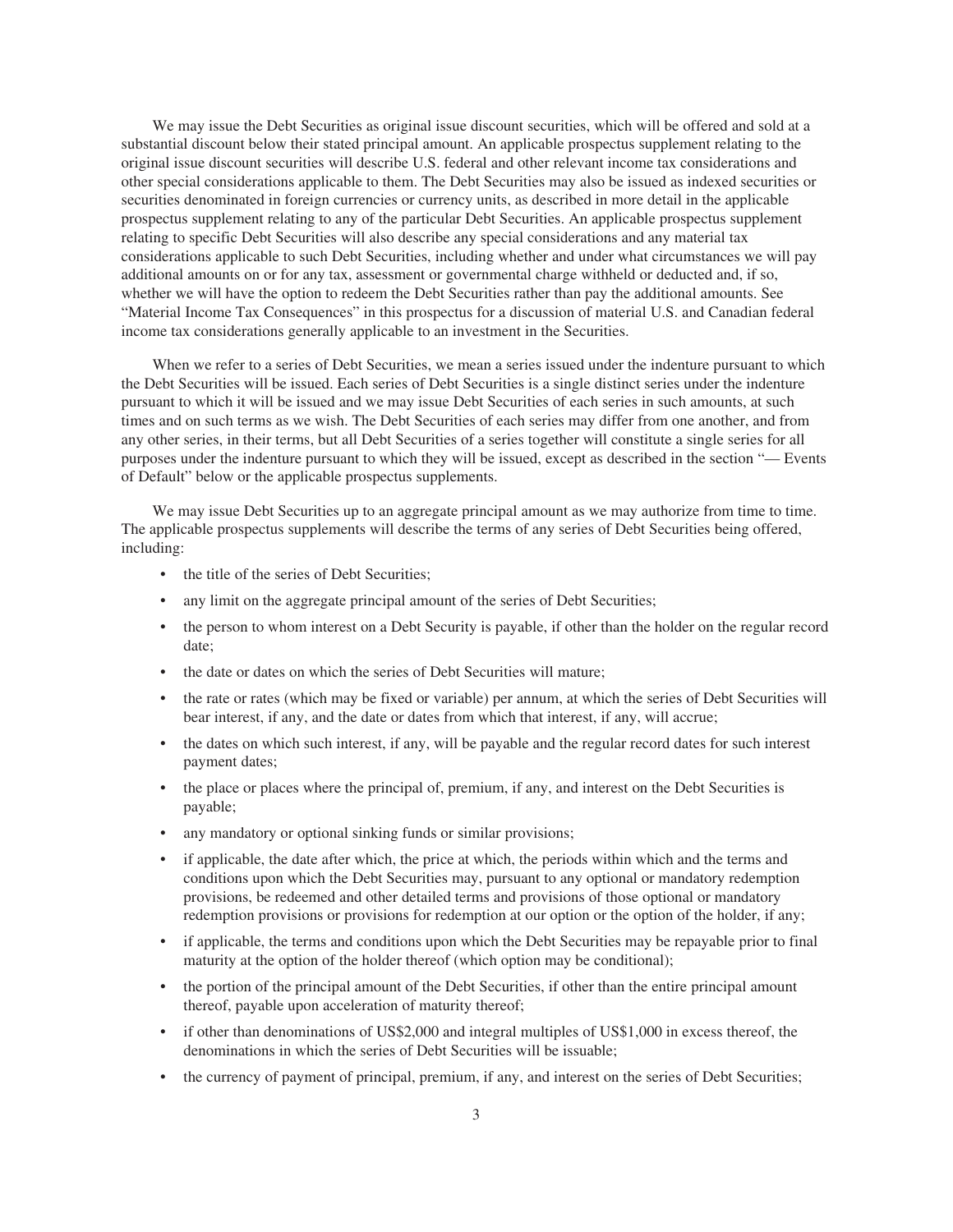We may issue the Debt Securities as original issue discount securities, which will be offered and sold at a substantial discount below their stated principal amount. An applicable prospectus supplement relating to the original issue discount securities will describe U.S. federal and other relevant income tax considerations and other special considerations applicable to them. The Debt Securities may also be issued as indexed securities or securities denominated in foreign currencies or currency units, as described in more detail in the applicable prospectus supplement relating to any of the particular Debt Securities. An applicable prospectus supplement relating to specific Debt Securities will also describe any special considerations and any material tax considerations applicable to such Debt Securities, including whether and under what circumstances we will pay additional amounts on or for any tax, assessment or governmental charge withheld or deducted and, if so, whether we will have the option to redeem the Debt Securities rather than pay the additional amounts. See "Material Income Tax Consequences" in this prospectus for a discussion of material U.S. and Canadian federal income tax considerations generally applicable to an investment in the Securities.

When we refer to a series of Debt Securities, we mean a series issued under the indenture pursuant to which the Debt Securities will be issued. Each series of Debt Securities is a single distinct series under the indenture pursuant to which it will be issued and we may issue Debt Securities of each series in such amounts, at such times and on such terms as we wish. The Debt Securities of each series may differ from one another, and from any other series, in their terms, but all Debt Securities of a series together will constitute a single series for all purposes under the indenture pursuant to which they will be issued, except as described in the section "— Events of Default" below or the applicable prospectus supplements.

We may issue Debt Securities up to an aggregate principal amount as we may authorize from time to time. The applicable prospectus supplements will describe the terms of any series of Debt Securities being offered, including:

- the title of the series of Debt Securities;
- any limit on the aggregate principal amount of the series of Debt Securities;
- the person to whom interest on a Debt Security is payable, if other than the holder on the regular record date;
- the date or dates on which the series of Debt Securities will mature;
- the rate or rates (which may be fixed or variable) per annum, at which the series of Debt Securities will bear interest, if any, and the date or dates from which that interest, if any, will accrue;
- the dates on which such interest, if any, will be payable and the regular record dates for such interest payment dates;
- the place or places where the principal of, premium, if any, and interest on the Debt Securities is payable;
- any mandatory or optional sinking funds or similar provisions;
- if applicable, the date after which, the price at which, the periods within which and the terms and conditions upon which the Debt Securities may, pursuant to any optional or mandatory redemption provisions, be redeemed and other detailed terms and provisions of those optional or mandatory redemption provisions or provisions for redemption at our option or the option of the holder, if any;
- if applicable, the terms and conditions upon which the Debt Securities may be repayable prior to final maturity at the option of the holder thereof (which option may be conditional);
- the portion of the principal amount of the Debt Securities, if other than the entire principal amount thereof, payable upon acceleration of maturity thereof;
- if other than denominations of US$2,000 and integral multiples of US$1,000 in excess thereof, the denominations in which the series of Debt Securities will be issuable;
- the currency of payment of principal, premium, if any, and interest on the series of Debt Securities;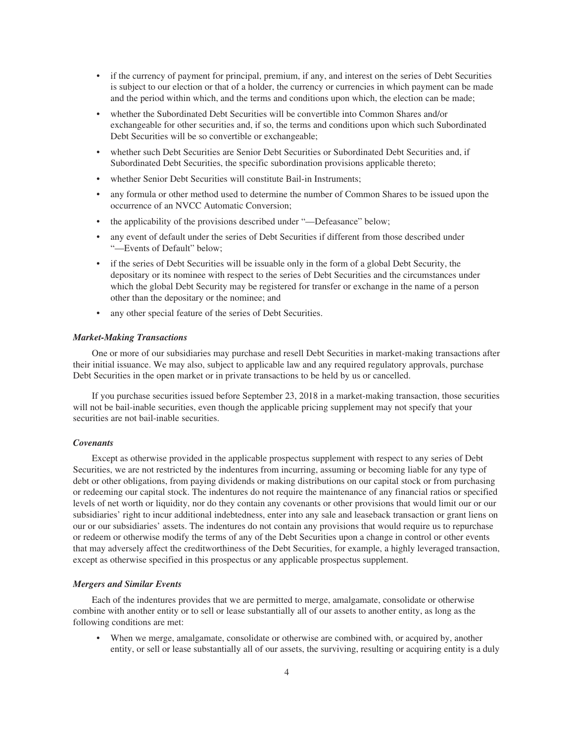- if the currency of payment for principal, premium, if any, and interest on the series of Debt Securities is subject to our election or that of a holder, the currency or currencies in which payment can be made and the period within which, and the terms and conditions upon which, the election can be made;
- whether the Subordinated Debt Securities will be convertible into Common Shares and/or exchangeable for other securities and, if so, the terms and conditions upon which such Subordinated Debt Securities will be so convertible or exchangeable;
- whether such Debt Securities are Senior Debt Securities or Subordinated Debt Securities and, if Subordinated Debt Securities, the specific subordination provisions applicable thereto;
- whether Senior Debt Securities will constitute Bail-in Instruments;
- any formula or other method used to determine the number of Common Shares to be issued upon the occurrence of an NVCC Automatic Conversion;
- the applicability of the provisions described under "—Defeasance" below;
- any event of default under the series of Debt Securities if different from those described under "—Events of Default" below;
- if the series of Debt Securities will be issuable only in the form of a global Debt Security, the depositary or its nominee with respect to the series of Debt Securities and the circumstances under which the global Debt Security may be registered for transfer or exchange in the name of a person other than the depositary or the nominee; and
- any other special feature of the series of Debt Securities.

### *Market-Making Transactions*

One or more of our subsidiaries may purchase and resell Debt Securities in market-making transactions after their initial issuance. We may also, subject to applicable law and any required regulatory approvals, purchase Debt Securities in the open market or in private transactions to be held by us or cancelled.

If you purchase securities issued before September 23, 2018 in a market-making transaction, those securities will not be bail-inable securities, even though the applicable pricing supplement may not specify that your securities are not bail-inable securities.

### *Covenants*

Except as otherwise provided in the applicable prospectus supplement with respect to any series of Debt Securities, we are not restricted by the indentures from incurring, assuming or becoming liable for any type of debt or other obligations, from paying dividends or making distributions on our capital stock or from purchasing or redeeming our capital stock. The indentures do not require the maintenance of any financial ratios or specified levels of net worth or liquidity, nor do they contain any covenants or other provisions that would limit our or our subsidiaries' right to incur additional indebtedness, enter into any sale and leaseback transaction or grant liens on our or our subsidiaries' assets. The indentures do not contain any provisions that would require us to repurchase or redeem or otherwise modify the terms of any of the Debt Securities upon a change in control or other events that may adversely affect the creditworthiness of the Debt Securities, for example, a highly leveraged transaction, except as otherwise specified in this prospectus or any applicable prospectus supplement.

### *Mergers and Similar Events*

Each of the indentures provides that we are permitted to merge, amalgamate, consolidate or otherwise combine with another entity or to sell or lease substantially all of our assets to another entity, as long as the following conditions are met:

- When we merge, amalgamate, consolidate or otherwise are combined with, or acquired by, another entity, or sell or lease substantially all of our assets, the surviving, resulting or acquiring entity is a duly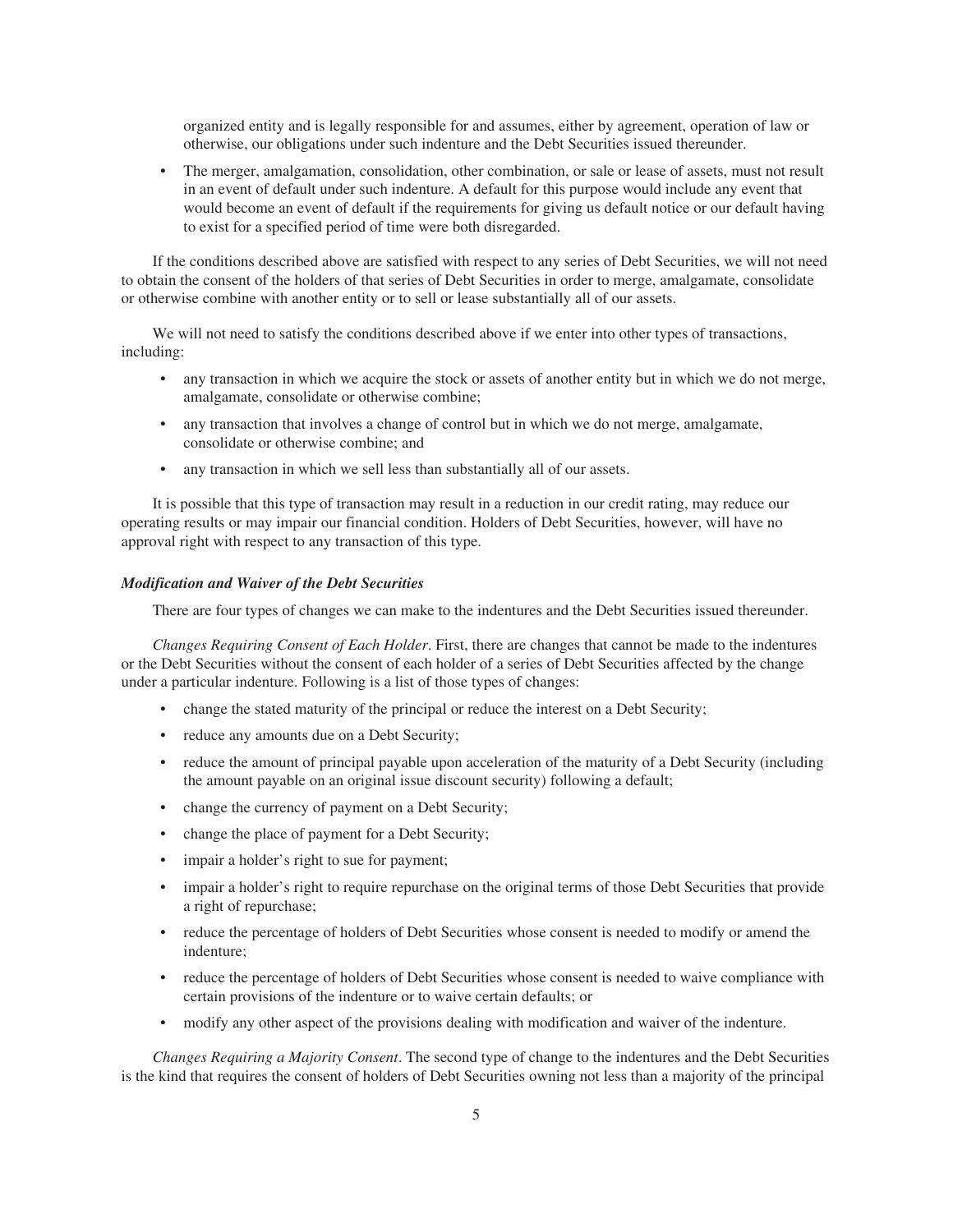organized entity and is legally responsible for and assumes, either by agreement, operation of law or otherwise, our obligations under such indenture and the Debt Securities issued thereunder.

- The merger, amalgamation, consolidation, other combination, or sale or lease of assets, must not result in an event of default under such indenture. A default for this purpose would include any event that would become an event of default if the requirements for giving us default notice or our default having to exist for a specified period of time were both disregarded.

If the conditions described above are satisfied with respect to any series of Debt Securities, we will not need to obtain the consent of the holders of that series of Debt Securities in order to merge, amalgamate, consolidate or otherwise combine with another entity or to sell or lease substantially all of our assets.

We will not need to satisfy the conditions described above if we enter into other types of transactions, including:

- any transaction in which we acquire the stock or assets of another entity but in which we do not merge, amalgamate, consolidate or otherwise combine;
- any transaction that involves a change of control but in which we do not merge, amalgamate, consolidate or otherwise combine; and
- any transaction in which we sell less than substantially all of our assets.

It is possible that this type of transaction may result in a reduction in our credit rating, may reduce our operating results or may impair our financial condition. Holders of Debt Securities, however, will have no approval right with respect to any transaction of this type.

***Modification and Waiver of the Debt Securities***

There are four types of changes we can make to the indentures and the Debt Securities issued thereunder.

*Changes Requiring Consent of Each Holder*. First, there are changes that cannot be made to the indentures or the Debt Securities without the consent of each holder of a series of Debt Securities affected by the change under a particular indenture. Following is a list of those types of changes:

- change the stated maturity of the principal or reduce the interest on a Debt Security;
- reduce any amounts due on a Debt Security;
- reduce the amount of principal payable upon acceleration of the maturity of a Debt Security (including the amount payable on an original issue discount security) following a default;
- change the currency of payment on a Debt Security;
- change the place of payment for a Debt Security;
- impair a holder's right to sue for payment;
- impair a holder's right to require repurchase on the original terms of those Debt Securities that provide a right of repurchase;
- reduce the percentage of holders of Debt Securities whose consent is needed to modify or amend the indenture;
- reduce the percentage of holders of Debt Securities whose consent is needed to waive compliance with certain provisions of the indenture or to waive certain defaults; or
- modify any other aspect of the provisions dealing with modification and waiver of the indenture.

*Changes Requiring a Majority Consent*. The second type of change to the indentures and the Debt Securities is the kind that requires the consent of holders of Debt Securities owning not less than a majority of the principal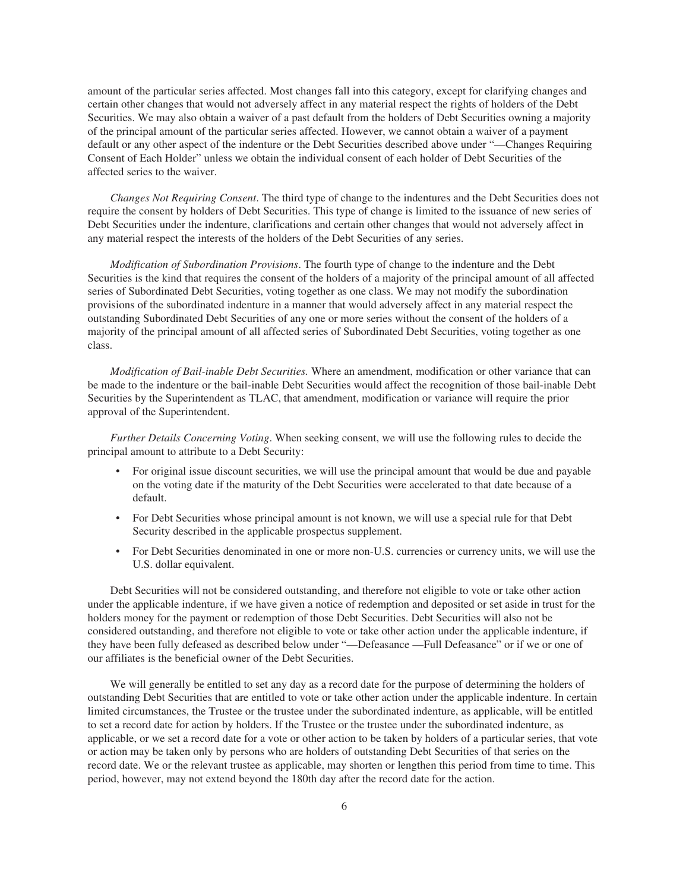amount of the particular series affected. Most changes fall into this category, except for clarifying changes and certain other changes that would not adversely affect in any material respect the rights of holders of the Debt Securities. We may also obtain a waiver of a past default from the holders of Debt Securities owning a majority of the principal amount of the particular series affected. However, we cannot obtain a waiver of a payment default or any other aspect of the indenture or the Debt Securities described above under "—Changes Requiring Consent of Each Holder" unless we obtain the individual consent of each holder of Debt Securities of the affected series to the waiver.

*Changes Not Requiring Consent*. The third type of change to the indentures and the Debt Securities does not require the consent by holders of Debt Securities. This type of change is limited to the issuance of new series of Debt Securities under the indenture, clarifications and certain other changes that would not adversely affect in any material respect the interests of the holders of the Debt Securities of any series.

*Modification of Subordination Provisions*. The fourth type of change to the indenture and the Debt Securities is the kind that requires the consent of the holders of a majority of the principal amount of all affected series of Subordinated Debt Securities, voting together as one class. We may not modify the subordination provisions of the subordinated indenture in a manner that would adversely affect in any material respect the outstanding Subordinated Debt Securities of any one or more series without the consent of the holders of a majority of the principal amount of all affected series of Subordinated Debt Securities, voting together as one class.

*Modification of Bail-inable Debt Securities.* Where an amendment, modification or other variance that can be made to the indenture or the bail-inable Debt Securities would affect the recognition of those bail-inable Debt Securities by the Superintendent as TLAC, that amendment, modification or variance will require the prior approval of the Superintendent.

*Further Details Concerning Voting*. When seeking consent, we will use the following rules to decide the principal amount to attribute to a Debt Security:

- For original issue discount securities, we will use the principal amount that would be due and payable on the voting date if the maturity of the Debt Securities were accelerated to that date because of a default.
- For Debt Securities whose principal amount is not known, we will use a special rule for that Debt Security described in the applicable prospectus supplement.
- For Debt Securities denominated in one or more non-U.S. currencies or currency units, we will use the U.S. dollar equivalent.

Debt Securities will not be considered outstanding, and therefore not eligible to vote or take other action under the applicable indenture, if we have given a notice of redemption and deposited or set aside in trust for the holders money for the payment or redemption of those Debt Securities. Debt Securities will also not be considered outstanding, and therefore not eligible to vote or take other action under the applicable indenture, if they have been fully defeased as described below under "—Defeasance —Full Defeasance" or if we or one of our affiliates is the beneficial owner of the Debt Securities.

We will generally be entitled to set any day as a record date for the purpose of determining the holders of outstanding Debt Securities that are entitled to vote or take other action under the applicable indenture. In certain limited circumstances, the Trustee or the trustee under the subordinated indenture, as applicable, will be entitled to set a record date for action by holders. If the Trustee or the trustee under the subordinated indenture, as applicable, or we set a record date for a vote or other action to be taken by holders of a particular series, that vote or action may be taken only by persons who are holders of outstanding Debt Securities of that series on the record date. We or the relevant trustee as applicable, may shorten or lengthen this period from time to time. This period, however, may not extend beyond the 180th day after the record date for the action.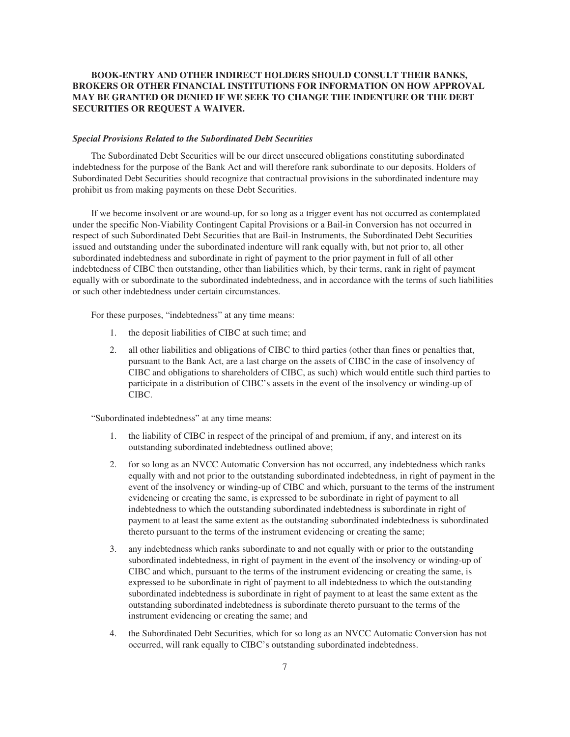**BOOK-ENTRY AND OTHER INDIRECT HOLDERS SHOULD CONSULT THEIR BANKS, BROKERS OR OTHER FINANCIAL INSTITUTIONS FOR INFORMATION ON HOW APPROVAL MAY BE GRANTED OR DENIED IF WE SEEK TO CHANGE THE INDENTURE OR THE DEBT SECURITIES OR REQUEST A WAIVER.**

***Special Provisions Related to the Subordinated Debt Securities***

The Subordinated Debt Securities will be our direct unsecured obligations constituting subordinated indebtedness for the purpose of the Bank Act and will therefore rank subordinate to our deposits. Holders of Subordinated Debt Securities should recognize that contractual provisions in the subordinated indenture may prohibit us from making payments on these Debt Securities.

If we become insolvent or are wound-up, for so long as a trigger event has not occurred as contemplated under the specific Non-Viability Contingent Capital Provisions or a Bail-in Conversion has not occurred in respect of such Subordinated Debt Securities that are Bail-in Instruments, the Subordinated Debt Securities issued and outstanding under the subordinated indenture will rank equally with, but not prior to, all other subordinated indebtedness and subordinate in right of payment to the prior payment in full of all other indebtedness of CIBC then outstanding, other than liabilities which, by their terms, rank in right of payment equally with or subordinate to the subordinated indebtedness, and in accordance with the terms of such liabilities or such other indebtedness under certain circumstances.

For these purposes, "indebtedness" at any time means:

1. the deposit liabilities of CIBC at such time; and
2. all other liabilities and obligations of CIBC to third parties (other than fines or penalties that, pursuant to the Bank Act, are a last charge on the assets of CIBC in the case of insolvency of CIBC and obligations to shareholders of CIBC, as such) which would entitle such third parties to participate in a distribution of CIBC's assets in the event of the insolvency or winding-up of CIBC.

"Subordinated indebtedness" at any time means:

1. the liability of CIBC in respect of the principal of and premium, if any, and interest on its outstanding subordinated indebtedness outlined above;
2. for so long as an NVCC Automatic Conversion has not occurred, any indebtedness which ranks equally with and not prior to the outstanding subordinated indebtedness, in right of payment in the event of the insolvency or winding-up of CIBC and which, pursuant to the terms of the instrument evidencing or creating the same, is expressed to be subordinate in right of payment to all indebtedness to which the outstanding subordinated indebtedness is subordinate in right of payment to at least the same extent as the outstanding subordinated indebtedness is subordinated thereto pursuant to the terms of the instrument evidencing or creating the same;
3. any indebtedness which ranks subordinate to and not equally with or prior to the outstanding subordinated indebtedness, in right of payment in the event of the insolvency or winding-up of CIBC and which, pursuant to the terms of the instrument evidencing or creating the same, is expressed to be subordinate in right of payment to all indebtedness to which the outstanding subordinated indebtedness is subordinate in right of payment to at least the same extent as the outstanding subordinated indebtedness is subordinate thereto pursuant to the terms of the instrument evidencing or creating the same; and
4. the Subordinated Debt Securities, which for so long as an NVCC Automatic Conversion has not occurred, will rank equally to CIBC's outstanding subordinated indebtedness.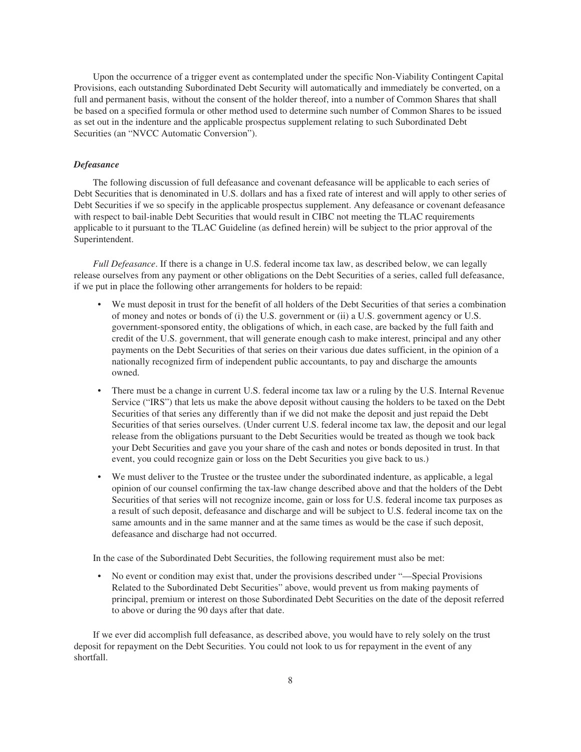Upon the occurrence of a trigger event as contemplated under the specific Non-Viability Contingent Capital Provisions, each outstanding Subordinated Debt Security will automatically and immediately be converted, on a full and permanent basis, without the consent of the holder thereof, into a number of Common Shares that shall be based on a specified formula or other method used to determine such number of Common Shares to be issued as set out in the indenture and the applicable prospectus supplement relating to such Subordinated Debt Securities (an "NVCC Automatic Conversion").

### *Defeasance*

The following discussion of full defeasance and covenant defeasance will be applicable to each series of Debt Securities that is denominated in U.S. dollars and has a fixed rate of interest and will apply to other series of Debt Securities if we so specify in the applicable prospectus supplement. Any defeasance or covenant defeasance with respect to bail-inable Debt Securities that would result in CIBC not meeting the TLAC requirements applicable to it pursuant to the TLAC Guideline (as defined herein) will be subject to the prior approval of the Superintendent.

*Full Defeasance*. If there is a change in U.S. federal income tax law, as described below, we can legally release ourselves from any payment or other obligations on the Debt Securities of a series, called full defeasance, if we put in place the following other arrangements for holders to be repaid:

- We must deposit in trust for the benefit of all holders of the Debt Securities of that series a combination of money and notes or bonds of (i) the U.S. government or (ii) a U.S. government agency or U.S. government-sponsored entity, the obligations of which, in each case, are backed by the full faith and credit of the U.S. government, that will generate enough cash to make interest, principal and any other payments on the Debt Securities of that series on their various due dates sufficient, in the opinion of a nationally recognized firm of independent public accountants, to pay and discharge the amounts owned.
- There must be a change in current U.S. federal income tax law or a ruling by the U.S. Internal Revenue Service ("IRS") that lets us make the above deposit without causing the holders to be taxed on the Debt Securities of that series any differently than if we did not make the deposit and just repaid the Debt Securities of that series ourselves. (Under current U.S. federal income tax law, the deposit and our legal release from the obligations pursuant to the Debt Securities would be treated as though we took back your Debt Securities and gave you your share of the cash and notes or bonds deposited in trust. In that event, you could recognize gain or loss on the Debt Securities you give back to us.)
- We must deliver to the Trustee or the trustee under the subordinated indenture, as applicable, a legal opinion of our counsel confirming the tax-law change described above and that the holders of the Debt Securities of that series will not recognize income, gain or loss for U.S. federal income tax purposes as a result of such deposit, defeasance and discharge and will be subject to U.S. federal income tax on the same amounts and in the same manner and at the same times as would be the case if such deposit, defeasance and discharge had not occurred.

In the case of the Subordinated Debt Securities, the following requirement must also be met:

- No event or condition may exist that, under the provisions described under "—Special Provisions Related to the Subordinated Debt Securities" above, would prevent us from making payments of principal, premium or interest on those Subordinated Debt Securities on the date of the deposit referred to above or during the 90 days after that date.

If we ever did accomplish full defeasance, as described above, you would have to rely solely on the trust deposit for repayment on the Debt Securities. You could not look to us for repayment in the event of any shortfall.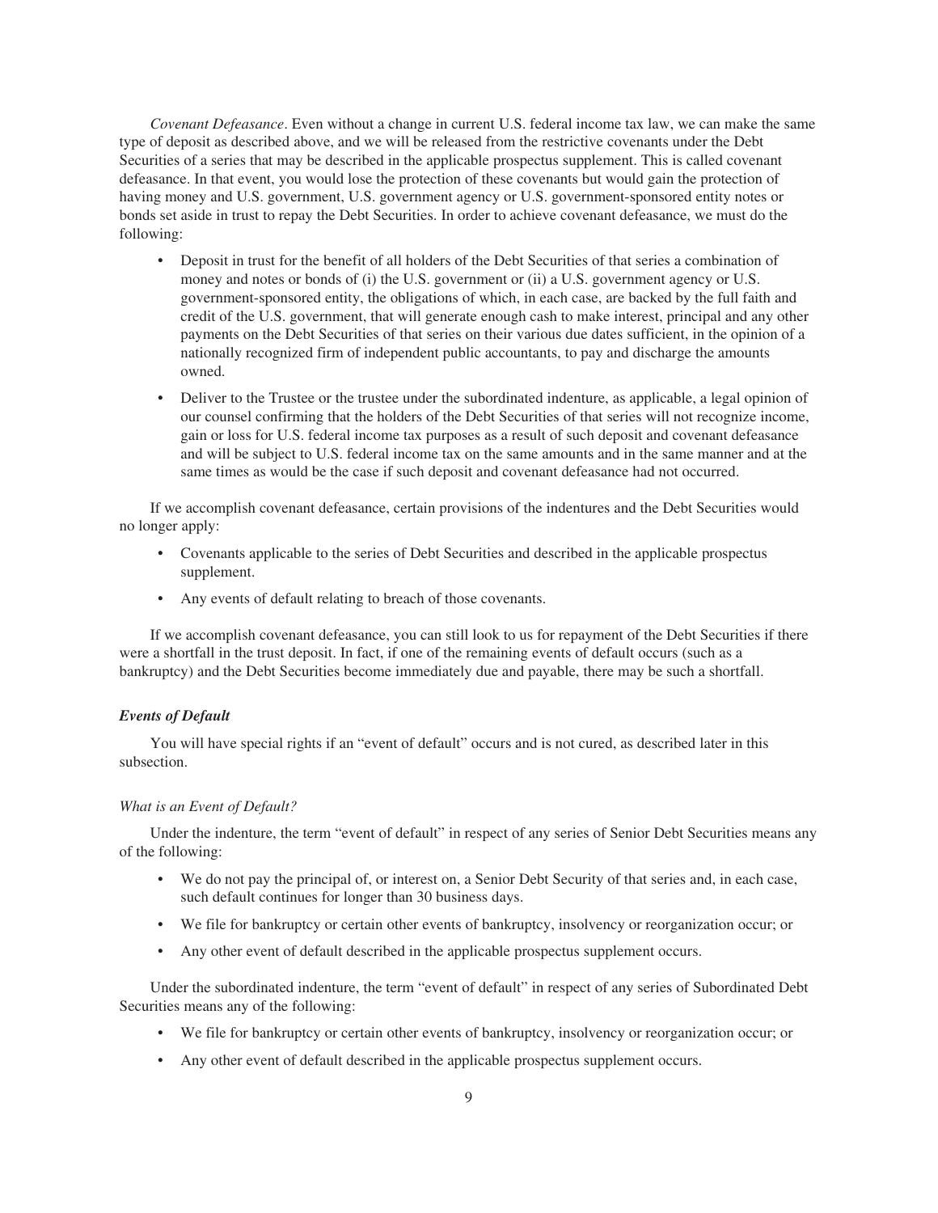*Covenant Defeasance*. Even without a change in current U.S. federal income tax law, we can make the same type of deposit as described above, and we will be released from the restrictive covenants under the Debt Securities of a series that may be described in the applicable prospectus supplement. This is called covenant defeasance. In that event, you would lose the protection of these covenants but would gain the protection of having money and U.S. government, U.S. government agency or U.S. government-sponsored entity notes or bonds set aside in trust to repay the Debt Securities. In order to achieve covenant defeasance, we must do the following:

- Deposit in trust for the benefit of all holders of the Debt Securities of that series a combination of money and notes or bonds of (i) the U.S. government or (ii) a U.S. government agency or U.S. government-sponsored entity, the obligations of which, in each case, are backed by the full faith and credit of the U.S. government, that will generate enough cash to make interest, principal and any other payments on the Debt Securities of that series on their various due dates sufficient, in the opinion of a nationally recognized firm of independent public accountants, to pay and discharge the amounts owned.
- Deliver to the Trustee or the trustee under the subordinated indenture, as applicable, a legal opinion of our counsel confirming that the holders of the Debt Securities of that series will not recognize income, gain or loss for U.S. federal income tax purposes as a result of such deposit and covenant defeasance and will be subject to U.S. federal income tax on the same amounts and in the same manner and at the same times as would be the case if such deposit and covenant defeasance had not occurred.

If we accomplish covenant defeasance, certain provisions of the indentures and the Debt Securities would no longer apply:

- Covenants applicable to the series of Debt Securities and described in the applicable prospectus supplement.
- Any events of default relating to breach of those covenants.

If we accomplish covenant defeasance, you can still look to us for repayment of the Debt Securities if there were a shortfall in the trust deposit. In fact, if one of the remaining events of default occurs (such as a bankruptcy) and the Debt Securities become immediately due and payable, there may be such a shortfall.

### *Events of Default*

You will have special rights if an "event of default" occurs and is not cured, as described later in this subsection.

#### *What is an Event of Default?*

Under the indenture, the term "event of default" in respect of any series of Senior Debt Securities means any of the following:

- We do not pay the principal of, or interest on, a Senior Debt Security of that series and, in each case, such default continues for longer than 30 business days.
- We file for bankruptcy or certain other events of bankruptcy, insolvency or reorganization occur; or
- Any other event of default described in the applicable prospectus supplement occurs.

Under the subordinated indenture, the term "event of default" in respect of any series of Subordinated Debt Securities means any of the following:

- We file for bankruptcy or certain other events of bankruptcy, insolvency or reorganization occur; or
- Any other event of default described in the applicable prospectus supplement occurs.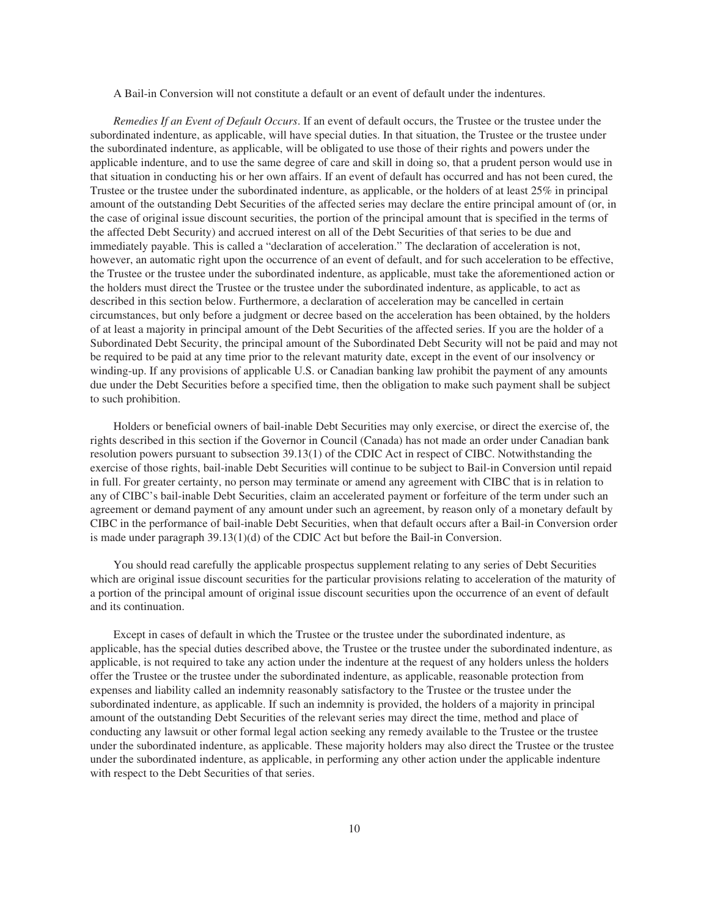A Bail-in Conversion will not constitute a default or an event of default under the indentures.

*Remedies If an Event of Default Occurs*. If an event of default occurs, the Trustee or the trustee under the subordinated indenture, as applicable, will have special duties. In that situation, the Trustee or the trustee under the subordinated indenture, as applicable, will be obligated to use those of their rights and powers under the applicable indenture, and to use the same degree of care and skill in doing so, that a prudent person would use in that situation in conducting his or her own affairs. If an event of default has occurred and has not been cured, the Trustee or the trustee under the subordinated indenture, as applicable, or the holders of at least 25% in principal amount of the outstanding Debt Securities of the affected series may declare the entire principal amount of (or, in the case of original issue discount securities, the portion of the principal amount that is specified in the terms of the affected Debt Security) and accrued interest on all of the Debt Securities of that series to be due and immediately payable. This is called a "declaration of acceleration." The declaration of acceleration is not, however, an automatic right upon the occurrence of an event of default, and for such acceleration to be effective, the Trustee or the trustee under the subordinated indenture, as applicable, must take the aforementioned action or the holders must direct the Trustee or the trustee under the subordinated indenture, as applicable, to act as described in this section below. Furthermore, a declaration of acceleration may be cancelled in certain circumstances, but only before a judgment or decree based on the acceleration has been obtained, by the holders of at least a majority in principal amount of the Debt Securities of the affected series. If you are the holder of a Subordinated Debt Security, the principal amount of the Subordinated Debt Security will not be paid and may not be required to be paid at any time prior to the relevant maturity date, except in the event of our insolvency or winding-up. If any provisions of applicable U.S. or Canadian banking law prohibit the payment of any amounts due under the Debt Securities before a specified time, then the obligation to make such payment shall be subject to such prohibition.

Holders or beneficial owners of bail-inable Debt Securities may only exercise, or direct the exercise of, the rights described in this section if the Governor in Council (Canada) has not made an order under Canadian bank resolution powers pursuant to subsection 39.13(1) of the CDIC Act in respect of CIBC. Notwithstanding the exercise of those rights, bail-inable Debt Securities will continue to be subject to Bail-in Conversion until repaid in full. For greater certainty, no person may terminate or amend any agreement with CIBC that is in relation to any of CIBC's bail-inable Debt Securities, claim an accelerated payment or forfeiture of the term under such an agreement or demand payment of any amount under such an agreement, by reason only of a monetary default by CIBC in the performance of bail-inable Debt Securities, when that default occurs after a Bail-in Conversion order is made under paragraph 39.13(1)(d) of the CDIC Act but before the Bail-in Conversion.

You should read carefully the applicable prospectus supplement relating to any series of Debt Securities which are original issue discount securities for the particular provisions relating to acceleration of the maturity of a portion of the principal amount of original issue discount securities upon the occurrence of an event of default and its continuation.

Except in cases of default in which the Trustee or the trustee under the subordinated indenture, as applicable, has the special duties described above, the Trustee or the trustee under the subordinated indenture, as applicable, is not required to take any action under the indenture at the request of any holders unless the holders offer the Trustee or the trustee under the subordinated indenture, as applicable, reasonable protection from expenses and liability called an indemnity reasonably satisfactory to the Trustee or the trustee under the subordinated indenture, as applicable. If such an indemnity is provided, the holders of a majority in principal amount of the outstanding Debt Securities of the relevant series may direct the time, method and place of conducting any lawsuit or other formal legal action seeking any remedy available to the Trustee or the trustee under the subordinated indenture, as applicable. These majority holders may also direct the Trustee or the trustee under the subordinated indenture, as applicable, in performing any other action under the applicable indenture with respect to the Debt Securities of that series.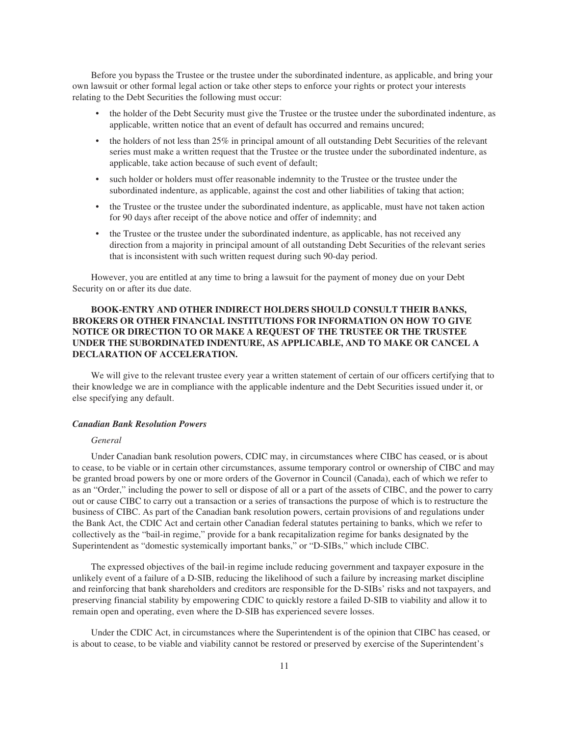Before you bypass the Trustee or the trustee under the subordinated indenture, as applicable, and bring your own lawsuit or other formal legal action or take other steps to enforce your rights or protect your interests relating to the Debt Securities the following must occur:

- the holder of the Debt Security must give the Trustee or the trustee under the subordinated indenture, as applicable, written notice that an event of default has occurred and remains uncured;
- the holders of not less than 25% in principal amount of all outstanding Debt Securities of the relevant series must make a written request that the Trustee or the trustee under the subordinated indenture, as applicable, take action because of such event of default;
- such holder or holders must offer reasonable indemnity to the Trustee or the trustee under the subordinated indenture, as applicable, against the cost and other liabilities of taking that action;
- the Trustee or the trustee under the subordinated indenture, as applicable, must have not taken action for 90 days after receipt of the above notice and offer of indemnity; and
- the Trustee or the trustee under the subordinated indenture, as applicable, has not received any direction from a majority in principal amount of all outstanding Debt Securities of the relevant series that is inconsistent with such written request during such 90-day period.

However, you are entitled at any time to bring a lawsuit for the payment of money due on your Debt Security on or after its due date.

**BOOK-ENTRY AND OTHER INDIRECT HOLDERS SHOULD CONSULT THEIR BANKS, BROKERS OR OTHER FINANCIAL INSTITUTIONS FOR INFORMATION ON HOW TO GIVE NOTICE OR DIRECTION TO OR MAKE A REQUEST OF THE TRUSTEE OR THE TRUSTEE UNDER THE SUBORDINATED INDENTURE, AS APPLICABLE, AND TO MAKE OR CANCEL A DECLARATION OF ACCELERATION.**

We will give to the relevant trustee every year a written statement of certain of our officers certifying that to their knowledge we are in compliance with the applicable indenture and the Debt Securities issued under it, or else specifying any default.

### *Canadian Bank Resolution Powers*

#### *General*

Under Canadian bank resolution powers, CDIC may, in circumstances where CIBC has ceased, or is about to cease, to be viable or in certain other circumstances, assume temporary control or ownership of CIBC and may be granted broad powers by one or more orders of the Governor in Council (Canada), each of which we refer to as an "Order," including the power to sell or dispose of all or a part of the assets of CIBC, and the power to carry out or cause CIBC to carry out a transaction or a series of transactions the purpose of which is to restructure the business of CIBC. As part of the Canadian bank resolution powers, certain provisions of and regulations under the Bank Act, the CDIC Act and certain other Canadian federal statutes pertaining to banks, which we refer to collectively as the "bail-in regime," provide for a bank recapitalization regime for banks designated by the Superintendent as "domestic systemically important banks," or "D-SIBs," which include CIBC.

The expressed objectives of the bail-in regime include reducing government and taxpayer exposure in the unlikely event of a failure of a D-SIB, reducing the likelihood of such a failure by increasing market discipline and reinforcing that bank shareholders and creditors are responsible for the D-SIBs' risks and not taxpayers, and preserving financial stability by empowering CDIC to quickly restore a failed D-SIB to viability and allow it to remain open and operating, even where the D-SIB has experienced severe losses.

Under the CDIC Act, in circumstances where the Superintendent is of the opinion that CIBC has ceased, or is about to cease, to be viable and viability cannot be restored or preserved by exercise of the Superintendent's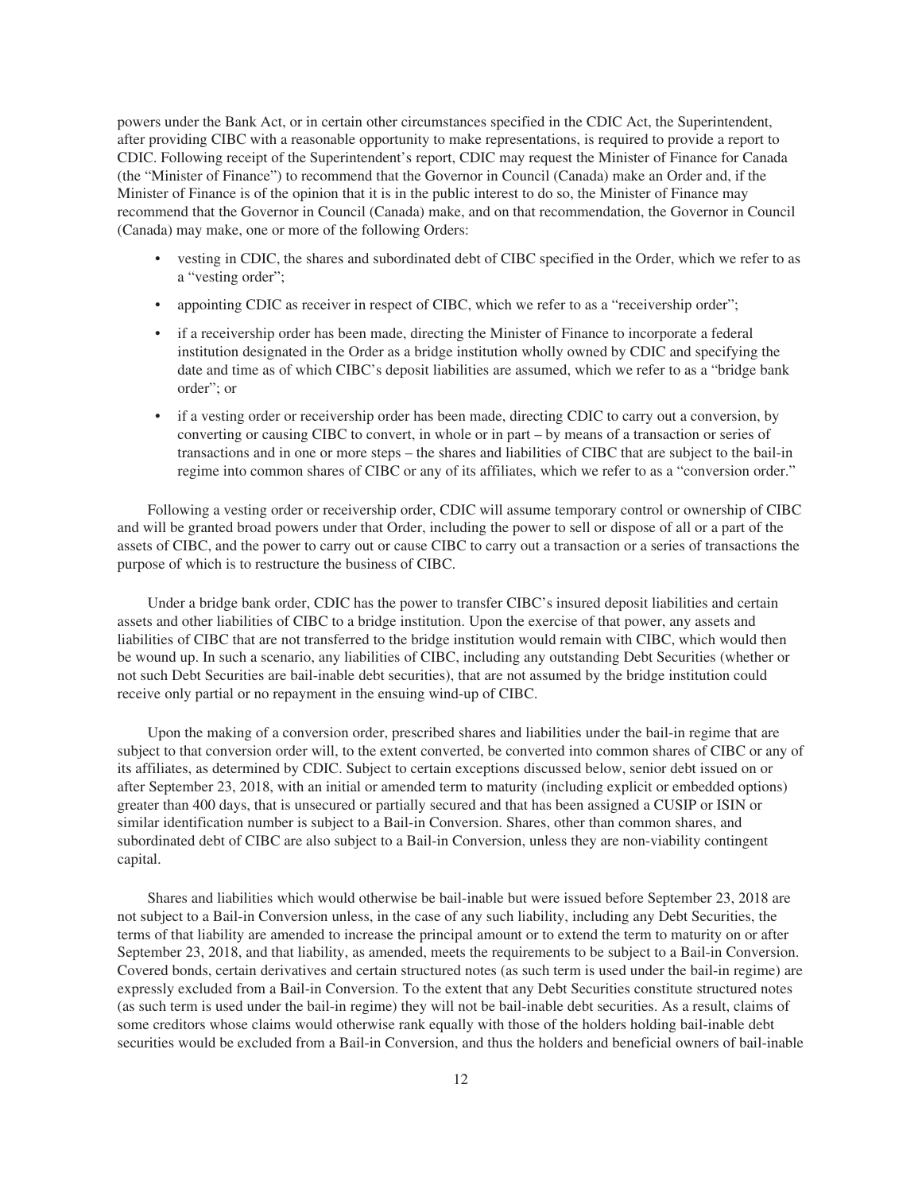powers under the Bank Act, or in certain other circumstances specified in the CDIC Act, the Superintendent, after providing CIBC with a reasonable opportunity to make representations, is required to provide a report to CDIC. Following receipt of the Superintendent's report, CDIC may request the Minister of Finance for Canada (the "Minister of Finance") to recommend that the Governor in Council (Canada) make an Order and, if the Minister of Finance is of the opinion that it is in the public interest to do so, the Minister of Finance may recommend that the Governor in Council (Canada) make, and on that recommendation, the Governor in Council (Canada) may make, one or more of the following Orders:

- vesting in CDIC, the shares and subordinated debt of CIBC specified in the Order, which we refer to as a "vesting order";
- appointing CDIC as receiver in respect of CIBC, which we refer to as a "receivership order";
- if a receivership order has been made, directing the Minister of Finance to incorporate a federal institution designated in the Order as a bridge institution wholly owned by CDIC and specifying the date and time as of which CIBC's deposit liabilities are assumed, which we refer to as a "bridge bank order"; or
- if a vesting order or receivership order has been made, directing CDIC to carry out a conversion, by converting or causing CIBC to convert, in whole or in part – by means of a transaction or series of transactions and in one or more steps – the shares and liabilities of CIBC that are subject to the bail-in regime into common shares of CIBC or any of its affiliates, which we refer to as a "conversion order."

Following a vesting order or receivership order, CDIC will assume temporary control or ownership of CIBC and will be granted broad powers under that Order, including the power to sell or dispose of all or a part of the assets of CIBC, and the power to carry out or cause CIBC to carry out a transaction or a series of transactions the purpose of which is to restructure the business of CIBC.

Under a bridge bank order, CDIC has the power to transfer CIBC's insured deposit liabilities and certain assets and other liabilities of CIBC to a bridge institution. Upon the exercise of that power, any assets and liabilities of CIBC that are not transferred to the bridge institution would remain with CIBC, which would then be wound up. In such a scenario, any liabilities of CIBC, including any outstanding Debt Securities (whether or not such Debt Securities are bail-inable debt securities), that are not assumed by the bridge institution could receive only partial or no repayment in the ensuing wind-up of CIBC.

Upon the making of a conversion order, prescribed shares and liabilities under the bail-in regime that are subject to that conversion order will, to the extent converted, be converted into common shares of CIBC or any of its affiliates, as determined by CDIC. Subject to certain exceptions discussed below, senior debt issued on or after September 23, 2018, with an initial or amended term to maturity (including explicit or embedded options) greater than 400 days, that is unsecured or partially secured and that has been assigned a CUSIP or ISIN or similar identification number is subject to a Bail-in Conversion. Shares, other than common shares, and subordinated debt of CIBC are also subject to a Bail-in Conversion, unless they are non-viability contingent capital.

Shares and liabilities which would otherwise be bail-inable but were issued before September 23, 2018 are not subject to a Bail-in Conversion unless, in the case of any such liability, including any Debt Securities, the terms of that liability are amended to increase the principal amount or to extend the term to maturity on or after September 23, 2018, and that liability, as amended, meets the requirements to be subject to a Bail-in Conversion. Covered bonds, certain derivatives and certain structured notes (as such term is used under the bail-in regime) are expressly excluded from a Bail-in Conversion. To the extent that any Debt Securities constitute structured notes (as such term is used under the bail-in regime) they will not be bail-inable debt securities. As a result, claims of some creditors whose claims would otherwise rank equally with those of the holders holding bail-inable debt securities would be excluded from a Bail-in Conversion, and thus the holders and beneficial owners of bail-inable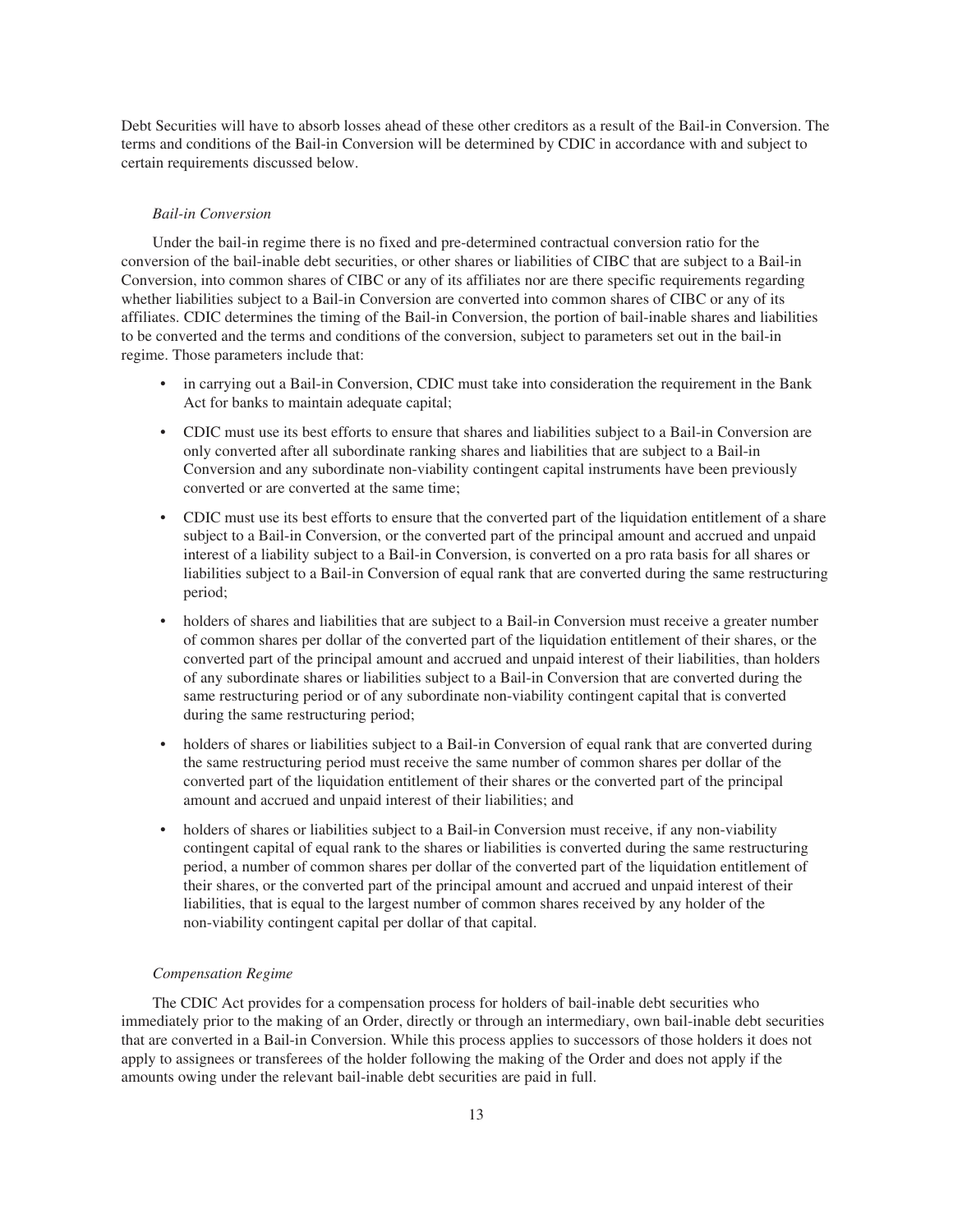Debt Securities will have to absorb losses ahead of these other creditors as a result of the Bail-in Conversion. The terms and conditions of the Bail-in Conversion will be determined by CDIC in accordance with and subject to certain requirements discussed below.

*Bail-in Conversion*

Under the bail-in regime there is no fixed and pre-determined contractual conversion ratio for the conversion of the bail-inable debt securities, or other shares or liabilities of CIBC that are subject to a Bail-in Conversion, into common shares of CIBC or any of its affiliates nor are there specific requirements regarding whether liabilities subject to a Bail-in Conversion are converted into common shares of CIBC or any of its affiliates. CDIC determines the timing of the Bail-in Conversion, the portion of bail-inable shares and liabilities to be converted and the terms and conditions of the conversion, subject to parameters set out in the bail-in regime. Those parameters include that:

- in carrying out a Bail-in Conversion, CDIC must take into consideration the requirement in the Bank Act for banks to maintain adequate capital;
- CDIC must use its best efforts to ensure that shares and liabilities subject to a Bail-in Conversion are only converted after all subordinate ranking shares and liabilities that are subject to a Bail-in Conversion and any subordinate non-viability contingent capital instruments have been previously converted or are converted at the same time;
- CDIC must use its best efforts to ensure that the converted part of the liquidation entitlement of a share subject to a Bail-in Conversion, or the converted part of the principal amount and accrued and unpaid interest of a liability subject to a Bail-in Conversion, is converted on a pro rata basis for all shares or liabilities subject to a Bail-in Conversion of equal rank that are converted during the same restructuring period;
- holders of shares and liabilities that are subject to a Bail-in Conversion must receive a greater number of common shares per dollar of the converted part of the liquidation entitlement of their shares, or the converted part of the principal amount and accrued and unpaid interest of their liabilities, than holders of any subordinate shares or liabilities subject to a Bail-in Conversion that are converted during the same restructuring period or of any subordinate non-viability contingent capital that is converted during the same restructuring period;
- holders of shares or liabilities subject to a Bail-in Conversion of equal rank that are converted during the same restructuring period must receive the same number of common shares per dollar of the converted part of the liquidation entitlement of their shares or the converted part of the principal amount and accrued and unpaid interest of their liabilities; and
- holders of shares or liabilities subject to a Bail-in Conversion must receive, if any non-viability contingent capital of equal rank to the shares or liabilities is converted during the same restructuring period, a number of common shares per dollar of the converted part of the liquidation entitlement of their shares, or the converted part of the principal amount and accrued and unpaid interest of their liabilities, that is equal to the largest number of common shares received by any holder of the non-viability contingent capital per dollar of that capital.

*Compensation Regime*

The CDIC Act provides for a compensation process for holders of bail-inable debt securities who immediately prior to the making of an Order, directly or through an intermediary, own bail-inable debt securities that are converted in a Bail-in Conversion. While this process applies to successors of those holders it does not apply to assignees or transferees of the holder following the making of the Order and does not apply if the amounts owing under the relevant bail-inable debt securities are paid in full.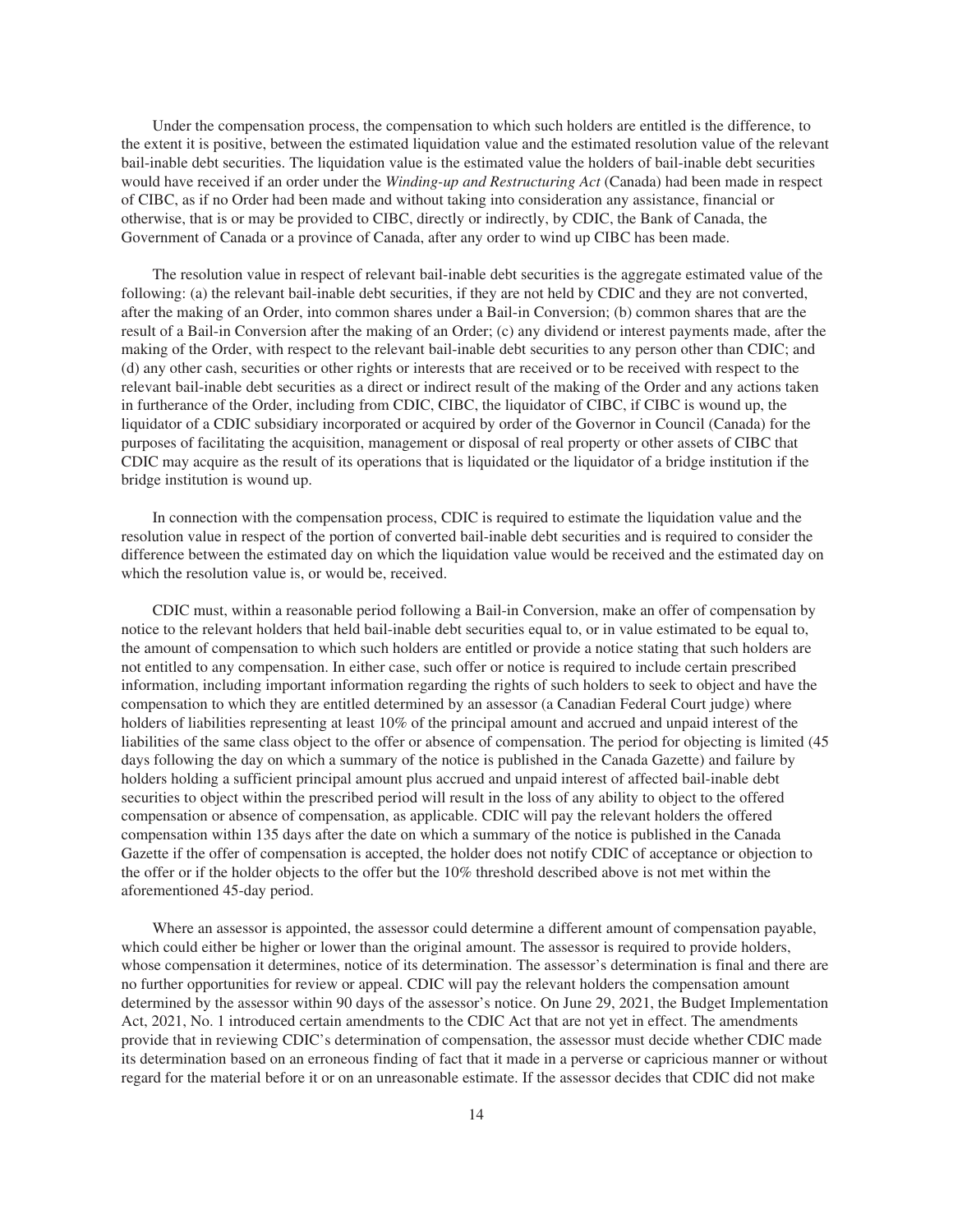Under the compensation process, the compensation to which such holders are entitled is the difference, to the extent it is positive, between the estimated liquidation value and the estimated resolution value of the relevant bail-inable debt securities. The liquidation value is the estimated value the holders of bail-inable debt securities would have received if an order under the *Winding-up and Restructuring Act* (Canada) had been made in respect of CIBC, as if no Order had been made and without taking into consideration any assistance, financial or otherwise, that is or may be provided to CIBC, directly or indirectly, by CDIC, the Bank of Canada, the Government of Canada or a province of Canada, after any order to wind up CIBC has been made.

The resolution value in respect of relevant bail-inable debt securities is the aggregate estimated value of the following: (a) the relevant bail-inable debt securities, if they are not held by CDIC and they are not converted, after the making of an Order, into common shares under a Bail-in Conversion; (b) common shares that are the result of a Bail-in Conversion after the making of an Order; (c) any dividend or interest payments made, after the making of the Order, with respect to the relevant bail-inable debt securities to any person other than CDIC; and (d) any other cash, securities or other rights or interests that are received or to be received with respect to the relevant bail-inable debt securities as a direct or indirect result of the making of the Order and any actions taken in furtherance of the Order, including from CDIC, CIBC, the liquidator of CIBC, if CIBC is wound up, the liquidator of a CDIC subsidiary incorporated or acquired by order of the Governor in Council (Canada) for the purposes of facilitating the acquisition, management or disposal of real property or other assets of CIBC that CDIC may acquire as the result of its operations that is liquidated or the liquidator of a bridge institution if the bridge institution is wound up.

In connection with the compensation process, CDIC is required to estimate the liquidation value and the resolution value in respect of the portion of converted bail-inable debt securities and is required to consider the difference between the estimated day on which the liquidation value would be received and the estimated day on which the resolution value is, or would be, received.

CDIC must, within a reasonable period following a Bail-in Conversion, make an offer of compensation by notice to the relevant holders that held bail-inable debt securities equal to, or in value estimated to be equal to, the amount of compensation to which such holders are entitled or provide a notice stating that such holders are not entitled to any compensation. In either case, such offer or notice is required to include certain prescribed information, including important information regarding the rights of such holders to seek to object and have the compensation to which they are entitled determined by an assessor (a Canadian Federal Court judge) where holders of liabilities representing at least 10% of the principal amount and accrued and unpaid interest of the liabilities of the same class object to the offer or absence of compensation. The period for objecting is limited (45 days following the day on which a summary of the notice is published in the Canada Gazette) and failure by holders holding a sufficient principal amount plus accrued and unpaid interest of affected bail-inable debt securities to object within the prescribed period will result in the loss of any ability to object to the offered compensation or absence of compensation, as applicable. CDIC will pay the relevant holders the offered compensation within 135 days after the date on which a summary of the notice is published in the Canada Gazette if the offer of compensation is accepted, the holder does not notify CDIC of acceptance or objection to the offer or if the holder objects to the offer but the 10% threshold described above is not met within the aforementioned 45-day period.

Where an assessor is appointed, the assessor could determine a different amount of compensation payable, which could either be higher or lower than the original amount. The assessor is required to provide holders, whose compensation it determines, notice of its determination. The assessor's determination is final and there are no further opportunities for review or appeal. CDIC will pay the relevant holders the compensation amount determined by the assessor within 90 days of the assessor's notice. On June 29, 2021, the Budget Implementation Act, 2021, No. 1 introduced certain amendments to the CDIC Act that are not yet in effect. The amendments provide that in reviewing CDIC's determination of compensation, the assessor must decide whether CDIC made its determination based on an erroneous finding of fact that it made in a perverse or capricious manner or without regard for the material before it or on an unreasonable estimate. If the assessor decides that CDIC did not make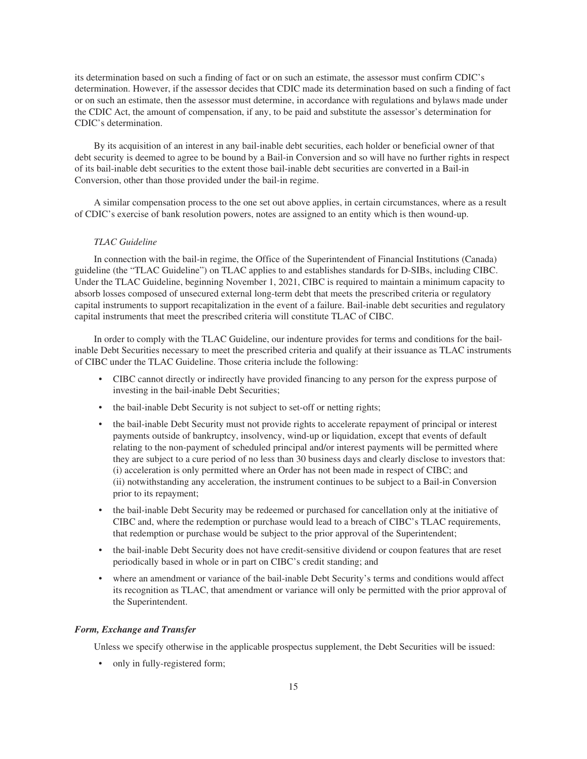its determination based on such a finding of fact or on such an estimate, the assessor must confirm CDIC's determination. However, if the assessor decides that CDIC made its determination based on such a finding of fact or on such an estimate, then the assessor must determine, in accordance with regulations and bylaws made under the CDIC Act, the amount of compensation, if any, to be paid and substitute the assessor's determination for CDIC's determination.

By its acquisition of an interest in any bail-inable debt securities, each holder or beneficial owner of that debt security is deemed to agree to be bound by a Bail-in Conversion and so will have no further rights in respect of its bail-inable debt securities to the extent those bail-inable debt securities are converted in a Bail-in Conversion, other than those provided under the bail-in regime.

A similar compensation process to the one set out above applies, in certain circumstances, where as a result of CDIC's exercise of bank resolution powers, notes are assigned to an entity which is then wound-up.

*TLAC Guideline*

In connection with the bail-in regime, the Office of the Superintendent of Financial Institutions (Canada) guideline (the "TLAC Guideline") on TLAC applies to and establishes standards for D-SIBs, including CIBC. Under the TLAC Guideline, beginning November 1, 2021, CIBC is required to maintain a minimum capacity to absorb losses composed of unsecured external long-term debt that meets the prescribed criteria or regulatory capital instruments to support recapitalization in the event of a failure. Bail-inable debt securities and regulatory capital instruments that meet the prescribed criteria will constitute TLAC of CIBC.

In order to comply with the TLAC Guideline, our indenture provides for terms and conditions for the bail-inable Debt Securities necessary to meet the prescribed criteria and qualify at their issuance as TLAC instruments of CIBC under the TLAC Guideline. Those criteria include the following:

- CIBC cannot directly or indirectly have provided financing to any person for the express purpose of investing in the bail-inable Debt Securities;
- the bail-inable Debt Security is not subject to set-off or netting rights;
- the bail-inable Debt Security must not provide rights to accelerate repayment of principal or interest payments outside of bankruptcy, insolvency, wind-up or liquidation, except that events of default relating to the non-payment of scheduled principal and/or interest payments will be permitted where they are subject to a cure period of no less than 30 business days and clearly disclose to investors that: (i) acceleration is only permitted where an Order has not been made in respect of CIBC; and (ii) notwithstanding any acceleration, the instrument continues to be subject to a Bail-in Conversion prior to its repayment;
- the bail-inable Debt Security may be redeemed or purchased for cancellation only at the initiative of CIBC and, where the redemption or purchase would lead to a breach of CIBC's TLAC requirements, that redemption or purchase would be subject to the prior approval of the Superintendent;
- the bail-inable Debt Security does not have credit-sensitive dividend or coupon features that are reset periodically based in whole or in part on CIBC's credit standing; and
- where an amendment or variance of the bail-inable Debt Security's terms and conditions would affect its recognition as TLAC, that amendment or variance will only be permitted with the prior approval of the Superintendent.

***Form, Exchange and Transfer***

Unless we specify otherwise in the applicable prospectus supplement, the Debt Securities will be issued:

- only in fully-registered form;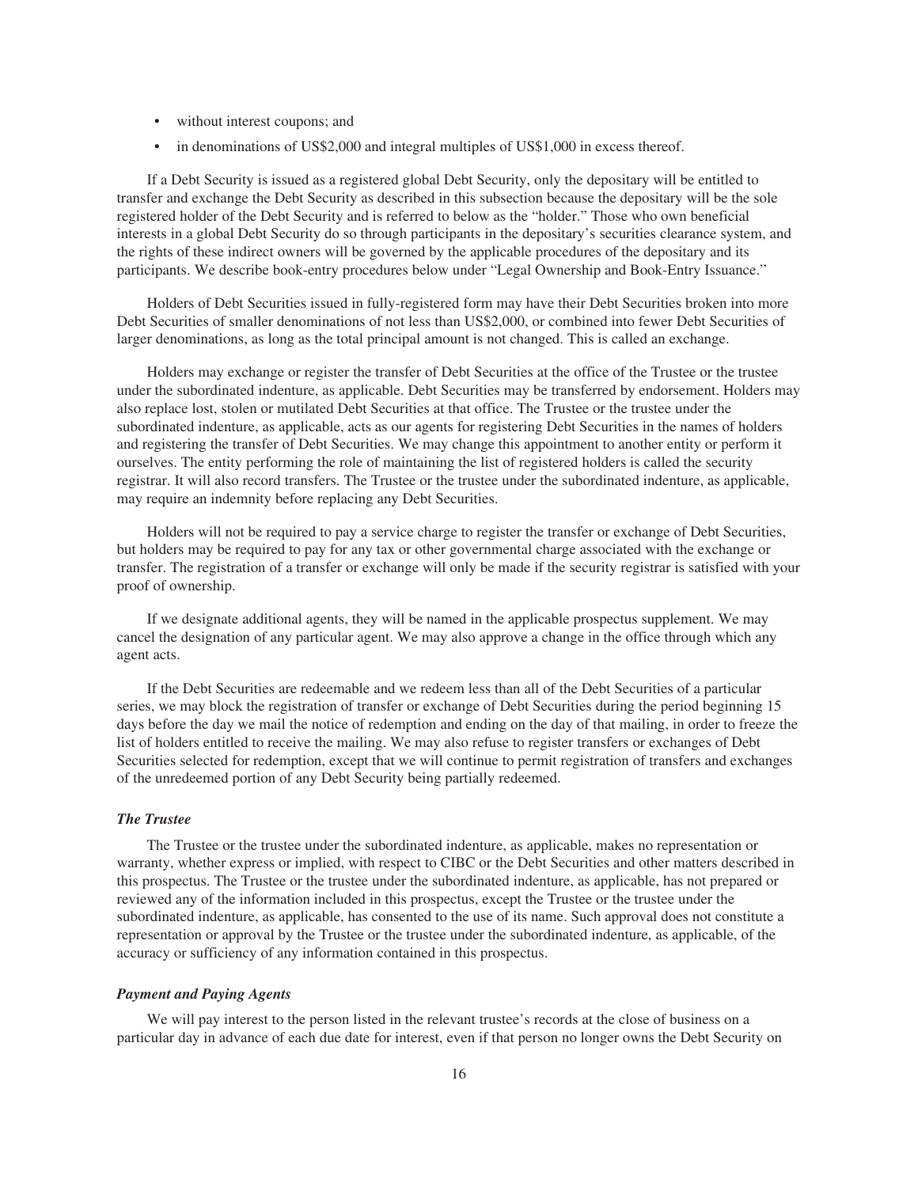- without interest coupons; and
- in denominations of US$2,000 and integral multiples of US$1,000 in excess thereof.

If a Debt Security is issued as a registered global Debt Security, only the depositary will be entitled to transfer and exchange the Debt Security as described in this subsection because the depositary will be the sole registered holder of the Debt Security and is referred to below as the "holder." Those who own beneficial interests in a global Debt Security do so through participants in the depositary's securities clearance system, and the rights of these indirect owners will be governed by the applicable procedures of the depositary and its participants. We describe book-entry procedures below under "Legal Ownership and Book-Entry Issuance."

Holders of Debt Securities issued in fully-registered form may have their Debt Securities broken into more Debt Securities of smaller denominations of not less than US$2,000, or combined into fewer Debt Securities of larger denominations, as long as the total principal amount is not changed. This is called an exchange.

Holders may exchange or register the transfer of Debt Securities at the office of the Trustee or the trustee under the subordinated indenture, as applicable. Debt Securities may be transferred by endorsement. Holders may also replace lost, stolen or mutilated Debt Securities at that office. The Trustee or the trustee under the subordinated indenture, as applicable, acts as our agents for registering Debt Securities in the names of holders and registering the transfer of Debt Securities. We may change this appointment to another entity or perform it ourselves. The entity performing the role of maintaining the list of registered holders is called the security registrar. It will also record transfers. The Trustee or the trustee under the subordinated indenture, as applicable, may require an indemnity before replacing any Debt Securities.

Holders will not be required to pay a service charge to register the transfer or exchange of Debt Securities, but holders may be required to pay for any tax or other governmental charge associated with the exchange or transfer. The registration of a transfer or exchange will only be made if the security registrar is satisfied with your proof of ownership.

If we designate additional agents, they will be named in the applicable prospectus supplement. We may cancel the designation of any particular agent. We may also approve a change in the office through which any agent acts.

If the Debt Securities are redeemable and we redeem less than all of the Debt Securities of a particular series, we may block the registration of transfer or exchange of Debt Securities during the period beginning 15 days before the day we mail the notice of redemption and ending on the day of that mailing, in order to freeze the list of holders entitled to receive the mailing. We may also refuse to register transfers or exchanges of Debt Securities selected for redemption, except that we will continue to permit registration of transfers and exchanges of the unredeemed portion of any Debt Security being partially redeemed.

### *The Trustee*

The Trustee or the trustee under the subordinated indenture, as applicable, makes no representation or warranty, whether express or implied, with respect to CIBC or the Debt Securities and other matters described in this prospectus. The Trustee or the trustee under the subordinated indenture, as applicable, has not prepared or reviewed any of the information included in this prospectus, except the Trustee or the trustee under the subordinated indenture, as applicable, has consented to the use of its name. Such approval does not constitute a representation or approval by the Trustee or the trustee under the subordinated indenture, as applicable, of the accuracy or sufficiency of any information contained in this prospectus.

### *Payment and Paying Agents*

We will pay interest to the person listed in the relevant trustee's records at the close of business on a particular day in advance of each due date for interest, even if that person no longer owns the Debt Security on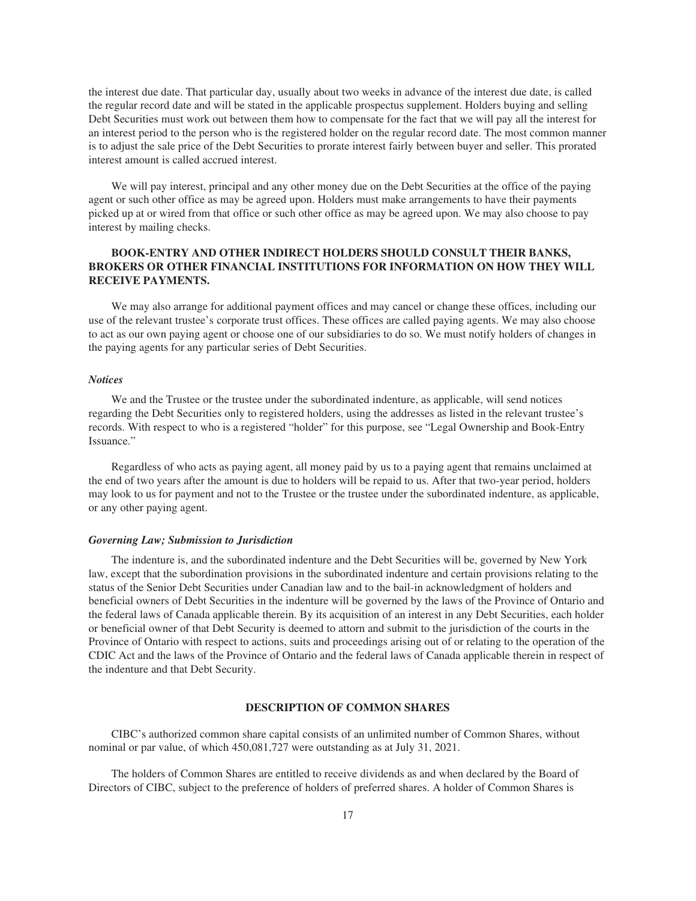the interest due date. That particular day, usually about two weeks in advance of the interest due date, is called the regular record date and will be stated in the applicable prospectus supplement. Holders buying and selling Debt Securities must work out between them how to compensate for the fact that we will pay all the interest for an interest period to the person who is the registered holder on the regular record date. The most common manner is to adjust the sale price of the Debt Securities to prorate interest fairly between buyer and seller. This prorated interest amount is called accrued interest.

We will pay interest, principal and any other money due on the Debt Securities at the office of the paying agent or such other office as may be agreed upon. Holders must make arrangements to have their payments picked up at or wired from that office or such other office as may be agreed upon. We may also choose to pay interest by mailing checks.

**BOOK-ENTRY AND OTHER INDIRECT HOLDERS SHOULD CONSULT THEIR BANKS, BROKERS OR OTHER FINANCIAL INSTITUTIONS FOR INFORMATION ON HOW THEY WILL RECEIVE PAYMENTS.**

We may also arrange for additional payment offices and may cancel or change these offices, including our use of the relevant trustee's corporate trust offices. These offices are called paying agents. We may also choose to act as our own paying agent or choose one of our subsidiaries to do so. We must notify holders of changes in the paying agents for any particular series of Debt Securities.

### *Notices*

We and the Trustee or the trustee under the subordinated indenture, as applicable, will send notices regarding the Debt Securities only to registered holders, using the addresses as listed in the relevant trustee's records. With respect to who is a registered "holder" for this purpose, see "Legal Ownership and Book-Entry Issuance."

Regardless of who acts as paying agent, all money paid by us to a paying agent that remains unclaimed at the end of two years after the amount is due to holders will be repaid to us. After that two-year period, holders may look to us for payment and not to the Trustee or the trustee under the subordinated indenture, as applicable, or any other paying agent.

### *Governing Law; Submission to Jurisdiction*

The indenture is, and the subordinated indenture and the Debt Securities will be, governed by New York law, except that the subordination provisions in the subordinated indenture and certain provisions relating to the status of the Senior Debt Securities under Canadian law and to the bail-in acknowledgment of holders and beneficial owners of Debt Securities in the indenture will be governed by the laws of the Province of Ontario and the federal laws of Canada applicable therein. By its acquisition of an interest in any Debt Securities, each holder or beneficial owner of that Debt Security is deemed to attorn and submit to the jurisdiction of the courts in the Province of Ontario with respect to actions, suits and proceedings arising out of or relating to the operation of the CDIC Act and the laws of the Province of Ontario and the federal laws of Canada applicable therein in respect of the indenture and that Debt Security.

## DESCRIPTION OF COMMON SHARES

CIBC's authorized common share capital consists of an unlimited number of Common Shares, without nominal or par value, of which 450,081,727 were outstanding as at July 31, 2021.

The holders of Common Shares are entitled to receive dividends as and when declared by the Board of Directors of CIBC, subject to the preference of holders of preferred shares. A holder of Common Shares is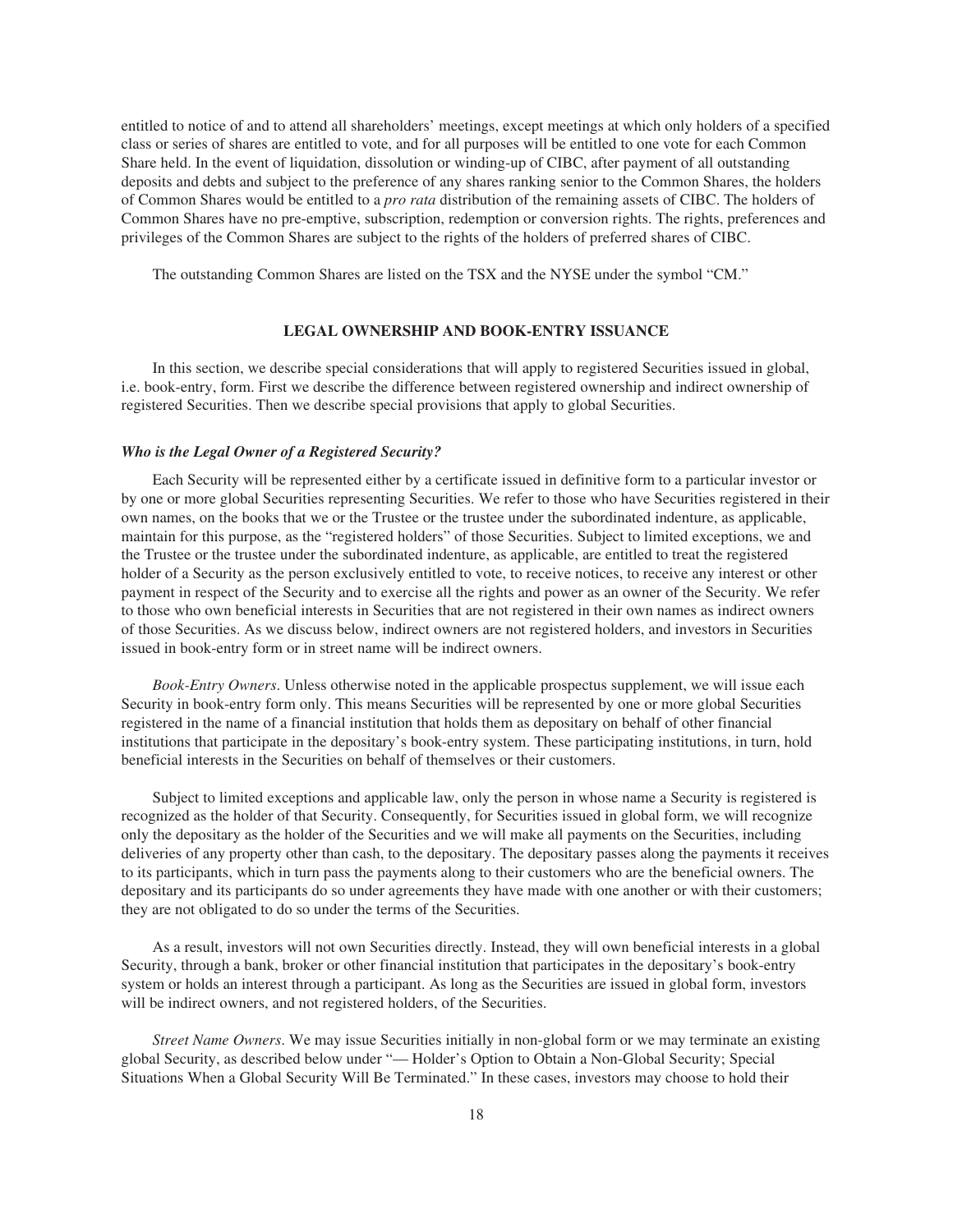entitled to notice of and to attend all shareholders' meetings, except meetings at which only holders of a specified class or series of shares are entitled to vote, and for all purposes will be entitled to one vote for each Common Share held. In the event of liquidation, dissolution or winding-up of CIBC, after payment of all outstanding deposits and debts and subject to the preference of any shares ranking senior to the Common Shares, the holders of Common Shares would be entitled to a *pro rata* distribution of the remaining assets of CIBC. The holders of Common Shares have no pre-emptive, subscription, redemption or conversion rights. The rights, preferences and privileges of the Common Shares are subject to the rights of the holders of preferred shares of CIBC.

The outstanding Common Shares are listed on the TSX and the NYSE under the symbol "CM."

## LEGAL OWNERSHIP AND BOOK-ENTRY ISSUANCE

In this section, we describe special considerations that will apply to registered Securities issued in global, i.e. book-entry, form. First we describe the difference between registered ownership and indirect ownership of registered Securities. Then we describe special provisions that apply to global Securities.

### *Who is the Legal Owner of a Registered Security?*

Each Security will be represented either by a certificate issued in definitive form to a particular investor or by one or more global Securities representing Securities. We refer to those who have Securities registered in their own names, on the books that we or the Trustee or the trustee under the subordinated indenture, as applicable, maintain for this purpose, as the "registered holders" of those Securities. Subject to limited exceptions, we and the Trustee or the trustee under the subordinated indenture, as applicable, are entitled to treat the registered holder of a Security as the person exclusively entitled to vote, to receive notices, to receive any interest or other payment in respect of the Security and to exercise all the rights and power as an owner of the Security. We refer to those who own beneficial interests in Securities that are not registered in their own names as indirect owners of those Securities. As we discuss below, indirect owners are not registered holders, and investors in Securities issued in book-entry form or in street name will be indirect owners.

*Book-Entry Owners*. Unless otherwise noted in the applicable prospectus supplement, we will issue each Security in book-entry form only. This means Securities will be represented by one or more global Securities registered in the name of a financial institution that holds them as depositary on behalf of other financial institutions that participate in the depositary's book-entry system. These participating institutions, in turn, hold beneficial interests in the Securities on behalf of themselves or their customers.

Subject to limited exceptions and applicable law, only the person in whose name a Security is registered is recognized as the holder of that Security. Consequently, for Securities issued in global form, we will recognize only the depositary as the holder of the Securities and we will make all payments on the Securities, including deliveries of any property other than cash, to the depositary. The depositary passes along the payments it receives to its participants, which in turn pass the payments along to their customers who are the beneficial owners. The depositary and its participants do so under agreements they have made with one another or with their customers; they are not obligated to do so under the terms of the Securities.

As a result, investors will not own Securities directly. Instead, they will own beneficial interests in a global Security, through a bank, broker or other financial institution that participates in the depositary's book-entry system or holds an interest through a participant. As long as the Securities are issued in global form, investors will be indirect owners, and not registered holders, of the Securities.

*Street Name Owners*. We may issue Securities initially in non-global form or we may terminate an existing global Security, as described below under "— Holder's Option to Obtain a Non-Global Security; Special Situations When a Global Security Will Be Terminated." In these cases, investors may choose to hold their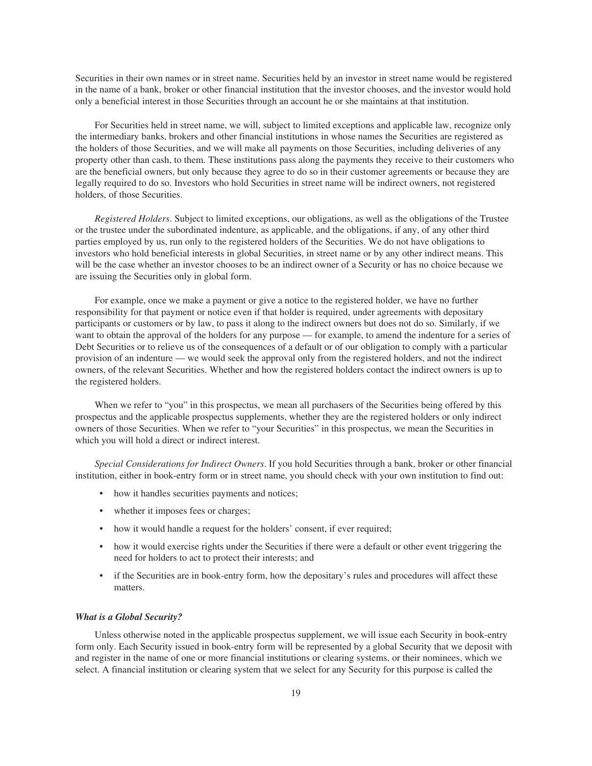Securities in their own names or in street name. Securities held by an investor in street name would be registered in the name of a bank, broker or other financial institution that the investor chooses, and the investor would hold only a beneficial interest in those Securities through an account he or she maintains at that institution.

For Securities held in street name, we will, subject to limited exceptions and applicable law, recognize only the intermediary banks, brokers and other financial institutions in whose names the Securities are registered as the holders of those Securities, and we will make all payments on those Securities, including deliveries of any property other than cash, to them. These institutions pass along the payments they receive to their customers who are the beneficial owners, but only because they agree to do so in their customer agreements or because they are legally required to do so. Investors who hold Securities in street name will be indirect owners, not registered holders, of those Securities.

*Registered Holders*. Subject to limited exceptions, our obligations, as well as the obligations of the Trustee or the trustee under the subordinated indenture, as applicable, and the obligations, if any, of any other third parties employed by us, run only to the registered holders of the Securities. We do not have obligations to investors who hold beneficial interests in global Securities, in street name or by any other indirect means. This will be the case whether an investor chooses to be an indirect owner of a Security or has no choice because we are issuing the Securities only in global form.

For example, once we make a payment or give a notice to the registered holder, we have no further responsibility for that payment or notice even if that holder is required, under agreements with depositary participants or customers or by law, to pass it along to the indirect owners but does not do so. Similarly, if we want to obtain the approval of the holders for any purpose — for example, to amend the indenture for a series of Debt Securities or to relieve us of the consequences of a default or of our obligation to comply with a particular provision of an indenture — we would seek the approval only from the registered holders, and not the indirect owners, of the relevant Securities. Whether and how the registered holders contact the indirect owners is up to the registered holders.

When we refer to "you" in this prospectus, we mean all purchasers of the Securities being offered by this prospectus and the applicable prospectus supplements, whether they are the registered holders or only indirect owners of those Securities. When we refer to "your Securities" in this prospectus, we mean the Securities in which you will hold a direct or indirect interest.

*Special Considerations for Indirect Owners*. If you hold Securities through a bank, broker or other financial institution, either in book-entry form or in street name, you should check with your own institution to find out:

- how it handles securities payments and notices;
- whether it imposes fees or charges;
- how it would handle a request for the holders' consent, if ever required;
- how it would exercise rights under the Securities if there were a default or other event triggering the need for holders to act to protect their interests; and
- if the Securities are in book-entry form, how the depositary's rules and procedures will affect these matters.

***What is a Global Security?***

Unless otherwise noted in the applicable prospectus supplement, we will issue each Security in book-entry form only. Each Security issued in book-entry form will be represented by a global Security that we deposit with and register in the name of one or more financial institutions or clearing systems, or their nominees, which we select. A financial institution or clearing system that we select for any Security for this purpose is called the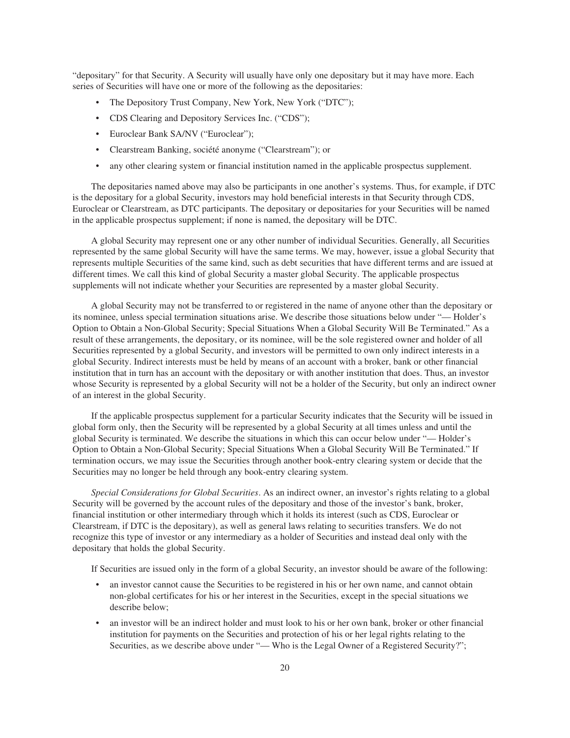"depositary" for that Security. A Security will usually have only one depositary but it may have more. Each series of Securities will have one or more of the following as the depositaries:

- The Depository Trust Company, New York, New York ("DTC");
- CDS Clearing and Depository Services Inc. ("CDS");
- Euroclear Bank SA/NV ("Euroclear");
- Clearstream Banking, société anonyme ("Clearstream"); or
- any other clearing system or financial institution named in the applicable prospectus supplement.

The depositaries named above may also be participants in one another's systems. Thus, for example, if DTC is the depositary for a global Security, investors may hold beneficial interests in that Security through CDS, Euroclear or Clearstream, as DTC participants. The depositary or depositaries for your Securities will be named in the applicable prospectus supplement; if none is named, the depositary will be DTC.

A global Security may represent one or any other number of individual Securities. Generally, all Securities represented by the same global Security will have the same terms. We may, however, issue a global Security that represents multiple Securities of the same kind, such as debt securities that have different terms and are issued at different times. We call this kind of global Security a master global Security. The applicable prospectus supplements will not indicate whether your Securities are represented by a master global Security.

A global Security may not be transferred to or registered in the name of anyone other than the depositary or its nominee, unless special termination situations arise. We describe those situations below under "— Holder's Option to Obtain a Non-Global Security; Special Situations When a Global Security Will Be Terminated." As a result of these arrangements, the depositary, or its nominee, will be the sole registered owner and holder of all Securities represented by a global Security, and investors will be permitted to own only indirect interests in a global Security. Indirect interests must be held by means of an account with a broker, bank or other financial institution that in turn has an account with the depositary or with another institution that does. Thus, an investor whose Security is represented by a global Security will not be a holder of the Security, but only an indirect owner of an interest in the global Security.

If the applicable prospectus supplement for a particular Security indicates that the Security will be issued in global form only, then the Security will be represented by a global Security at all times unless and until the global Security is terminated. We describe the situations in which this can occur below under "— Holder's Option to Obtain a Non-Global Security; Special Situations When a Global Security Will Be Terminated." If termination occurs, we may issue the Securities through another book-entry clearing system or decide that the Securities may no longer be held through any book-entry clearing system.

*Special Considerations for Global Securities*. As an indirect owner, an investor's rights relating to a global Security will be governed by the account rules of the depositary and those of the investor's bank, broker, financial institution or other intermediary through which it holds its interest (such as CDS, Euroclear or Clearstream, if DTC is the depositary), as well as general laws relating to securities transfers. We do not recognize this type of investor or any intermediary as a holder of Securities and instead deal only with the depositary that holds the global Security.

If Securities are issued only in the form of a global Security, an investor should be aware of the following:

- an investor cannot cause the Securities to be registered in his or her own name, and cannot obtain non-global certificates for his or her interest in the Securities, except in the special situations we describe below;
- an investor will be an indirect holder and must look to his or her own bank, broker or other financial institution for payments on the Securities and protection of his or her legal rights relating to the Securities, as we describe above under "— Who is the Legal Owner of a Registered Security?";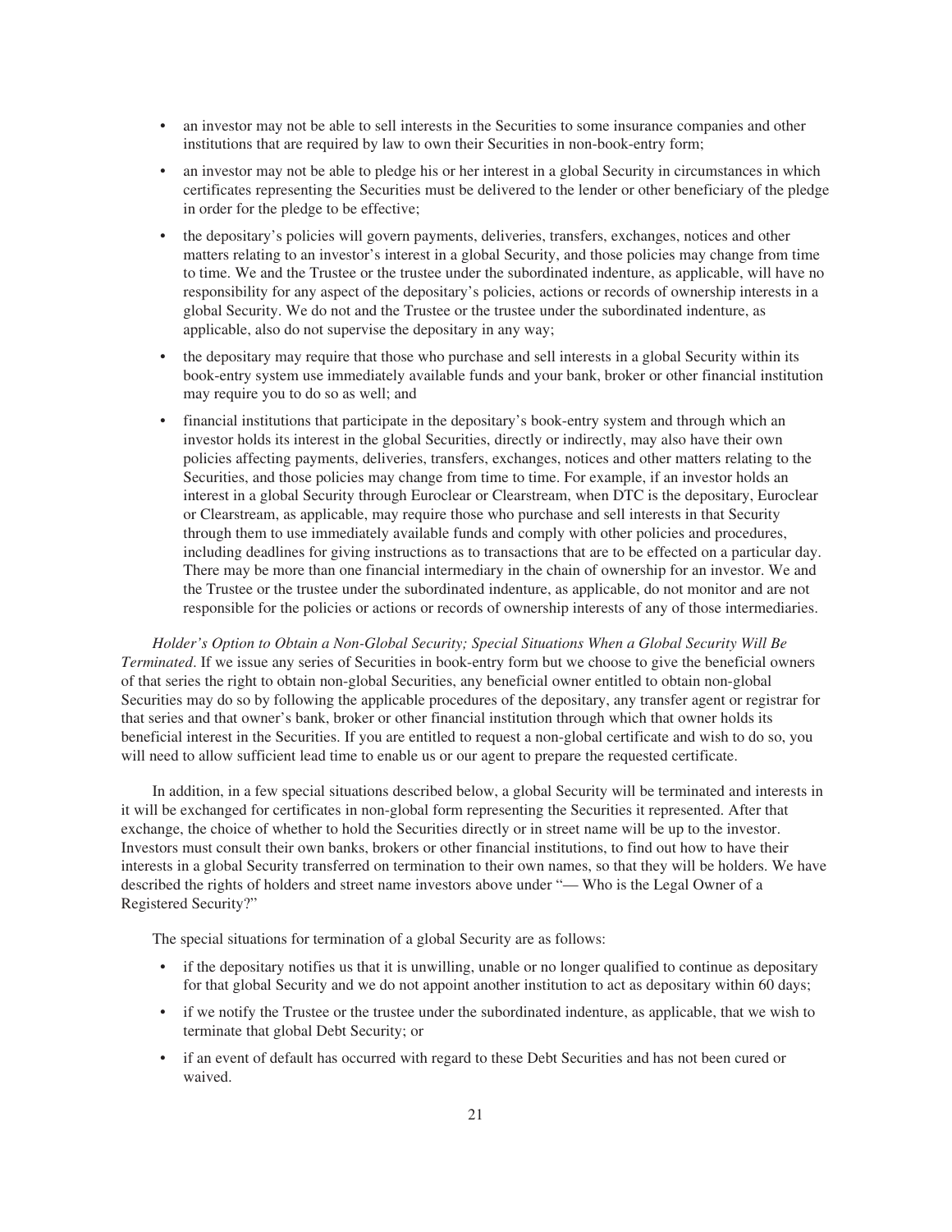- an investor may not be able to sell interests in the Securities to some insurance companies and other institutions that are required by law to own their Securities in non-book-entry form;
- an investor may not be able to pledge his or her interest in a global Security in circumstances in which certificates representing the Securities must be delivered to the lender or other beneficiary of the pledge in order for the pledge to be effective;
- the depositary's policies will govern payments, deliveries, transfers, exchanges, notices and other matters relating to an investor's interest in a global Security, and those policies may change from time to time. We and the Trustee or the trustee under the subordinated indenture, as applicable, will have no responsibility for any aspect of the depositary's policies, actions or records of ownership interests in a global Security. We do not and the Trustee or the trustee under the subordinated indenture, as applicable, also do not supervise the depositary in any way;
- the depositary may require that those who purchase and sell interests in a global Security within its book-entry system use immediately available funds and your bank, broker or other financial institution may require you to do so as well; and
- financial institutions that participate in the depositary's book-entry system and through which an investor holds its interest in the global Securities, directly or indirectly, may also have their own policies affecting payments, deliveries, transfers, exchanges, notices and other matters relating to the Securities, and those policies may change from time to time. For example, if an investor holds an interest in a global Security through Euroclear or Clearstream, when DTC is the depositary, Euroclear or Clearstream, as applicable, may require those who purchase and sell interests in that Security through them to use immediately available funds and comply with other policies and procedures, including deadlines for giving instructions as to transactions that are to be effected on a particular day. There may be more than one financial intermediary in the chain of ownership for an investor. We and the Trustee or the trustee under the subordinated indenture, as applicable, do not monitor and are not responsible for the policies or actions or records of ownership interests of any of those intermediaries.

*Holder's Option to Obtain a Non-Global Security; Special Situations When a Global Security Will Be Terminated*. If we issue any series of Securities in book-entry form but we choose to give the beneficial owners of that series the right to obtain non-global Securities, any beneficial owner entitled to obtain non-global Securities may do so by following the applicable procedures of the depositary, any transfer agent or registrar for that series and that owner's bank, broker or other financial institution through which that owner holds its beneficial interest in the Securities. If you are entitled to request a non-global certificate and wish to do so, you will need to allow sufficient lead time to enable us or our agent to prepare the requested certificate.

In addition, in a few special situations described below, a global Security will be terminated and interests in it will be exchanged for certificates in non-global form representing the Securities it represented. After that exchange, the choice of whether to hold the Securities directly or in street name will be up to the investor. Investors must consult their own banks, brokers or other financial institutions, to find out how to have their interests in a global Security transferred on termination to their own names, so that they will be holders. We have described the rights of holders and street name investors above under "— Who is the Legal Owner of a Registered Security?"

The special situations for termination of a global Security are as follows:

- if the depositary notifies us that it is unwilling, unable or no longer qualified to continue as depositary for that global Security and we do not appoint another institution to act as depositary within 60 days;
- if we notify the Trustee or the trustee under the subordinated indenture, as applicable, that we wish to terminate that global Debt Security; or
- if an event of default has occurred with regard to these Debt Securities and has not been cured or waived.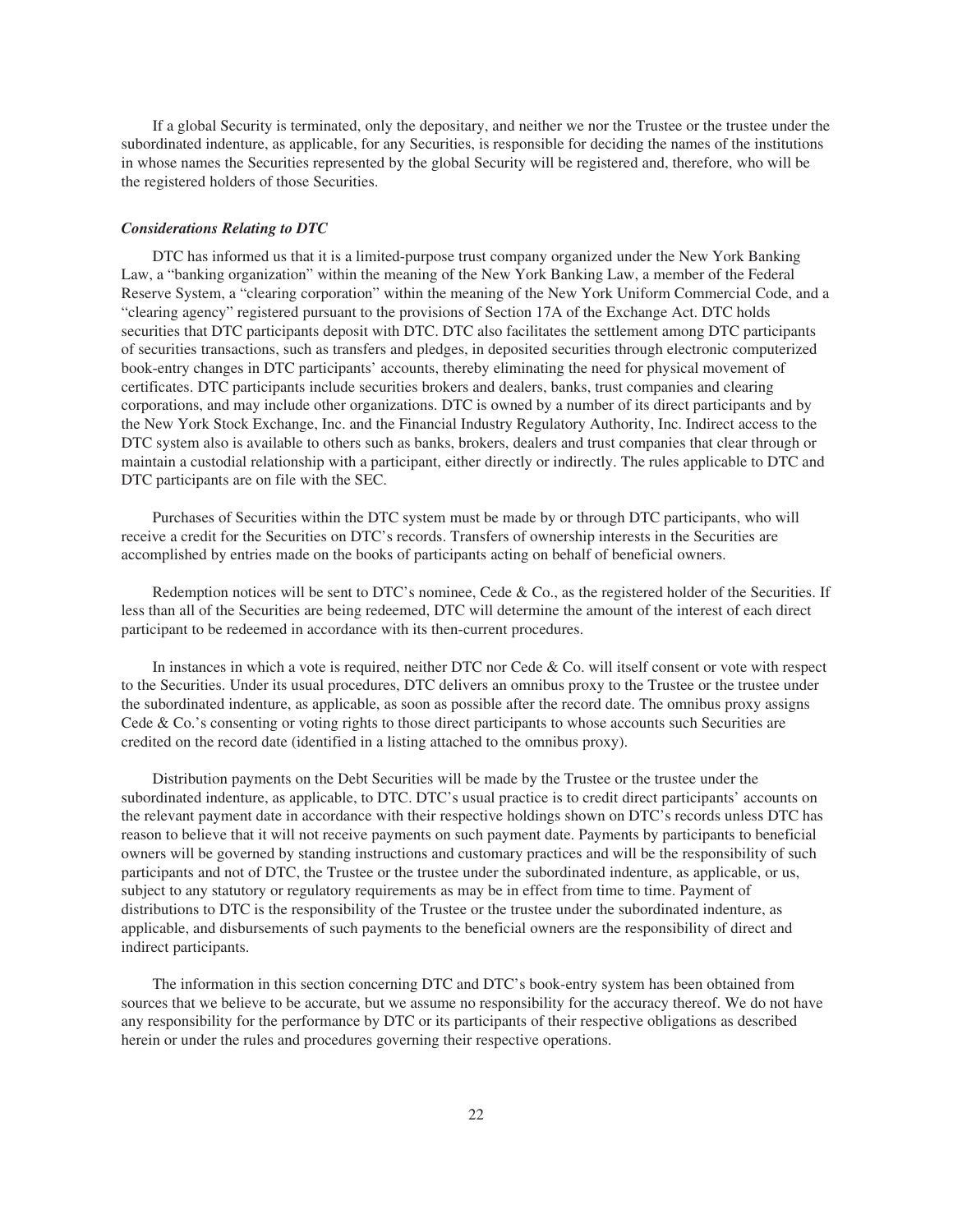If a global Security is terminated, only the depositary, and neither we nor the Trustee or the trustee under the subordinated indenture, as applicable, for any Securities, is responsible for deciding the names of the institutions in whose names the Securities represented by the global Security will be registered and, therefore, who will be the registered holders of those Securities.

### *Considerations Relating to DTC*

DTC has informed us that it is a limited-purpose trust company organized under the New York Banking Law, a "banking organization" within the meaning of the New York Banking Law, a member of the Federal Reserve System, a "clearing corporation" within the meaning of the New York Uniform Commercial Code, and a "clearing agency" registered pursuant to the provisions of Section 17A of the Exchange Act. DTC holds securities that DTC participants deposit with DTC. DTC also facilitates the settlement among DTC participants of securities transactions, such as transfers and pledges, in deposited securities through electronic computerized book-entry changes in DTC participants' accounts, thereby eliminating the need for physical movement of certificates. DTC participants include securities brokers and dealers, banks, trust companies and clearing corporations, and may include other organizations. DTC is owned by a number of its direct participants and by the New York Stock Exchange, Inc. and the Financial Industry Regulatory Authority, Inc. Indirect access to the DTC system also is available to others such as banks, brokers, dealers and trust companies that clear through or maintain a custodial relationship with a participant, either directly or indirectly. The rules applicable to DTC and DTC participants are on file with the SEC.

Purchases of Securities within the DTC system must be made by or through DTC participants, who will receive a credit for the Securities on DTC's records. Transfers of ownership interests in the Securities are accomplished by entries made on the books of participants acting on behalf of beneficial owners.

Redemption notices will be sent to DTC's nominee, Cede & Co., as the registered holder of the Securities. If less than all of the Securities are being redeemed, DTC will determine the amount of the interest of each direct participant to be redeemed in accordance with its then-current procedures.

In instances in which a vote is required, neither DTC nor Cede & Co. will itself consent or vote with respect to the Securities. Under its usual procedures, DTC delivers an omnibus proxy to the Trustee or the trustee under the subordinated indenture, as applicable, as soon as possible after the record date. The omnibus proxy assigns Cede & Co.'s consenting or voting rights to those direct participants to whose accounts such Securities are credited on the record date (identified in a listing attached to the omnibus proxy).

Distribution payments on the Debt Securities will be made by the Trustee or the trustee under the subordinated indenture, as applicable, to DTC. DTC's usual practice is to credit direct participants' accounts on the relevant payment date in accordance with their respective holdings shown on DTC's records unless DTC has reason to believe that it will not receive payments on such payment date. Payments by participants to beneficial owners will be governed by standing instructions and customary practices and will be the responsibility of such participants and not of DTC, the Trustee or the trustee under the subordinated indenture, as applicable, or us, subject to any statutory or regulatory requirements as may be in effect from time to time. Payment of distributions to DTC is the responsibility of the Trustee or the trustee under the subordinated indenture, as applicable, and disbursements of such payments to the beneficial owners are the responsibility of direct and indirect participants.

The information in this section concerning DTC and DTC's book-entry system has been obtained from sources that we believe to be accurate, but we assume no responsibility for the accuracy thereof. We do not have any responsibility for the performance by DTC or its participants of their respective obligations as described herein or under the rules and procedures governing their respective operations.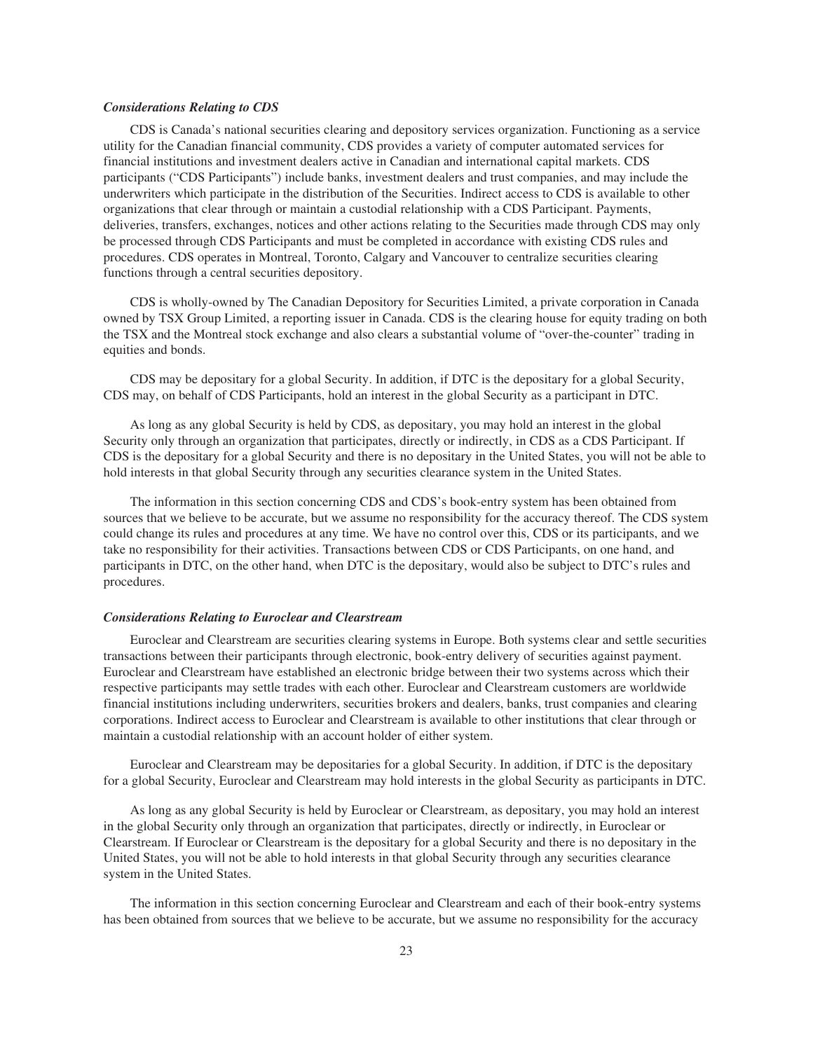### *Considerations Relating to CDS*

CDS is Canada's national securities clearing and depository services organization. Functioning as a service utility for the Canadian financial community, CDS provides a variety of computer automated services for financial institutions and investment dealers active in Canadian and international capital markets. CDS participants ("CDS Participants") include banks, investment dealers and trust companies, and may include the underwriters which participate in the distribution of the Securities. Indirect access to CDS is available to other organizations that clear through or maintain a custodial relationship with a CDS Participant. Payments, deliveries, transfers, exchanges, notices and other actions relating to the Securities made through CDS may only be processed through CDS Participants and must be completed in accordance with existing CDS rules and procedures. CDS operates in Montreal, Toronto, Calgary and Vancouver to centralize securities clearing functions through a central securities depository.

CDS is wholly-owned by The Canadian Depository for Securities Limited, a private corporation in Canada owned by TSX Group Limited, a reporting issuer in Canada. CDS is the clearing house for equity trading on both the TSX and the Montreal stock exchange and also clears a substantial volume of "over-the-counter" trading in equities and bonds.

CDS may be depositary for a global Security. In addition, if DTC is the depositary for a global Security, CDS may, on behalf of CDS Participants, hold an interest in the global Security as a participant in DTC.

As long as any global Security is held by CDS, as depositary, you may hold an interest in the global Security only through an organization that participates, directly or indirectly, in CDS as a CDS Participant. If CDS is the depositary for a global Security and there is no depositary in the United States, you will not be able to hold interests in that global Security through any securities clearance system in the United States.

The information in this section concerning CDS and CDS's book-entry system has been obtained from sources that we believe to be accurate, but we assume no responsibility for the accuracy thereof. The CDS system could change its rules and procedures at any time. We have no control over this, CDS or its participants, and we take no responsibility for their activities. Transactions between CDS or CDS Participants, on one hand, and participants in DTC, on the other hand, when DTC is the depositary, would also be subject to DTC's rules and procedures.

### *Considerations Relating to Euroclear and Clearstream*

Euroclear and Clearstream are securities clearing systems in Europe. Both systems clear and settle securities transactions between their participants through electronic, book-entry delivery of securities against payment. Euroclear and Clearstream have established an electronic bridge between their two systems across which their respective participants may settle trades with each other. Euroclear and Clearstream customers are worldwide financial institutions including underwriters, securities brokers and dealers, banks, trust companies and clearing corporations. Indirect access to Euroclear and Clearstream is available to other institutions that clear through or maintain a custodial relationship with an account holder of either system.

Euroclear and Clearstream may be depositaries for a global Security. In addition, if DTC is the depositary for a global Security, Euroclear and Clearstream may hold interests in the global Security as participants in DTC.

As long as any global Security is held by Euroclear or Clearstream, as depositary, you may hold an interest in the global Security only through an organization that participates, directly or indirectly, in Euroclear or Clearstream. If Euroclear or Clearstream is the depositary for a global Security and there is no depositary in the United States, you will not be able to hold interests in that global Security through any securities clearance system in the United States.

The information in this section concerning Euroclear and Clearstream and each of their book-entry systems has been obtained from sources that we believe to be accurate, but we assume no responsibility for the accuracy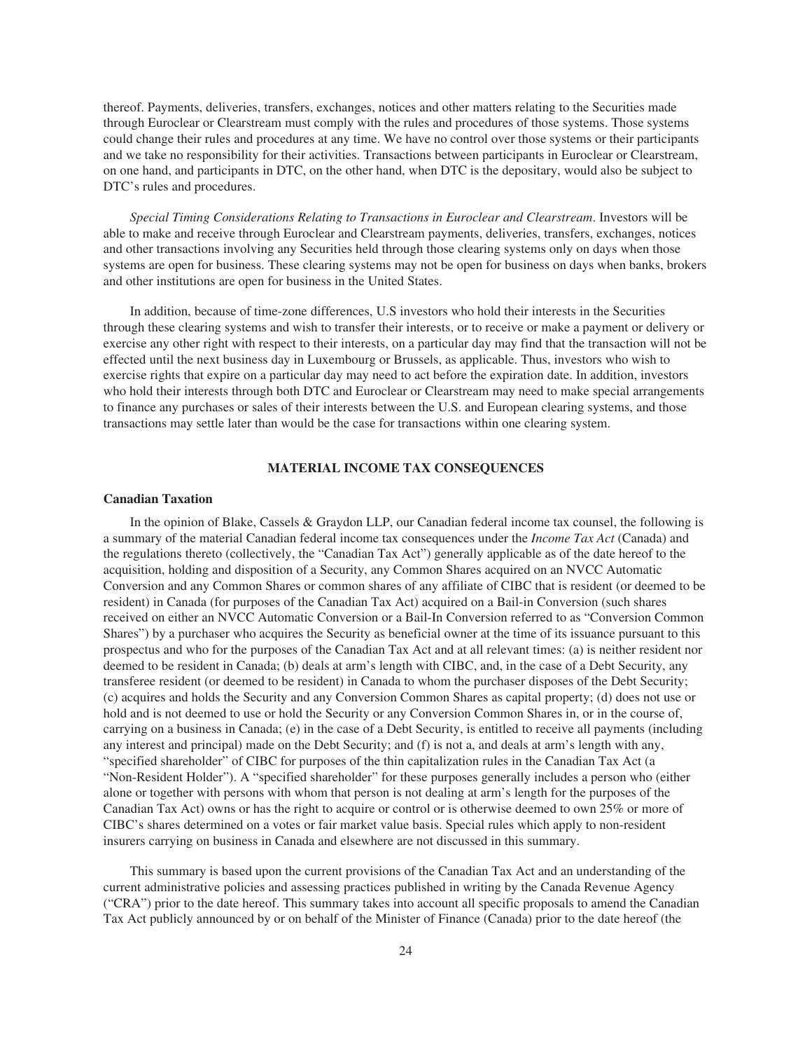thereof. Payments, deliveries, transfers, exchanges, notices and other matters relating to the Securities made through Euroclear or Clearstream must comply with the rules and procedures of those systems. Those systems could change their rules and procedures at any time. We have no control over those systems or their participants and we take no responsibility for their activities. Transactions between participants in Euroclear or Clearstream, on one hand, and participants in DTC, on the other hand, when DTC is the depositary, would also be subject to DTC's rules and procedures.

*Special Timing Considerations Relating to Transactions in Euroclear and Clearstream*. Investors will be able to make and receive through Euroclear and Clearstream payments, deliveries, transfers, exchanges, notices and other transactions involving any Securities held through those clearing systems only on days when those systems are open for business. These clearing systems may not be open for business on days when banks, brokers and other institutions are open for business in the United States.

In addition, because of time-zone differences, U.S investors who hold their interests in the Securities through these clearing systems and wish to transfer their interests, or to receive or make a payment or delivery or exercise any other right with respect to their interests, on a particular day may find that the transaction will not be effected until the next business day in Luxembourg or Brussels, as applicable. Thus, investors who wish to exercise rights that expire on a particular day may need to act before the expiration date. In addition, investors who hold their interests through both DTC and Euroclear or Clearstream may need to make special arrangements to finance any purchases or sales of their interests between the U.S. and European clearing systems, and those transactions may settle later than would be the case for transactions within one clearing system.

## MATERIAL INCOME TAX CONSEQUENCES

### Canadian Taxation

In the opinion of Blake, Cassels & Graydon LLP, our Canadian federal income tax counsel, the following is a summary of the material Canadian federal income tax consequences under the *Income Tax Act* (Canada) and the regulations thereto (collectively, the "Canadian Tax Act") generally applicable as of the date hereof to the acquisition, holding and disposition of a Security, any Common Shares acquired on an NVCC Automatic Conversion and any Common Shares or common shares of any affiliate of CIBC that is resident (or deemed to be resident) in Canada (for purposes of the Canadian Tax Act) acquired on a Bail-in Conversion (such shares received on either an NVCC Automatic Conversion or a Bail-In Conversion referred to as "Conversion Common Shares") by a purchaser who acquires the Security as beneficial owner at the time of its issuance pursuant to this prospectus and who for the purposes of the Canadian Tax Act and at all relevant times: (a) is neither resident nor deemed to be resident in Canada; (b) deals at arm's length with CIBC, and, in the case of a Debt Security, any transferee resident (or deemed to be resident) in Canada to whom the purchaser disposes of the Debt Security; (c) acquires and holds the Security and any Conversion Common Shares as capital property; (d) does not use or hold and is not deemed to use or hold the Security or any Conversion Common Shares in, or in the course of, carrying on a business in Canada; (e) in the case of a Debt Security, is entitled to receive all payments (including any interest and principal) made on the Debt Security; and (f) is not a, and deals at arm's length with any, "specified shareholder" of CIBC for purposes of the thin capitalization rules in the Canadian Tax Act (a "Non-Resident Holder"). A "specified shareholder" for these purposes generally includes a person who (either alone or together with persons with whom that person is not dealing at arm's length for the purposes of the Canadian Tax Act) owns or has the right to acquire or control or is otherwise deemed to own 25% or more of CIBC's shares determined on a votes or fair market value basis. Special rules which apply to non-resident insurers carrying on business in Canada and elsewhere are not discussed in this summary.

This summary is based upon the current provisions of the Canadian Tax Act and an understanding of the current administrative policies and assessing practices published in writing by the Canada Revenue Agency ("CRA") prior to the date hereof. This summary takes into account all specific proposals to amend the Canadian Tax Act publicly announced by or on behalf of the Minister of Finance (Canada) prior to the date hereof (the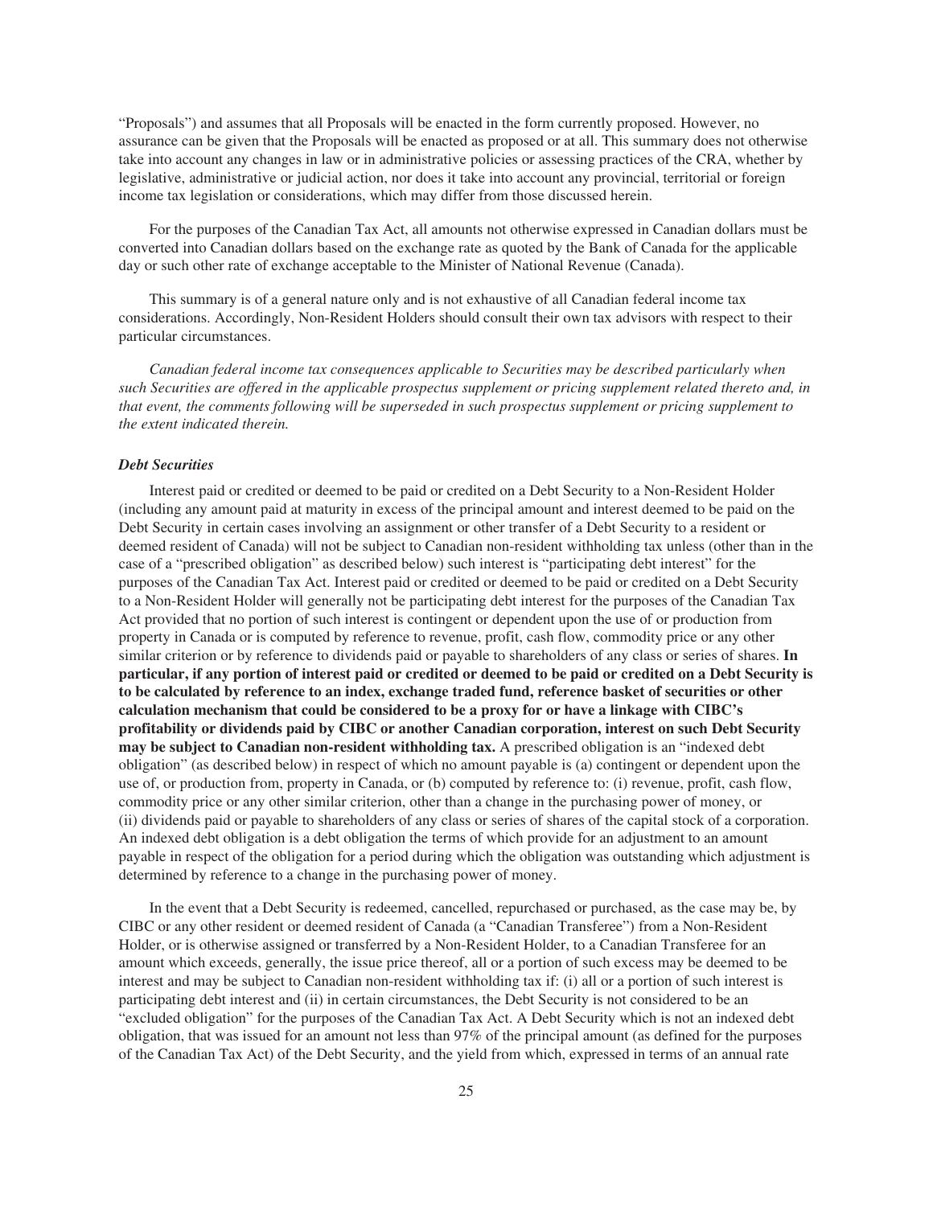"Proposals") and assumes that all Proposals will be enacted in the form currently proposed. However, no assurance can be given that the Proposals will be enacted as proposed or at all. This summary does not otherwise take into account any changes in law or in administrative policies or assessing practices of the CRA, whether by legislative, administrative or judicial action, nor does it take into account any provincial, territorial or foreign income tax legislation or considerations, which may differ from those discussed herein.

For the purposes of the Canadian Tax Act, all amounts not otherwise expressed in Canadian dollars must be converted into Canadian dollars based on the exchange rate as quoted by the Bank of Canada for the applicable day or such other rate of exchange acceptable to the Minister of National Revenue (Canada).

This summary is of a general nature only and is not exhaustive of all Canadian federal income tax considerations. Accordingly, Non-Resident Holders should consult their own tax advisors with respect to their particular circumstances.

*Canadian federal income tax consequences applicable to Securities may be described particularly when such Securities are offered in the applicable prospectus supplement or pricing supplement related thereto and, in that event, the comments following will be superseded in such prospectus supplement or pricing supplement to the extent indicated therein.*

### *Debt Securities*

Interest paid or credited or deemed to be paid or credited on a Debt Security to a Non-Resident Holder (including any amount paid at maturity in excess of the principal amount and interest deemed to be paid on the Debt Security in certain cases involving an assignment or other transfer of a Debt Security to a resident or deemed resident of Canada) will not be subject to Canadian non-resident withholding tax unless (other than in the case of a "prescribed obligation" as described below) such interest is "participating debt interest" for the purposes of the Canadian Tax Act. Interest paid or credited or deemed to be paid or credited on a Debt Security to a Non-Resident Holder will generally not be participating debt interest for the purposes of the Canadian Tax Act provided that no portion of such interest is contingent or dependent upon the use of or production from property in Canada or is computed by reference to revenue, profit, cash flow, commodity price or any other similar criterion or by reference to dividends paid or payable to shareholders of any class or series of shares. **In particular, if any portion of interest paid or credited or deemed to be paid or credited on a Debt Security is to be calculated by reference to an index, exchange traded fund, reference basket of securities or other calculation mechanism that could be considered to be a proxy for or have a linkage with CIBC's profitability or dividends paid by CIBC or another Canadian corporation, interest on such Debt Security may be subject to Canadian non-resident withholding tax.** A prescribed obligation is an "indexed debt obligation" (as described below) in respect of which no amount payable is (a) contingent or dependent upon the use of, or production from, property in Canada, or (b) computed by reference to: (i) revenue, profit, cash flow, commodity price or any other similar criterion, other than a change in the purchasing power of money, or (ii) dividends paid or payable to shareholders of any class or series of shares of the capital stock of a corporation. An indexed debt obligation is a debt obligation the terms of which provide for an adjustment to an amount payable in respect of the obligation for a period during which the obligation was outstanding which adjustment is determined by reference to a change in the purchasing power of money.

In the event that a Debt Security is redeemed, cancelled, repurchased or purchased, as the case may be, by CIBC or any other resident or deemed resident of Canada (a "Canadian Transferee") from a Non-Resident Holder, or is otherwise assigned or transferred by a Non-Resident Holder, to a Canadian Transferee for an amount which exceeds, generally, the issue price thereof, all or a portion of such excess may be deemed to be interest and may be subject to Canadian non-resident withholding tax if: (i) all or a portion of such interest is participating debt interest and (ii) in certain circumstances, the Debt Security is not considered to be an "excluded obligation" for the purposes of the Canadian Tax Act. A Debt Security which is not an indexed debt obligation, that was issued for an amount not less than 97% of the principal amount (as defined for the purposes of the Canadian Tax Act) of the Debt Security, and the yield from which, expressed in terms of an annual rate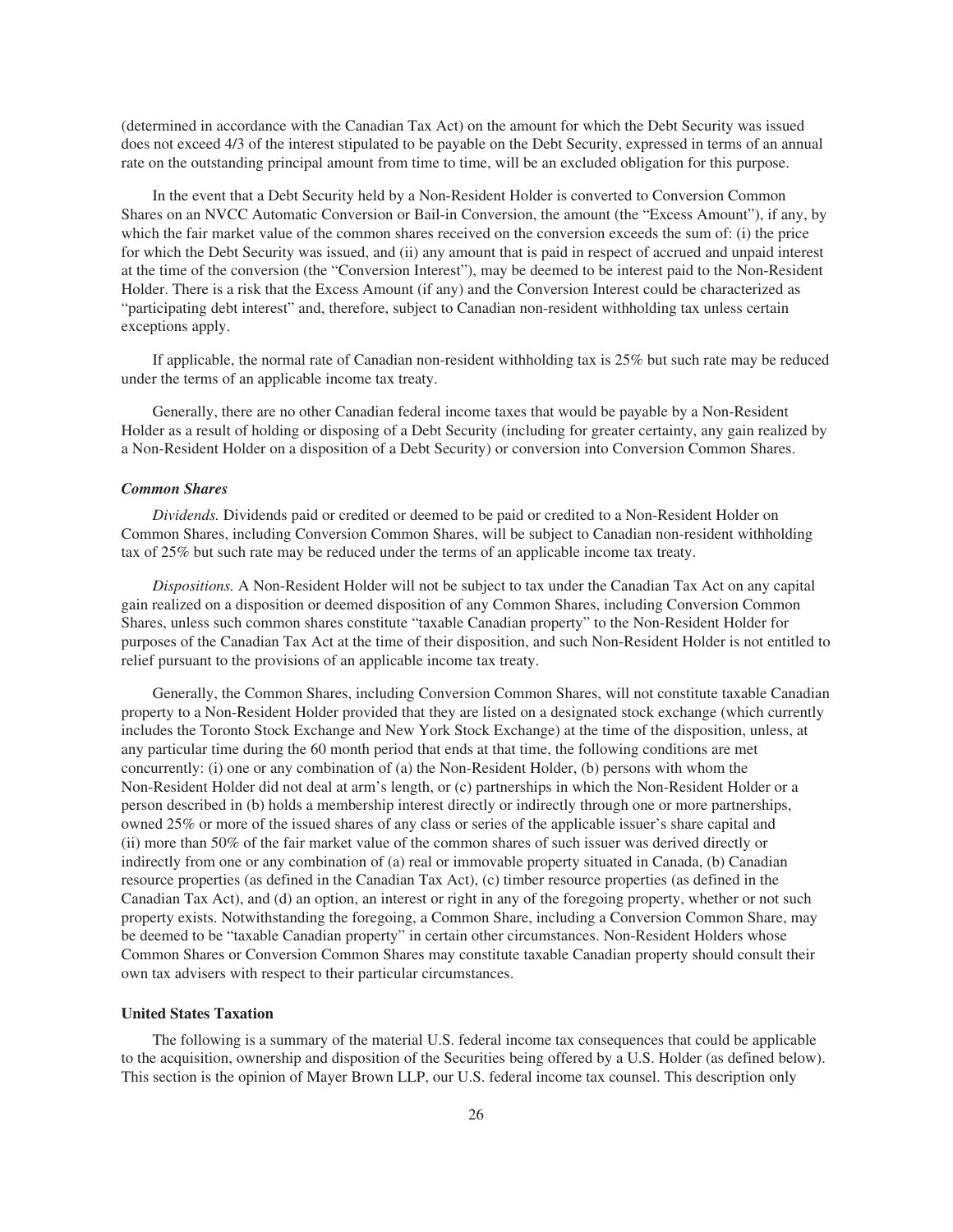(determined in accordance with the Canadian Tax Act) on the amount for which the Debt Security was issued does not exceed 4/3 of the interest stipulated to be payable on the Debt Security, expressed in terms of an annual rate on the outstanding principal amount from time to time, will be an excluded obligation for this purpose.

In the event that a Debt Security held by a Non-Resident Holder is converted to Conversion Common Shares on an NVCC Automatic Conversion or Bail-in Conversion, the amount (the "Excess Amount"), if any, by which the fair market value of the common shares received on the conversion exceeds the sum of: (i) the price for which the Debt Security was issued, and (ii) any amount that is paid in respect of accrued and unpaid interest at the time of the conversion (the "Conversion Interest"), may be deemed to be interest paid to the Non-Resident Holder. There is a risk that the Excess Amount (if any) and the Conversion Interest could be characterized as "participating debt interest" and, therefore, subject to Canadian non-resident withholding tax unless certain exceptions apply.

If applicable, the normal rate of Canadian non-resident withholding tax is 25% but such rate may be reduced under the terms of an applicable income tax treaty.

Generally, there are no other Canadian federal income taxes that would be payable by a Non-Resident Holder as a result of holding or disposing of a Debt Security (including for greater certainty, any gain realized by a Non-Resident Holder on a disposition of a Debt Security) or conversion into Conversion Common Shares.

***Common Shares***

*Dividends.* Dividends paid or credited or deemed to be paid or credited to a Non-Resident Holder on Common Shares, including Conversion Common Shares, will be subject to Canadian non-resident withholding tax of 25% but such rate may be reduced under the terms of an applicable income tax treaty.

*Dispositions.* A Non-Resident Holder will not be subject to tax under the Canadian Tax Act on any capital gain realized on a disposition or deemed disposition of any Common Shares, including Conversion Common Shares, unless such common shares constitute "taxable Canadian property" to the Non-Resident Holder for purposes of the Canadian Tax Act at the time of their disposition, and such Non-Resident Holder is not entitled to relief pursuant to the provisions of an applicable income tax treaty.

Generally, the Common Shares, including Conversion Common Shares, will not constitute taxable Canadian property to a Non-Resident Holder provided that they are listed on a designated stock exchange (which currently includes the Toronto Stock Exchange and New York Stock Exchange) at the time of the disposition, unless, at any particular time during the 60 month period that ends at that time, the following conditions are met concurrently: (i) one or any combination of (a) the Non-Resident Holder, (b) persons with whom the Non-Resident Holder did not deal at arm's length, or (c) partnerships in which the Non-Resident Holder or a person described in (b) holds a membership interest directly or indirectly through one or more partnerships, owned 25% or more of the issued shares of any class or series of the applicable issuer's share capital and (ii) more than 50% of the fair market value of the common shares of such issuer was derived directly or indirectly from one or any combination of (a) real or immovable property situated in Canada, (b) Canadian resource properties (as defined in the Canadian Tax Act), (c) timber resource properties (as defined in the Canadian Tax Act), and (d) an option, an interest or right in any of the foregoing property, whether or not such property exists. Notwithstanding the foregoing, a Common Share, including a Conversion Common Share, may be deemed to be "taxable Canadian property" in certain other circumstances. Non-Resident Holders whose Common Shares or Conversion Common Shares may constitute taxable Canadian property should consult their own tax advisers with respect to their particular circumstances.

**United States Taxation**

The following is a summary of the material U.S. federal income tax consequences that could be applicable to the acquisition, ownership and disposition of the Securities being offered by a U.S. Holder (as defined below). This section is the opinion of Mayer Brown LLP, our U.S. federal income tax counsel. This description only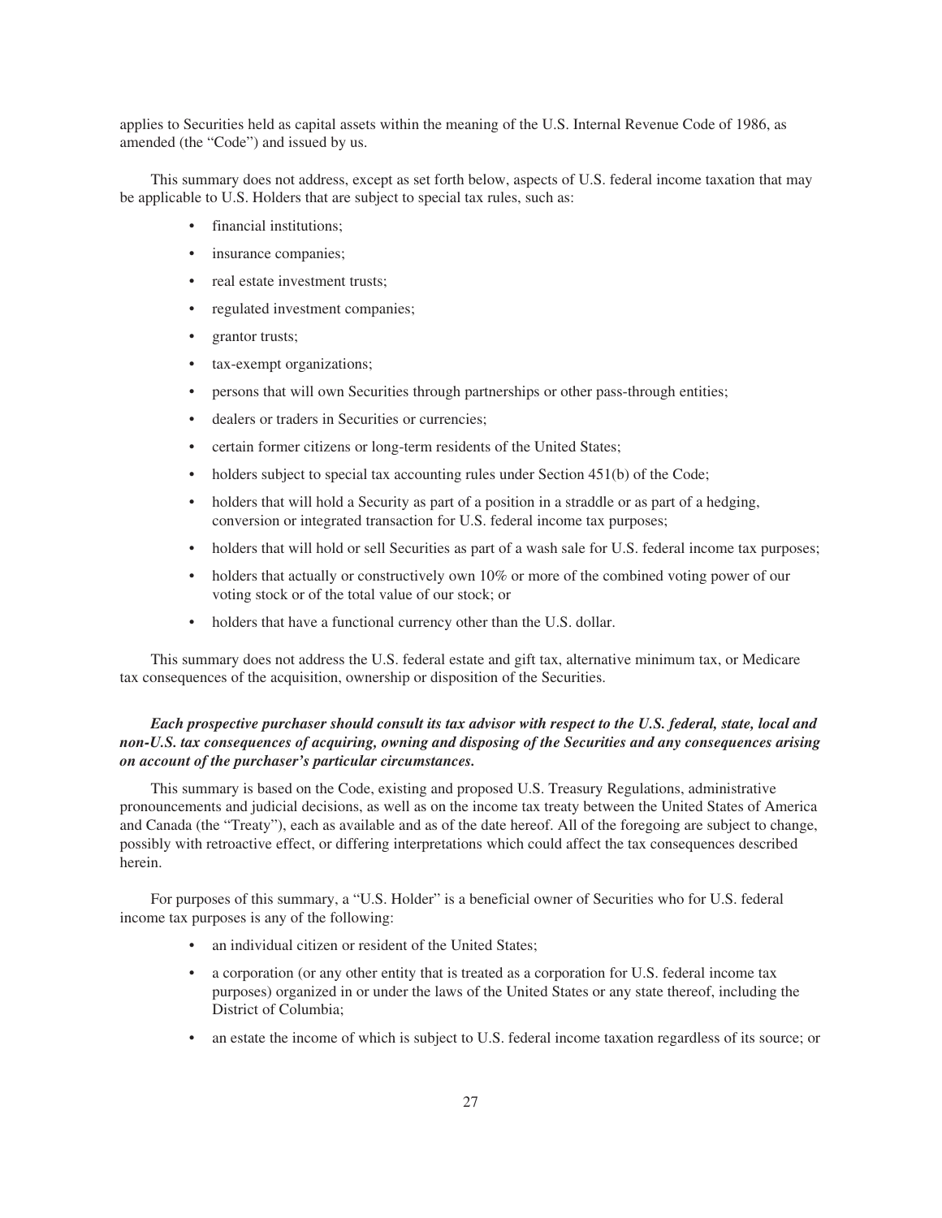applies to Securities held as capital assets within the meaning of the U.S. Internal Revenue Code of 1986, as amended (the "Code") and issued by us.

This summary does not address, except as set forth below, aspects of U.S. federal income taxation that may be applicable to U.S. Holders that are subject to special tax rules, such as:

- financial institutions;
- insurance companies;
- real estate investment trusts;
- regulated investment companies;
- grantor trusts;
- tax-exempt organizations;
- persons that will own Securities through partnerships or other pass-through entities;
- dealers or traders in Securities or currencies;
- certain former citizens or long-term residents of the United States;
- holders subject to special tax accounting rules under Section 451(b) of the Code;
- holders that will hold a Security as part of a position in a straddle or as part of a hedging, conversion or integrated transaction for U.S. federal income tax purposes;
- holders that will hold or sell Securities as part of a wash sale for U.S. federal income tax purposes;
- holders that actually or constructively own 10% or more of the combined voting power of our voting stock or of the total value of our stock; or
- holders that have a functional currency other than the U.S. dollar.

This summary does not address the U.S. federal estate and gift tax, alternative minimum tax, or Medicare tax consequences of the acquisition, ownership or disposition of the Securities.

***Each prospective purchaser should consult its tax advisor with respect to the U.S. federal, state, local and non-U.S. tax consequences of acquiring, owning and disposing of the Securities and any consequences arising on account of the purchaser's particular circumstances.***

This summary is based on the Code, existing and proposed U.S. Treasury Regulations, administrative pronouncements and judicial decisions, as well as on the income tax treaty between the United States of America and Canada (the "Treaty"), each as available and as of the date hereof. All of the foregoing are subject to change, possibly with retroactive effect, or differing interpretations which could affect the tax consequences described herein.

For purposes of this summary, a "U.S. Holder" is a beneficial owner of Securities who for U.S. federal income tax purposes is any of the following:

- an individual citizen or resident of the United States;
- a corporation (or any other entity that is treated as a corporation for U.S. federal income tax purposes) organized in or under the laws of the United States or any state thereof, including the District of Columbia;
- an estate the income of which is subject to U.S. federal income taxation regardless of its source; or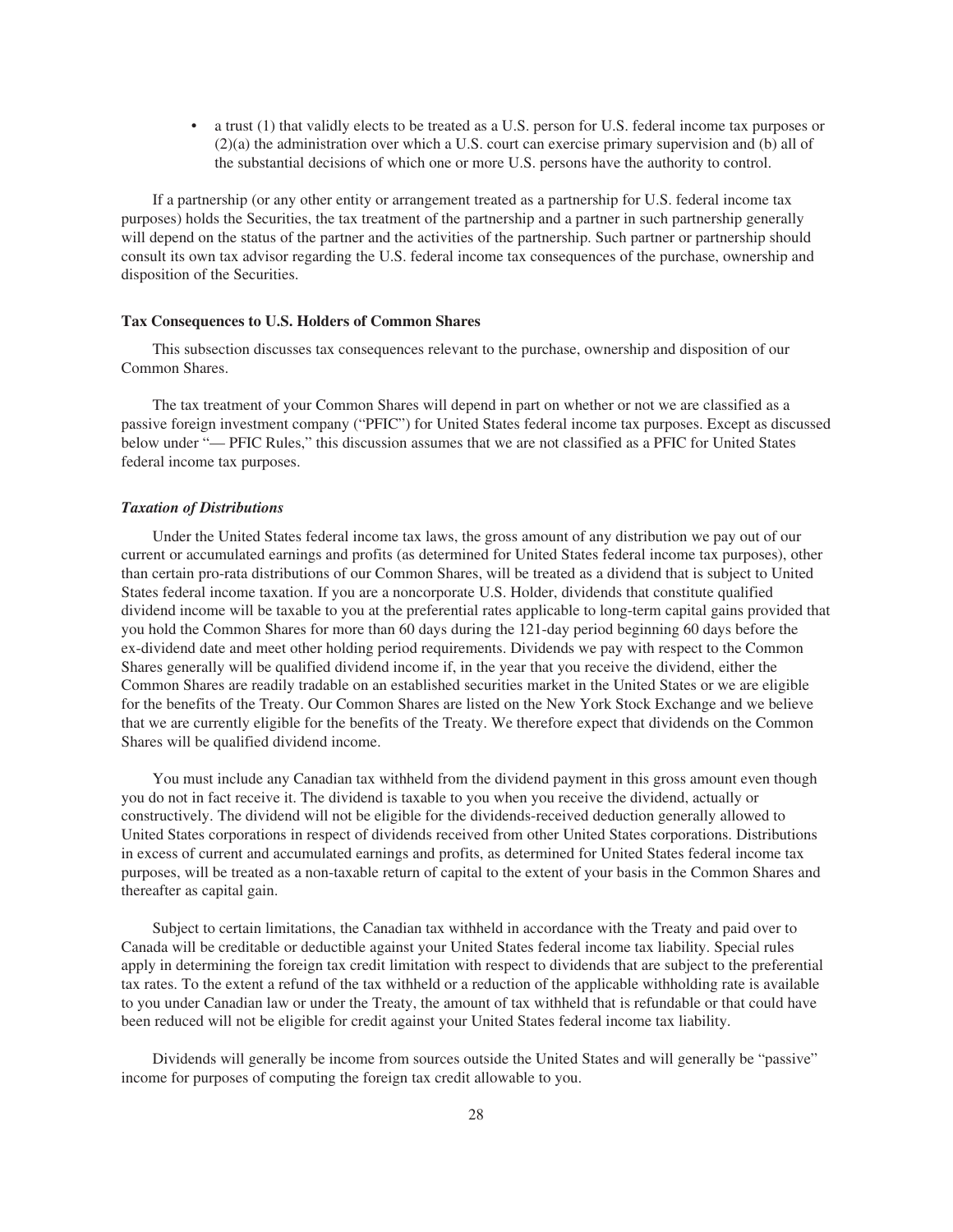- a trust (1) that validly elects to be treated as a U.S. person for U.S. federal income tax purposes or (2)(a) the administration over which a U.S. court can exercise primary supervision and (b) all of the substantial decisions of which one or more U.S. persons have the authority to control.

If a partnership (or any other entity or arrangement treated as a partnership for U.S. federal income tax purposes) holds the Securities, the tax treatment of the partnership and a partner in such partnership generally will depend on the status of the partner and the activities of the partnership. Such partner or partnership should consult its own tax advisor regarding the U.S. federal income tax consequences of the purchase, ownership and disposition of the Securities.

**Tax Consequences to U.S. Holders of Common Shares**

This subsection discusses tax consequences relevant to the purchase, ownership and disposition of our Common Shares.

The tax treatment of your Common Shares will depend in part on whether or not we are classified as a passive foreign investment company ("PFIC") for United States federal income tax purposes. Except as discussed below under "— PFIC Rules," this discussion assumes that we are not classified as a PFIC for United States federal income tax purposes.

***Taxation of Distributions***

Under the United States federal income tax laws, the gross amount of any distribution we pay out of our current or accumulated earnings and profits (as determined for United States federal income tax purposes), other than certain pro-rata distributions of our Common Shares, will be treated as a dividend that is subject to United States federal income taxation. If you are a noncorporate U.S. Holder, dividends that constitute qualified dividend income will be taxable to you at the preferential rates applicable to long-term capital gains provided that you hold the Common Shares for more than 60 days during the 121-day period beginning 60 days before the ex-dividend date and meet other holding period requirements. Dividends we pay with respect to the Common Shares generally will be qualified dividend income if, in the year that you receive the dividend, either the Common Shares are readily tradable on an established securities market in the United States or we are eligible for the benefits of the Treaty. Our Common Shares are listed on the New York Stock Exchange and we believe that we are currently eligible for the benefits of the Treaty. We therefore expect that dividends on the Common Shares will be qualified dividend income.

You must include any Canadian tax withheld from the dividend payment in this gross amount even though you do not in fact receive it. The dividend is taxable to you when you receive the dividend, actually or constructively. The dividend will not be eligible for the dividends-received deduction generally allowed to United States corporations in respect of dividends received from other United States corporations. Distributions in excess of current and accumulated earnings and profits, as determined for United States federal income tax purposes, will be treated as a non-taxable return of capital to the extent of your basis in the Common Shares and thereafter as capital gain.

Subject to certain limitations, the Canadian tax withheld in accordance with the Treaty and paid over to Canada will be creditable or deductible against your United States federal income tax liability. Special rules apply in determining the foreign tax credit limitation with respect to dividends that are subject to the preferential tax rates. To the extent a refund of the tax withheld or a reduction of the applicable withholding rate is available to you under Canadian law or under the Treaty, the amount of tax withheld that is refundable or that could have been reduced will not be eligible for credit against your United States federal income tax liability.

Dividends will generally be income from sources outside the United States and will generally be "passive" income for purposes of computing the foreign tax credit allowable to you.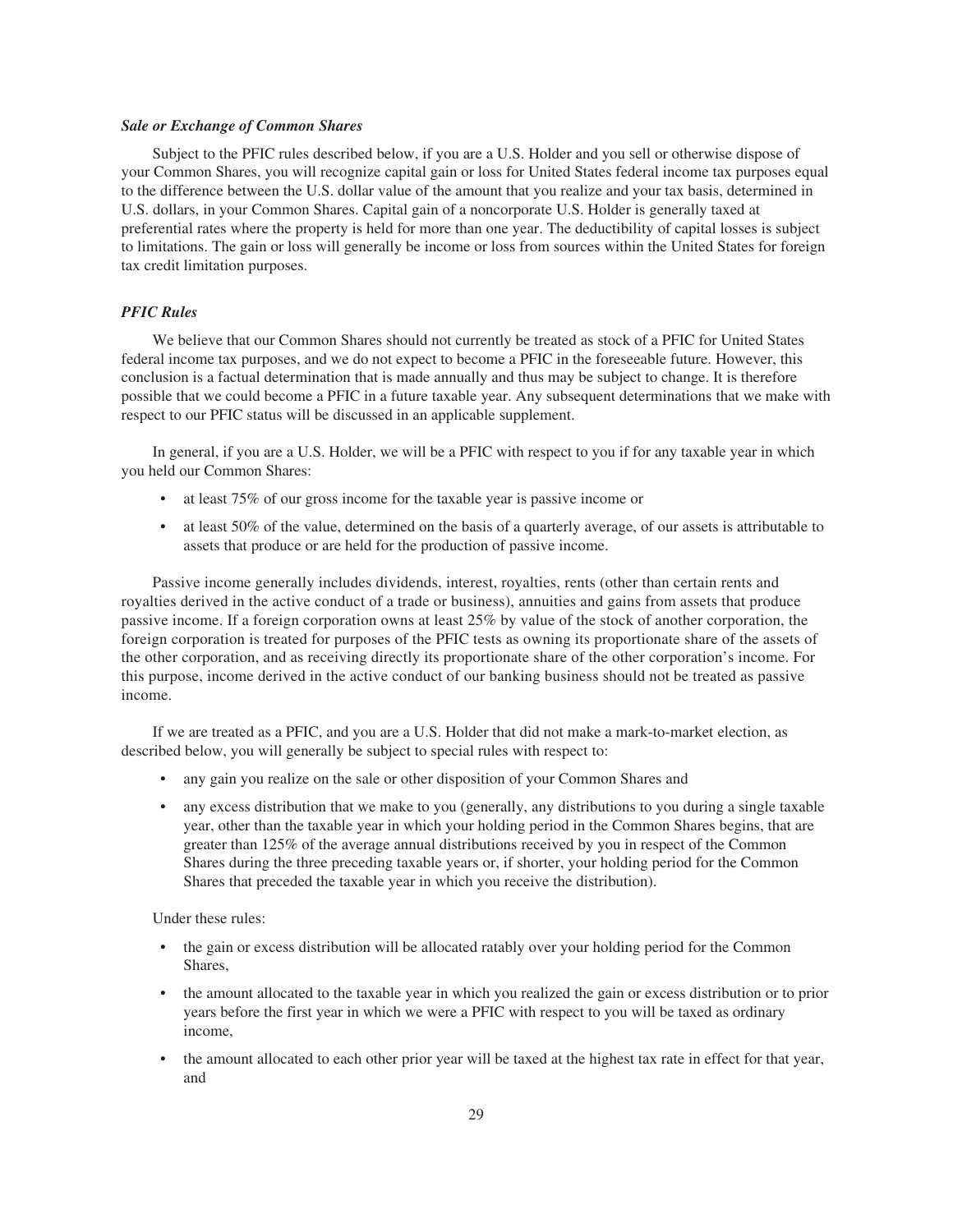***Sale or Exchange of Common Shares***

Subject to the PFIC rules described below, if you are a U.S. Holder and you sell or otherwise dispose of your Common Shares, you will recognize capital gain or loss for United States federal income tax purposes equal to the difference between the U.S. dollar value of the amount that you realize and your tax basis, determined in U.S. dollars, in your Common Shares. Capital gain of a noncorporate U.S. Holder is generally taxed at preferential rates where the property is held for more than one year. The deductibility of capital losses is subject to limitations. The gain or loss will generally be income or loss from sources within the United States for foreign tax credit limitation purposes.

***PFIC Rules***

We believe that our Common Shares should not currently be treated as stock of a PFIC for United States federal income tax purposes, and we do not expect to become a PFIC in the foreseeable future. However, this conclusion is a factual determination that is made annually and thus may be subject to change. It is therefore possible that we could become a PFIC in a future taxable year. Any subsequent determinations that we make with respect to our PFIC status will be discussed in an applicable supplement.

In general, if you are a U.S. Holder, we will be a PFIC with respect to you if for any taxable year in which you held our Common Shares:

- at least 75% of our gross income for the taxable year is passive income or
- at least 50% of the value, determined on the basis of a quarterly average, of our assets is attributable to assets that produce or are held for the production of passive income.

Passive income generally includes dividends, interest, royalties, rents (other than certain rents and royalties derived in the active conduct of a trade or business), annuities and gains from assets that produce passive income. If a foreign corporation owns at least 25% by value of the stock of another corporation, the foreign corporation is treated for purposes of the PFIC tests as owning its proportionate share of the assets of the other corporation, and as receiving directly its proportionate share of the other corporation's income. For this purpose, income derived in the active conduct of our banking business should not be treated as passive income.

If we are treated as a PFIC, and you are a U.S. Holder that did not make a mark-to-market election, as described below, you will generally be subject to special rules with respect to:

- any gain you realize on the sale or other disposition of your Common Shares and
- any excess distribution that we make to you (generally, any distributions to you during a single taxable year, other than the taxable year in which your holding period in the Common Shares begins, that are greater than 125% of the average annual distributions received by you in respect of the Common Shares during the three preceding taxable years or, if shorter, your holding period for the Common Shares that preceded the taxable year in which you receive the distribution).

Under these rules:

- the gain or excess distribution will be allocated ratably over your holding period for the Common Shares,
- the amount allocated to the taxable year in which you realized the gain or excess distribution or to prior years before the first year in which we were a PFIC with respect to you will be taxed as ordinary income,
- the amount allocated to each other prior year will be taxed at the highest tax rate in effect for that year, and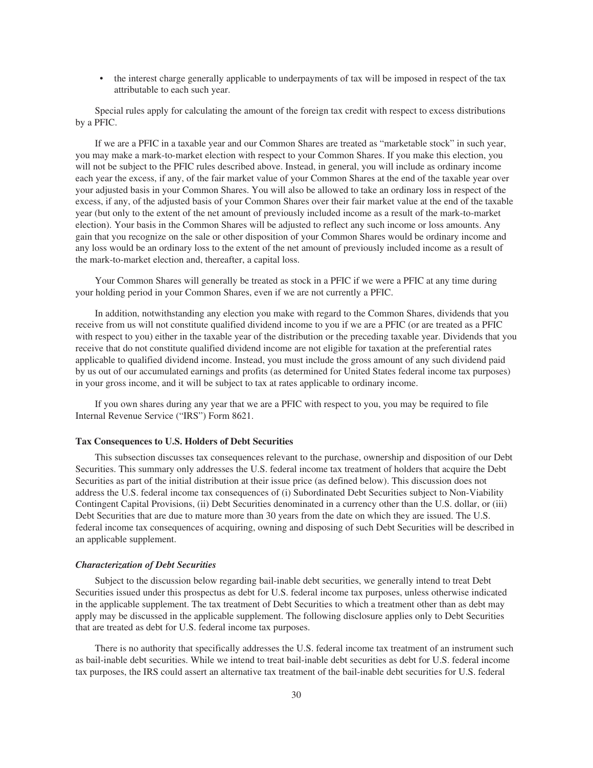- the interest charge generally applicable to underpayments of tax will be imposed in respect of the tax attributable to each such year.

Special rules apply for calculating the amount of the foreign tax credit with respect to excess distributions by a PFIC.

If we are a PFIC in a taxable year and our Common Shares are treated as "marketable stock" in such year, you may make a mark-to-market election with respect to your Common Shares. If you make this election, you will not be subject to the PFIC rules described above. Instead, in general, you will include as ordinary income each year the excess, if any, of the fair market value of your Common Shares at the end of the taxable year over your adjusted basis in your Common Shares. You will also be allowed to take an ordinary loss in respect of the excess, if any, of the adjusted basis of your Common Shares over their fair market value at the end of the taxable year (but only to the extent of the net amount of previously included income as a result of the mark-to-market election). Your basis in the Common Shares will be adjusted to reflect any such income or loss amounts. Any gain that you recognize on the sale or other disposition of your Common Shares would be ordinary income and any loss would be an ordinary loss to the extent of the net amount of previously included income as a result of the mark-to-market election and, thereafter, a capital loss.

Your Common Shares will generally be treated as stock in a PFIC if we were a PFIC at any time during your holding period in your Common Shares, even if we are not currently a PFIC.

In addition, notwithstanding any election you make with regard to the Common Shares, dividends that you receive from us will not constitute qualified dividend income to you if we are a PFIC (or are treated as a PFIC with respect to you) either in the taxable year of the distribution or the preceding taxable year. Dividends that you receive that do not constitute qualified dividend income are not eligible for taxation at the preferential rates applicable to qualified dividend income. Instead, you must include the gross amount of any such dividend paid by us out of our accumulated earnings and profits (as determined for United States federal income tax purposes) in your gross income, and it will be subject to tax at rates applicable to ordinary income.

If you own shares during any year that we are a PFIC with respect to you, you may be required to file Internal Revenue Service ("IRS") Form 8621.

**Tax Consequences to U.S. Holders of Debt Securities**

This subsection discusses tax consequences relevant to the purchase, ownership and disposition of our Debt Securities. This summary only addresses the U.S. federal income tax treatment of holders that acquire the Debt Securities as part of the initial distribution at their issue price (as defined below). This discussion does not address the U.S. federal income tax consequences of (i) Subordinated Debt Securities subject to Non-Viability Contingent Capital Provisions, (ii) Debt Securities denominated in a currency other than the U.S. dollar, or (iii) Debt Securities that are due to mature more than 30 years from the date on which they are issued. The U.S. federal income tax consequences of acquiring, owning and disposing of such Debt Securities will be described in an applicable supplement.

***Characterization of Debt Securities***

Subject to the discussion below regarding bail-inable debt securities, we generally intend to treat Debt Securities issued under this prospectus as debt for U.S. federal income tax purposes, unless otherwise indicated in the applicable supplement. The tax treatment of Debt Securities to which a treatment other than as debt may apply may be discussed in the applicable supplement. The following disclosure applies only to Debt Securities that are treated as debt for U.S. federal income tax purposes.

There is no authority that specifically addresses the U.S. federal income tax treatment of an instrument such as bail-inable debt securities. While we intend to treat bail-inable debt securities as debt for U.S. federal income tax purposes, the IRS could assert an alternative tax treatment of the bail-inable debt securities for U.S. federal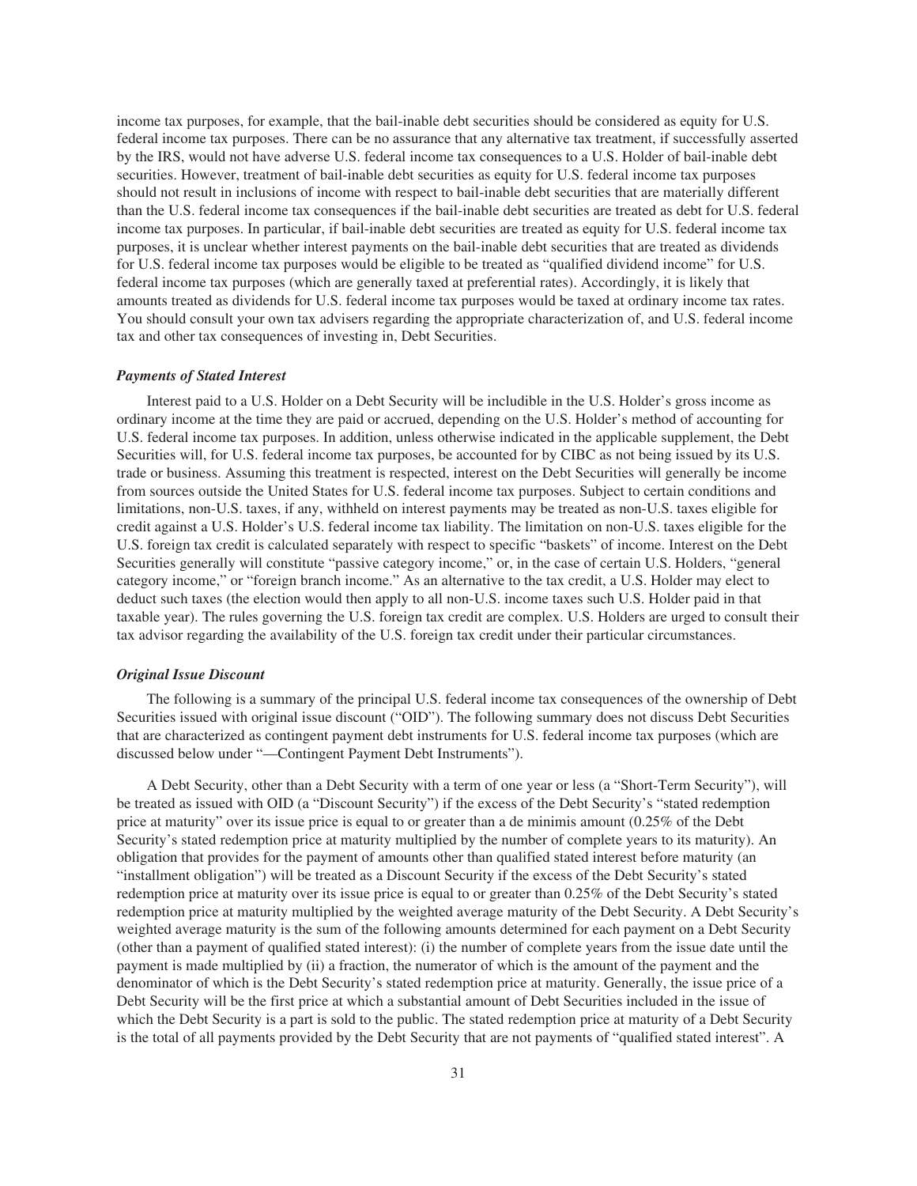income tax purposes, for example, that the bail-inable debt securities should be considered as equity for U.S. federal income tax purposes. There can be no assurance that any alternative tax treatment, if successfully asserted by the IRS, would not have adverse U.S. federal income tax consequences to a U.S. Holder of bail-inable debt securities. However, treatment of bail-inable debt securities as equity for U.S. federal income tax purposes should not result in inclusions of income with respect to bail-inable debt securities that are materially different than the U.S. federal income tax consequences if the bail-inable debt securities are treated as debt for U.S. federal income tax purposes. In particular, if bail-inable debt securities are treated as equity for U.S. federal income tax purposes, it is unclear whether interest payments on the bail-inable debt securities that are treated as dividends for U.S. federal income tax purposes would be eligible to be treated as "qualified dividend income" for U.S. federal income tax purposes (which are generally taxed at preferential rates). Accordingly, it is likely that amounts treated as dividends for U.S. federal income tax purposes would be taxed at ordinary income tax rates. You should consult your own tax advisers regarding the appropriate characterization of, and U.S. federal income tax and other tax consequences of investing in, Debt Securities.

***Payments of Stated Interest***

Interest paid to a U.S. Holder on a Debt Security will be includible in the U.S. Holder's gross income as ordinary income at the time they are paid or accrued, depending on the U.S. Holder's method of accounting for U.S. federal income tax purposes. In addition, unless otherwise indicated in the applicable supplement, the Debt Securities will, for U.S. federal income tax purposes, be accounted for by CIBC as not being issued by its U.S. trade or business. Assuming this treatment is respected, interest on the Debt Securities will generally be income from sources outside the United States for U.S. federal income tax purposes. Subject to certain conditions and limitations, non-U.S. taxes, if any, withheld on interest payments may be treated as non-U.S. taxes eligible for credit against a U.S. Holder's U.S. federal income tax liability. The limitation on non-U.S. taxes eligible for the U.S. foreign tax credit is calculated separately with respect to specific "baskets" of income. Interest on the Debt Securities generally will constitute "passive category income," or, in the case of certain U.S. Holders, "general category income," or "foreign branch income." As an alternative to the tax credit, a U.S. Holder may elect to deduct such taxes (the election would then apply to all non-U.S. income taxes such U.S. Holder paid in that taxable year). The rules governing the U.S. foreign tax credit are complex. U.S. Holders are urged to consult their tax advisor regarding the availability of the U.S. foreign tax credit under their particular circumstances.

***Original Issue Discount***

The following is a summary of the principal U.S. federal income tax consequences of the ownership of Debt Securities issued with original issue discount ("OID"). The following summary does not discuss Debt Securities that are characterized as contingent payment debt instruments for U.S. federal income tax purposes (which are discussed below under "—Contingent Payment Debt Instruments").

A Debt Security, other than a Debt Security with a term of one year or less (a "Short-Term Security"), will be treated as issued with OID (a "Discount Security") if the excess of the Debt Security's "stated redemption price at maturity" over its issue price is equal to or greater than a de minimis amount (0.25% of the Debt Security's stated redemption price at maturity multiplied by the number of complete years to its maturity). An obligation that provides for the payment of amounts other than qualified stated interest before maturity (an "installment obligation") will be treated as a Discount Security if the excess of the Debt Security's stated redemption price at maturity over its issue price is equal to or greater than 0.25% of the Debt Security's stated redemption price at maturity multiplied by the weighted average maturity of the Debt Security. A Debt Security's weighted average maturity is the sum of the following amounts determined for each payment on a Debt Security (other than a payment of qualified stated interest): (i) the number of complete years from the issue date until the payment is made multiplied by (ii) a fraction, the numerator of which is the amount of the payment and the denominator of which is the Debt Security's stated redemption price at maturity. Generally, the issue price of a Debt Security will be the first price at which a substantial amount of Debt Securities included in the issue of which the Debt Security is a part is sold to the public. The stated redemption price at maturity of a Debt Security is the total of all payments provided by the Debt Security that are not payments of "qualified stated interest". A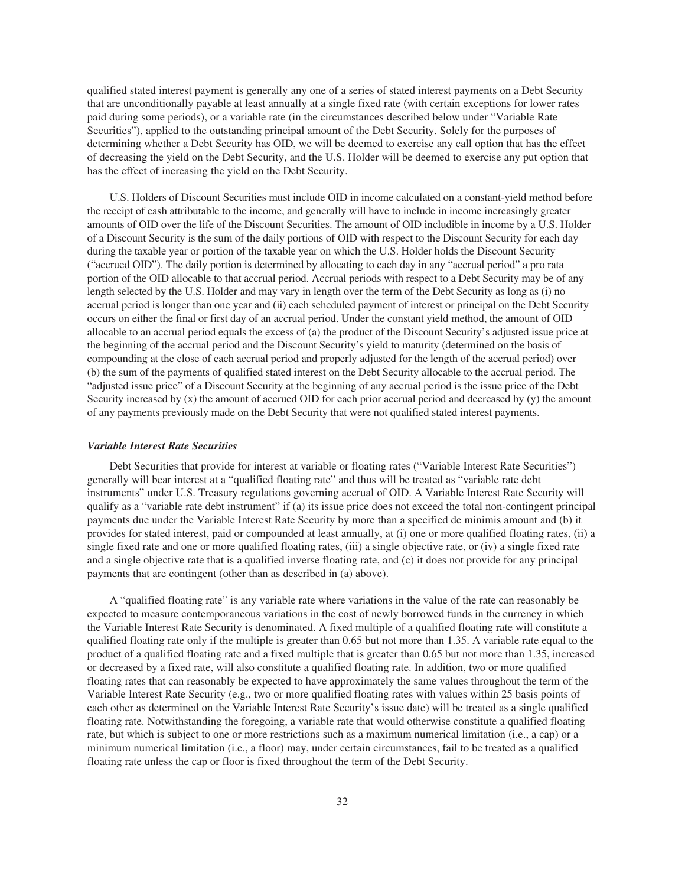qualified stated interest payment is generally any one of a series of stated interest payments on a Debt Security that are unconditionally payable at least annually at a single fixed rate (with certain exceptions for lower rates paid during some periods), or a variable rate (in the circumstances described below under "Variable Rate Securities"), applied to the outstanding principal amount of the Debt Security. Solely for the purposes of determining whether a Debt Security has OID, we will be deemed to exercise any call option that has the effect of decreasing the yield on the Debt Security, and the U.S. Holder will be deemed to exercise any put option that has the effect of increasing the yield on the Debt Security.

U.S. Holders of Discount Securities must include OID in income calculated on a constant-yield method before the receipt of cash attributable to the income, and generally will have to include in income increasingly greater amounts of OID over the life of the Discount Securities. The amount of OID includible in income by a U.S. Holder of a Discount Security is the sum of the daily portions of OID with respect to the Discount Security for each day during the taxable year or portion of the taxable year on which the U.S. Holder holds the Discount Security ("accrued OID"). The daily portion is determined by allocating to each day in any "accrual period" a pro rata portion of the OID allocable to that accrual period. Accrual periods with respect to a Debt Security may be of any length selected by the U.S. Holder and may vary in length over the term of the Debt Security as long as (i) no accrual period is longer than one year and (ii) each scheduled payment of interest or principal on the Debt Security occurs on either the final or first day of an accrual period. Under the constant yield method, the amount of OID allocable to an accrual period equals the excess of (a) the product of the Discount Security's adjusted issue price at the beginning of the accrual period and the Discount Security's yield to maturity (determined on the basis of compounding at the close of each accrual period and properly adjusted for the length of the accrual period) over (b) the sum of the payments of qualified stated interest on the Debt Security allocable to the accrual period. The "adjusted issue price" of a Discount Security at the beginning of any accrual period is the issue price of the Debt Security increased by (x) the amount of accrued OID for each prior accrual period and decreased by (y) the amount of any payments previously made on the Debt Security that were not qualified stated interest payments.

### *Variable Interest Rate Securities*

Debt Securities that provide for interest at variable or floating rates ("Variable Interest Rate Securities") generally will bear interest at a "qualified floating rate" and thus will be treated as "variable rate debt instruments" under U.S. Treasury regulations governing accrual of OID. A Variable Interest Rate Security will qualify as a "variable rate debt instrument" if (a) its issue price does not exceed the total non-contingent principal payments due under the Variable Interest Rate Security by more than a specified de minimis amount and (b) it provides for stated interest, paid or compounded at least annually, at (i) one or more qualified floating rates, (ii) a single fixed rate and one or more qualified floating rates, (iii) a single objective rate, or (iv) a single fixed rate and a single objective rate that is a qualified inverse floating rate, and (c) it does not provide for any principal payments that are contingent (other than as described in (a) above).

A "qualified floating rate" is any variable rate where variations in the value of the rate can reasonably be expected to measure contemporaneous variations in the cost of newly borrowed funds in the currency in which the Variable Interest Rate Security is denominated. A fixed multiple of a qualified floating rate will constitute a qualified floating rate only if the multiple is greater than 0.65 but not more than 1.35. A variable rate equal to the product of a qualified floating rate and a fixed multiple that is greater than 0.65 but not more than 1.35, increased or decreased by a fixed rate, will also constitute a qualified floating rate. In addition, two or more qualified floating rates that can reasonably be expected to have approximately the same values throughout the term of the Variable Interest Rate Security (e.g., two or more qualified floating rates with values within 25 basis points of each other as determined on the Variable Interest Rate Security's issue date) will be treated as a single qualified floating rate. Notwithstanding the foregoing, a variable rate that would otherwise constitute a qualified floating rate, but which is subject to one or more restrictions such as a maximum numerical limitation (i.e., a cap) or a minimum numerical limitation (i.e., a floor) may, under certain circumstances, fail to be treated as a qualified floating rate unless the cap or floor is fixed throughout the term of the Debt Security.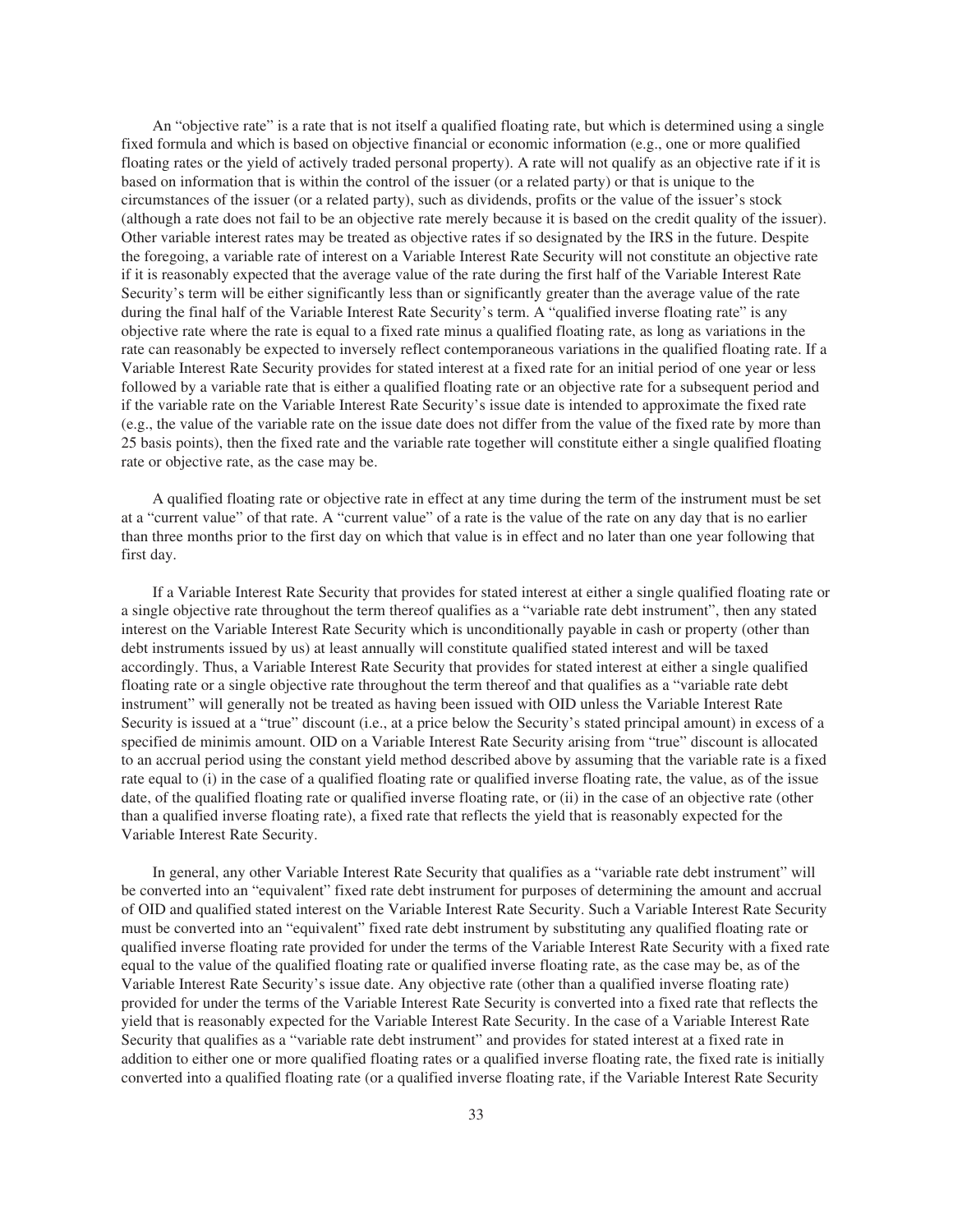An "objective rate" is a rate that is not itself a qualified floating rate, but which is determined using a single fixed formula and which is based on objective financial or economic information (e.g., one or more qualified floating rates or the yield of actively traded personal property). A rate will not qualify as an objective rate if it is based on information that is within the control of the issuer (or a related party) or that is unique to the circumstances of the issuer (or a related party), such as dividends, profits or the value of the issuer's stock (although a rate does not fail to be an objective rate merely because it is based on the credit quality of the issuer). Other variable interest rates may be treated as objective rates if so designated by the IRS in the future. Despite the foregoing, a variable rate of interest on a Variable Interest Rate Security will not constitute an objective rate if it is reasonably expected that the average value of the rate during the first half of the Variable Interest Rate Security's term will be either significantly less than or significantly greater than the average value of the rate during the final half of the Variable Interest Rate Security's term. A "qualified inverse floating rate" is any objective rate where the rate is equal to a fixed rate minus a qualified floating rate, as long as variations in the rate can reasonably be expected to inversely reflect contemporaneous variations in the qualified floating rate. If a Variable Interest Rate Security provides for stated interest at a fixed rate for an initial period of one year or less followed by a variable rate that is either a qualified floating rate or an objective rate for a subsequent period and if the variable rate on the Variable Interest Rate Security's issue date is intended to approximate the fixed rate (e.g., the value of the variable rate on the issue date does not differ from the value of the fixed rate by more than 25 basis points), then the fixed rate and the variable rate together will constitute either a single qualified floating rate or objective rate, as the case may be.

A qualified floating rate or objective rate in effect at any time during the term of the instrument must be set at a "current value" of that rate. A "current value" of a rate is the value of the rate on any day that is no earlier than three months prior to the first day on which that value is in effect and no later than one year following that first day.

If a Variable Interest Rate Security that provides for stated interest at either a single qualified floating rate or a single objective rate throughout the term thereof qualifies as a "variable rate debt instrument", then any stated interest on the Variable Interest Rate Security which is unconditionally payable in cash or property (other than debt instruments issued by us) at least annually will constitute qualified stated interest and will be taxed accordingly. Thus, a Variable Interest Rate Security that provides for stated interest at either a single qualified floating rate or a single objective rate throughout the term thereof and that qualifies as a "variable rate debt instrument" will generally not be treated as having been issued with OID unless the Variable Interest Rate Security is issued at a "true" discount (i.e., at a price below the Security's stated principal amount) in excess of a specified de minimis amount. OID on a Variable Interest Rate Security arising from "true" discount is allocated to an accrual period using the constant yield method described above by assuming that the variable rate is a fixed rate equal to (i) in the case of a qualified floating rate or qualified inverse floating rate, the value, as of the issue date, of the qualified floating rate or qualified inverse floating rate, or (ii) in the case of an objective rate (other than a qualified inverse floating rate), a fixed rate that reflects the yield that is reasonably expected for the Variable Interest Rate Security.

In general, any other Variable Interest Rate Security that qualifies as a "variable rate debt instrument" will be converted into an "equivalent" fixed rate debt instrument for purposes of determining the amount and accrual of OID and qualified stated interest on the Variable Interest Rate Security. Such a Variable Interest Rate Security must be converted into an "equivalent" fixed rate debt instrument by substituting any qualified floating rate or qualified inverse floating rate provided for under the terms of the Variable Interest Rate Security with a fixed rate equal to the value of the qualified floating rate or qualified inverse floating rate, as the case may be, as of the Variable Interest Rate Security's issue date. Any objective rate (other than a qualified inverse floating rate) provided for under the terms of the Variable Interest Rate Security is converted into a fixed rate that reflects the yield that is reasonably expected for the Variable Interest Rate Security. In the case of a Variable Interest Rate Security that qualifies as a "variable rate debt instrument" and provides for stated interest at a fixed rate in addition to either one or more qualified floating rates or a qualified inverse floating rate, the fixed rate is initially converted into a qualified floating rate (or a qualified inverse floating rate, if the Variable Interest Rate Security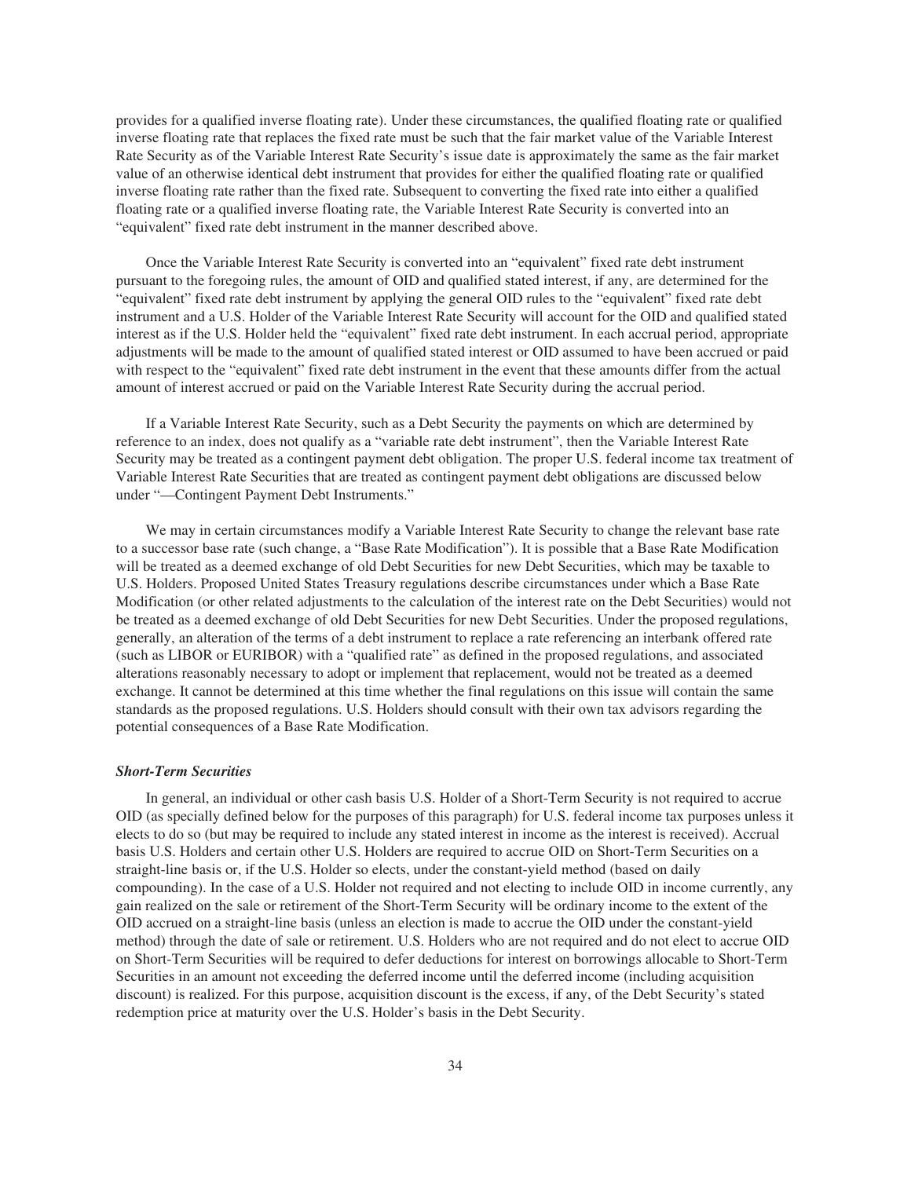provides for a qualified inverse floating rate). Under these circumstances, the qualified floating rate or qualified inverse floating rate that replaces the fixed rate must be such that the fair market value of the Variable Interest Rate Security as of the Variable Interest Rate Security's issue date is approximately the same as the fair market value of an otherwise identical debt instrument that provides for either the qualified floating rate or qualified inverse floating rate rather than the fixed rate. Subsequent to converting the fixed rate into either a qualified floating rate or a qualified inverse floating rate, the Variable Interest Rate Security is converted into an "equivalent" fixed rate debt instrument in the manner described above.

Once the Variable Interest Rate Security is converted into an "equivalent" fixed rate debt instrument pursuant to the foregoing rules, the amount of OID and qualified stated interest, if any, are determined for the "equivalent" fixed rate debt instrument by applying the general OID rules to the "equivalent" fixed rate debt instrument and a U.S. Holder of the Variable Interest Rate Security will account for the OID and qualified stated interest as if the U.S. Holder held the "equivalent" fixed rate debt instrument. In each accrual period, appropriate adjustments will be made to the amount of qualified stated interest or OID assumed to have been accrued or paid with respect to the "equivalent" fixed rate debt instrument in the event that these amounts differ from the actual amount of interest accrued or paid on the Variable Interest Rate Security during the accrual period.

If a Variable Interest Rate Security, such as a Debt Security the payments on which are determined by reference to an index, does not qualify as a "variable rate debt instrument", then the Variable Interest Rate Security may be treated as a contingent payment debt obligation. The proper U.S. federal income tax treatment of Variable Interest Rate Securities that are treated as contingent payment debt obligations are discussed below under "—Contingent Payment Debt Instruments."

We may in certain circumstances modify a Variable Interest Rate Security to change the relevant base rate to a successor base rate (such change, a "Base Rate Modification"). It is possible that a Base Rate Modification will be treated as a deemed exchange of old Debt Securities for new Debt Securities, which may be taxable to U.S. Holders. Proposed United States Treasury regulations describe circumstances under which a Base Rate Modification (or other related adjustments to the calculation of the interest rate on the Debt Securities) would not be treated as a deemed exchange of old Debt Securities for new Debt Securities. Under the proposed regulations, generally, an alteration of the terms of a debt instrument to replace a rate referencing an interbank offered rate (such as LIBOR or EURIBOR) with a "qualified rate" as defined in the proposed regulations, and associated alterations reasonably necessary to adopt or implement that replacement, would not be treated as a deemed exchange. It cannot be determined at this time whether the final regulations on this issue will contain the same standards as the proposed regulations. U.S. Holders should consult with their own tax advisors regarding the potential consequences of a Base Rate Modification.

### *Short-Term Securities*

In general, an individual or other cash basis U.S. Holder of a Short-Term Security is not required to accrue OID (as specially defined below for the purposes of this paragraph) for U.S. federal income tax purposes unless it elects to do so (but may be required to include any stated interest in income as the interest is received). Accrual basis U.S. Holders and certain other U.S. Holders are required to accrue OID on Short-Term Securities on a straight-line basis or, if the U.S. Holder so elects, under the constant-yield method (based on daily compounding). In the case of a U.S. Holder not required and not electing to include OID in income currently, any gain realized on the sale or retirement of the Short-Term Security will be ordinary income to the extent of the OID accrued on a straight-line basis (unless an election is made to accrue the OID under the constant-yield method) through the date of sale or retirement. U.S. Holders who are not required and do not elect to accrue OID on Short-Term Securities will be required to defer deductions for interest on borrowings allocable to Short-Term Securities in an amount not exceeding the deferred income until the deferred income (including acquisition discount) is realized. For this purpose, acquisition discount is the excess, if any, of the Debt Security's stated redemption price at maturity over the U.S. Holder's basis in the Debt Security.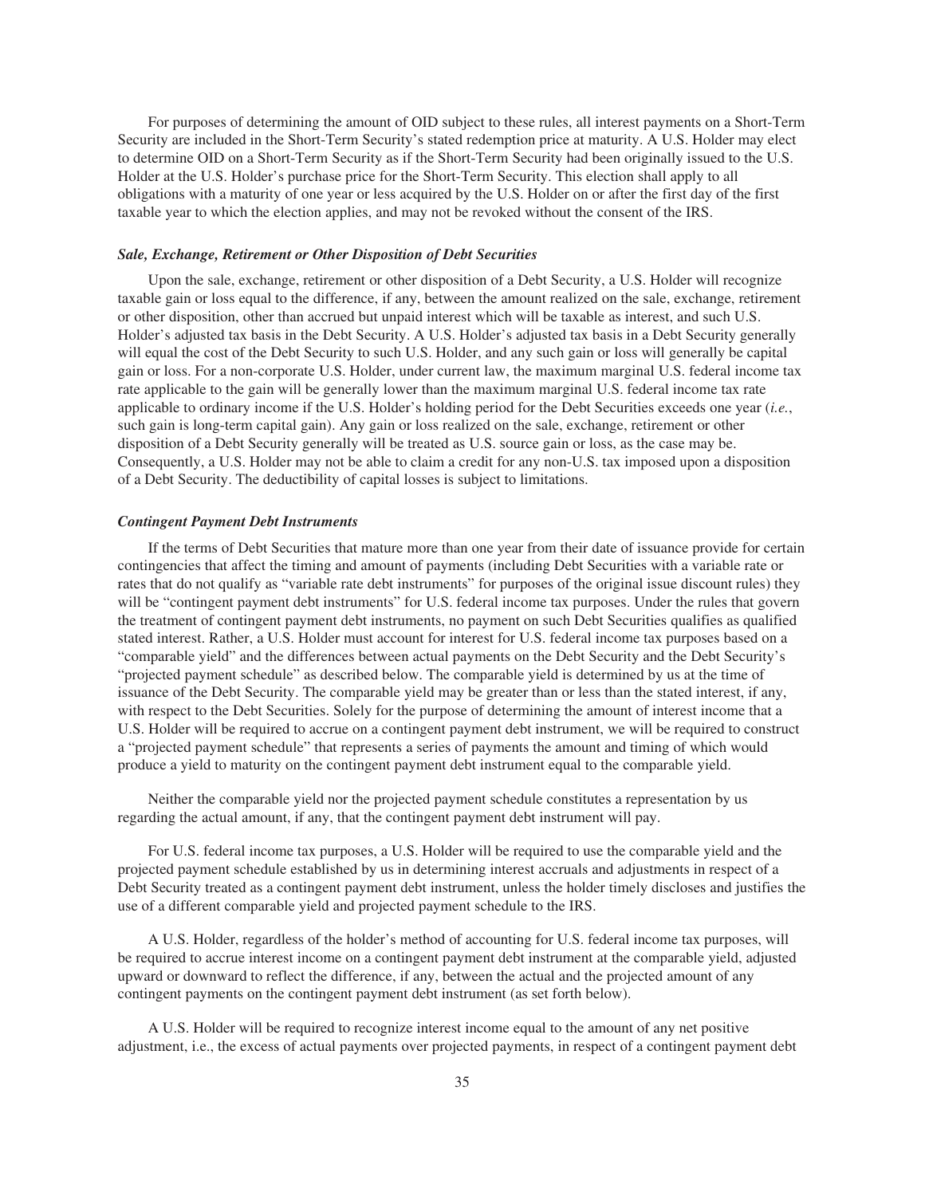For purposes of determining the amount of OID subject to these rules, all interest payments on a Short-Term Security are included in the Short-Term Security's stated redemption price at maturity. A U.S. Holder may elect to determine OID on a Short-Term Security as if the Short-Term Security had been originally issued to the U.S. Holder at the U.S. Holder's purchase price for the Short-Term Security. This election shall apply to all obligations with a maturity of one year or less acquired by the U.S. Holder on or after the first day of the first taxable year to which the election applies, and may not be revoked without the consent of the IRS.

### *Sale, Exchange, Retirement or Other Disposition of Debt Securities*

Upon the sale, exchange, retirement or other disposition of a Debt Security, a U.S. Holder will recognize taxable gain or loss equal to the difference, if any, between the amount realized on the sale, exchange, retirement or other disposition, other than accrued but unpaid interest which will be taxable as interest, and such U.S. Holder's adjusted tax basis in the Debt Security. A U.S. Holder's adjusted tax basis in a Debt Security generally will equal the cost of the Debt Security to such U.S. Holder, and any such gain or loss will generally be capital gain or loss. For a non-corporate U.S. Holder, under current law, the maximum marginal U.S. federal income tax rate applicable to the gain will be generally lower than the maximum marginal U.S. federal income tax rate applicable to ordinary income if the U.S. Holder's holding period for the Debt Securities exceeds one year (*i.e.*, such gain is long-term capital gain). Any gain or loss realized on the sale, exchange, retirement or other disposition of a Debt Security generally will be treated as U.S. source gain or loss, as the case may be. Consequently, a U.S. Holder may not be able to claim a credit for any non-U.S. tax imposed upon a disposition of a Debt Security. The deductibility of capital losses is subject to limitations.

### *Contingent Payment Debt Instruments*

If the terms of Debt Securities that mature more than one year from their date of issuance provide for certain contingencies that affect the timing and amount of payments (including Debt Securities with a variable rate or rates that do not qualify as "variable rate debt instruments" for purposes of the original issue discount rules) they will be "contingent payment debt instruments" for U.S. federal income tax purposes. Under the rules that govern the treatment of contingent payment debt instruments, no payment on such Debt Securities qualifies as qualified stated interest. Rather, a U.S. Holder must account for interest for U.S. federal income tax purposes based on a "comparable yield" and the differences between actual payments on the Debt Security and the Debt Security's "projected payment schedule" as described below. The comparable yield is determined by us at the time of issuance of the Debt Security. The comparable yield may be greater than or less than the stated interest, if any, with respect to the Debt Securities. Solely for the purpose of determining the amount of interest income that a U.S. Holder will be required to accrue on a contingent payment debt instrument, we will be required to construct a "projected payment schedule" that represents a series of payments the amount and timing of which would produce a yield to maturity on the contingent payment debt instrument equal to the comparable yield.

Neither the comparable yield nor the projected payment schedule constitutes a representation by us regarding the actual amount, if any, that the contingent payment debt instrument will pay.

For U.S. federal income tax purposes, a U.S. Holder will be required to use the comparable yield and the projected payment schedule established by us in determining interest accruals and adjustments in respect of a Debt Security treated as a contingent payment debt instrument, unless the holder timely discloses and justifies the use of a different comparable yield and projected payment schedule to the IRS.

A U.S. Holder, regardless of the holder's method of accounting for U.S. federal income tax purposes, will be required to accrue interest income on a contingent payment debt instrument at the comparable yield, adjusted upward or downward to reflect the difference, if any, between the actual and the projected amount of any contingent payments on the contingent payment debt instrument (as set forth below).

A U.S. Holder will be required to recognize interest income equal to the amount of any net positive adjustment, i.e., the excess of actual payments over projected payments, in respect of a contingent payment debt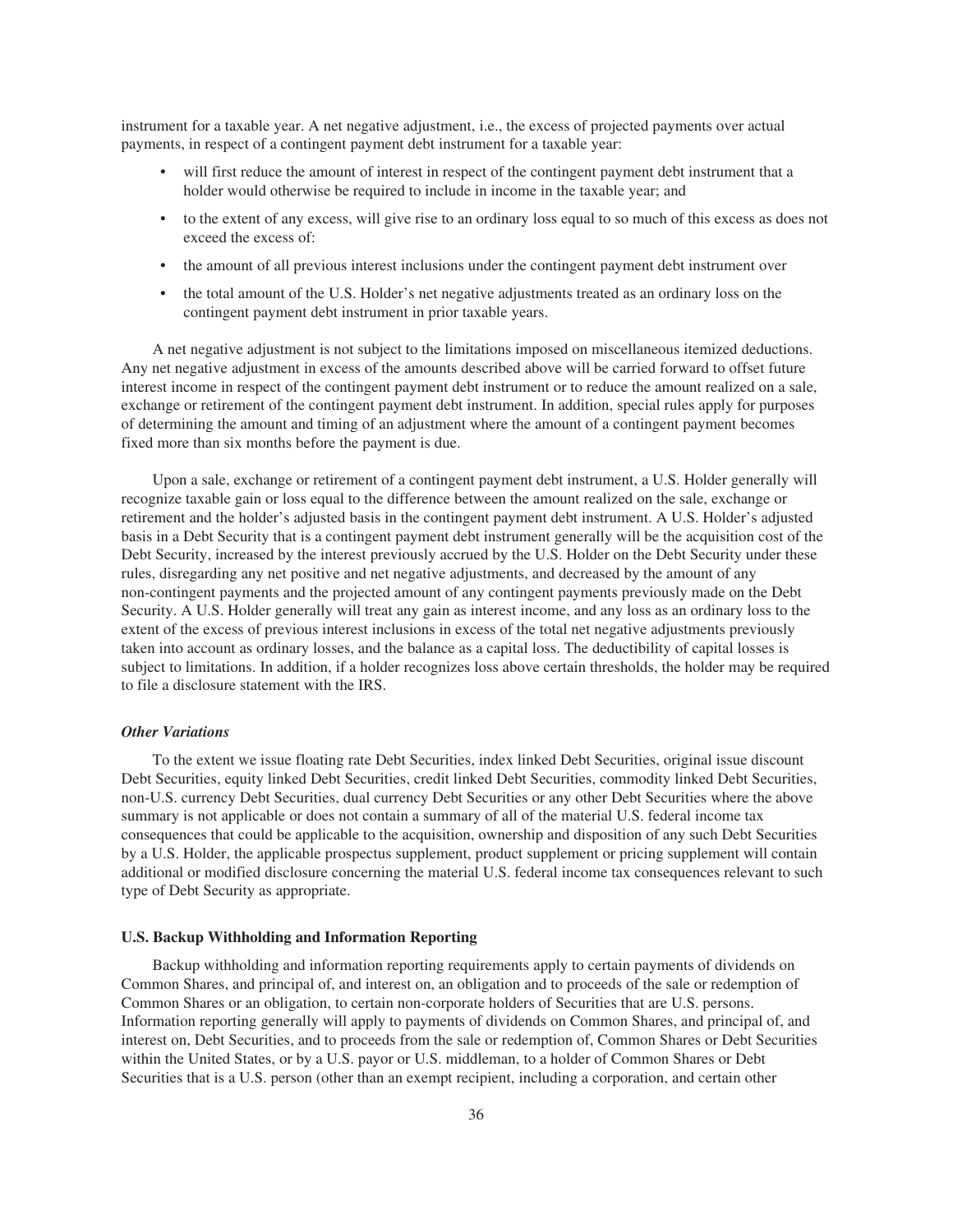instrument for a taxable year. A net negative adjustment, i.e., the excess of projected payments over actual payments, in respect of a contingent payment debt instrument for a taxable year:

- will first reduce the amount of interest in respect of the contingent payment debt instrument that a holder would otherwise be required to include in income in the taxable year; and
- to the extent of any excess, will give rise to an ordinary loss equal to so much of this excess as does not exceed the excess of:
- the amount of all previous interest inclusions under the contingent payment debt instrument over
- the total amount of the U.S. Holder's net negative adjustments treated as an ordinary loss on the contingent payment debt instrument in prior taxable years.

A net negative adjustment is not subject to the limitations imposed on miscellaneous itemized deductions. Any net negative adjustment in excess of the amounts described above will be carried forward to offset future interest income in respect of the contingent payment debt instrument or to reduce the amount realized on a sale, exchange or retirement of the contingent payment debt instrument. In addition, special rules apply for purposes of determining the amount and timing of an adjustment where the amount of a contingent payment becomes fixed more than six months before the payment is due.

Upon a sale, exchange or retirement of a contingent payment debt instrument, a U.S. Holder generally will recognize taxable gain or loss equal to the difference between the amount realized on the sale, exchange or retirement and the holder's adjusted basis in the contingent payment debt instrument. A U.S. Holder's adjusted basis in a Debt Security that is a contingent payment debt instrument generally will be the acquisition cost of the Debt Security, increased by the interest previously accrued by the U.S. Holder on the Debt Security under these rules, disregarding any net positive and net negative adjustments, and decreased by the amount of any non-contingent payments and the projected amount of any contingent payments previously made on the Debt Security. A U.S. Holder generally will treat any gain as interest income, and any loss as an ordinary loss to the extent of the excess of previous interest inclusions in excess of the total net negative adjustments previously taken into account as ordinary losses, and the balance as a capital loss. The deductibility of capital losses is subject to limitations. In addition, if a holder recognizes loss above certain thresholds, the holder may be required to file a disclosure statement with the IRS.

***Other Variations***

To the extent we issue floating rate Debt Securities, index linked Debt Securities, original issue discount Debt Securities, equity linked Debt Securities, credit linked Debt Securities, commodity linked Debt Securities, non-U.S. currency Debt Securities, dual currency Debt Securities or any other Debt Securities where the above summary is not applicable or does not contain a summary of all of the material U.S. federal income tax consequences that could be applicable to the acquisition, ownership and disposition of any such Debt Securities by a U.S. Holder, the applicable prospectus supplement, product supplement or pricing supplement will contain additional or modified disclosure concerning the material U.S. federal income tax consequences relevant to such type of Debt Security as appropriate.

**U.S. Backup Withholding and Information Reporting**

Backup withholding and information reporting requirements apply to certain payments of dividends on Common Shares, and principal of, and interest on, an obligation and to proceeds of the sale or redemption of Common Shares or an obligation, to certain non-corporate holders of Securities that are U.S. persons. Information reporting generally will apply to payments of dividends on Common Shares, and principal of, and interest on, Debt Securities, and to proceeds from the sale or redemption of, Common Shares or Debt Securities within the United States, or by a U.S. payor or U.S. middleman, to a holder of Common Shares or Debt Securities that is a U.S. person (other than an exempt recipient, including a corporation, and certain other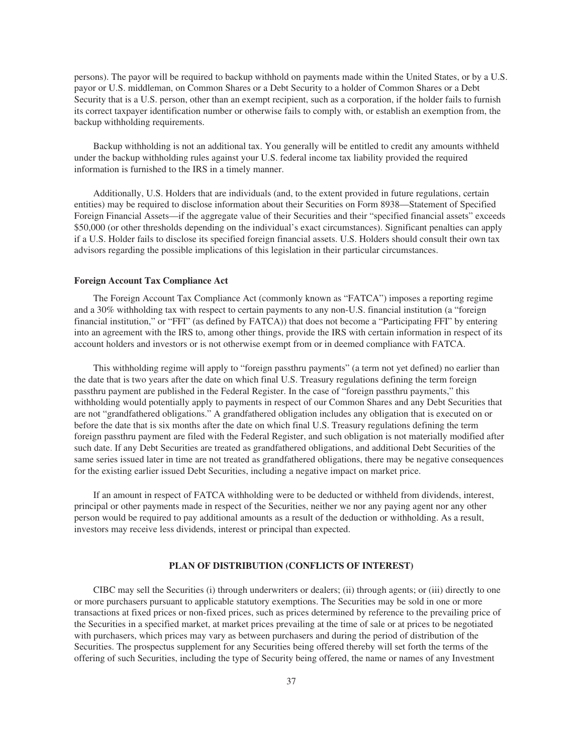persons). The payor will be required to backup withhold on payments made within the United States, or by a U.S. payor or U.S. middleman, on Common Shares or a Debt Security to a holder of Common Shares or a Debt Security that is a U.S. person, other than an exempt recipient, such as a corporation, if the holder fails to furnish its correct taxpayer identification number or otherwise fails to comply with, or establish an exemption from, the backup withholding requirements.

Backup withholding is not an additional tax. You generally will be entitled to credit any amounts withheld under the backup withholding rules against your U.S. federal income tax liability provided the required information is furnished to the IRS in a timely manner.

Additionally, U.S. Holders that are individuals (and, to the extent provided in future regulations, certain entities) may be required to disclose information about their Securities on Form 8938—Statement of Specified Foreign Financial Assets—if the aggregate value of their Securities and their "specified financial assets" exceeds \$50,000 (or other thresholds depending on the individual's exact circumstances). Significant penalties can apply if a U.S. Holder fails to disclose its specified foreign financial assets. U.S. Holders should consult their own tax advisors regarding the possible implications of this legislation in their particular circumstances.

**Foreign Account Tax Compliance Act**

The Foreign Account Tax Compliance Act (commonly known as "FATCA") imposes a reporting regime and a 30% withholding tax with respect to certain payments to any non-U.S. financial institution (a "foreign financial institution," or "FFI" (as defined by FATCA)) that does not become a "Participating FFI" by entering into an agreement with the IRS to, among other things, provide the IRS with certain information in respect of its account holders and investors or is not otherwise exempt from or in deemed compliance with FATCA.

This withholding regime will apply to "foreign passthru payments" (a term not yet defined) no earlier than the date that is two years after the date on which final U.S. Treasury regulations defining the term foreign passthru payment are published in the Federal Register. In the case of "foreign passthru payments," this withholding would potentially apply to payments in respect of our Common Shares and any Debt Securities that are not "grandfathered obligations." A grandfathered obligation includes any obligation that is executed on or before the date that is six months after the date on which final U.S. Treasury regulations defining the term foreign passthru payment are filed with the Federal Register, and such obligation is not materially modified after such date. If any Debt Securities are treated as grandfathered obligations, and additional Debt Securities of the same series issued later in time are not treated as grandfathered obligations, there may be negative consequences for the existing earlier issued Debt Securities, including a negative impact on market price.

If an amount in respect of FATCA withholding were to be deducted or withheld from dividends, interest, principal or other payments made in respect of the Securities, neither we nor any paying agent nor any other person would be required to pay additional amounts as a result of the deduction or withholding. As a result, investors may receive less dividends, interest or principal than expected.

## PLAN OF DISTRIBUTION (CONFLICTS OF INTEREST)

CIBC may sell the Securities (i) through underwriters or dealers; (ii) through agents; or (iii) directly to one or more purchasers pursuant to applicable statutory exemptions. The Securities may be sold in one or more transactions at fixed prices or non-fixed prices, such as prices determined by reference to the prevailing price of the Securities in a specified market, at market prices prevailing at the time of sale or at prices to be negotiated with purchasers, which prices may vary as between purchasers and during the period of distribution of the Securities. The prospectus supplement for any Securities being offered thereby will set forth the terms of the offering of such Securities, including the type of Security being offered, the name or names of any Investment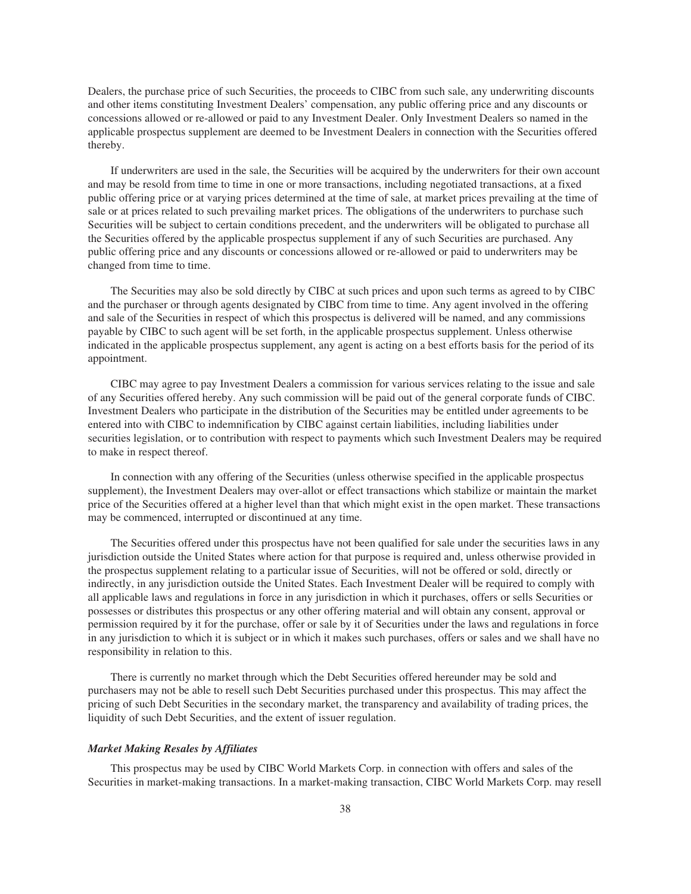Dealers, the purchase price of such Securities, the proceeds to CIBC from such sale, any underwriting discounts and other items constituting Investment Dealers' compensation, any public offering price and any discounts or concessions allowed or re-allowed or paid to any Investment Dealer. Only Investment Dealers so named in the applicable prospectus supplement are deemed to be Investment Dealers in connection with the Securities offered thereby.

If underwriters are used in the sale, the Securities will be acquired by the underwriters for their own account and may be resold from time to time in one or more transactions, including negotiated transactions, at a fixed public offering price or at varying prices determined at the time of sale, at market prices prevailing at the time of sale or at prices related to such prevailing market prices. The obligations of the underwriters to purchase such Securities will be subject to certain conditions precedent, and the underwriters will be obligated to purchase all the Securities offered by the applicable prospectus supplement if any of such Securities are purchased. Any public offering price and any discounts or concessions allowed or re-allowed or paid to underwriters may be changed from time to time.

The Securities may also be sold directly by CIBC at such prices and upon such terms as agreed to by CIBC and the purchaser or through agents designated by CIBC from time to time. Any agent involved in the offering and sale of the Securities in respect of which this prospectus is delivered will be named, and any commissions payable by CIBC to such agent will be set forth, in the applicable prospectus supplement. Unless otherwise indicated in the applicable prospectus supplement, any agent is acting on a best efforts basis for the period of its appointment.

CIBC may agree to pay Investment Dealers a commission for various services relating to the issue and sale of any Securities offered hereby. Any such commission will be paid out of the general corporate funds of CIBC. Investment Dealers who participate in the distribution of the Securities may be entitled under agreements to be entered into with CIBC to indemnification by CIBC against certain liabilities, including liabilities under securities legislation, or to contribution with respect to payments which such Investment Dealers may be required to make in respect thereof.

In connection with any offering of the Securities (unless otherwise specified in the applicable prospectus supplement), the Investment Dealers may over-allot or effect transactions which stabilize or maintain the market price of the Securities offered at a higher level than that which might exist in the open market. These transactions may be commenced, interrupted or discontinued at any time.

The Securities offered under this prospectus have not been qualified for sale under the securities laws in any jurisdiction outside the United States where action for that purpose is required and, unless otherwise provided in the prospectus supplement relating to a particular issue of Securities, will not be offered or sold, directly or indirectly, in any jurisdiction outside the United States. Each Investment Dealer will be required to comply with all applicable laws and regulations in force in any jurisdiction in which it purchases, offers or sells Securities or possesses or distributes this prospectus or any other offering material and will obtain any consent, approval or permission required by it for the purchase, offer or sale by it of Securities under the laws and regulations in force in any jurisdiction to which it is subject or in which it makes such purchases, offers or sales and we shall have no responsibility in relation to this.

There is currently no market through which the Debt Securities offered hereunder may be sold and purchasers may not be able to resell such Debt Securities purchased under this prospectus. This may affect the pricing of such Debt Securities in the secondary market, the transparency and availability of trading prices, the liquidity of such Debt Securities, and the extent of issuer regulation.

***Market Making Resales by Affiliates***

This prospectus may be used by CIBC World Markets Corp. in connection with offers and sales of the Securities in market-making transactions. In a market-making transaction, CIBC World Markets Corp. may resell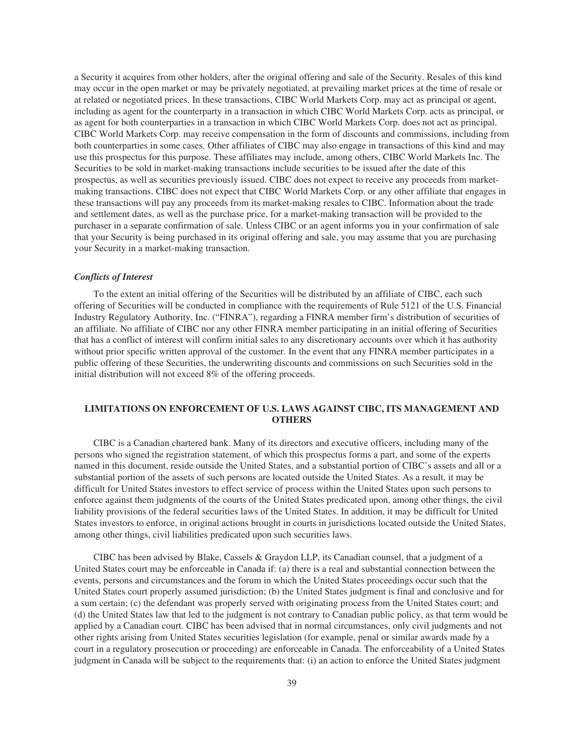a Security it acquires from other holders, after the original offering and sale of the Security. Resales of this kind may occur in the open market or may be privately negotiated, at prevailing market prices at the time of resale or at related or negotiated prices. In these transactions, CIBC World Markets Corp. may act as principal or agent, including as agent for the counterparty in a transaction in which CIBC World Markets Corp. acts as principal, or as agent for both counterparties in a transaction in which CIBC World Markets Corp. does not act as principal. CIBC World Markets Corp. may receive compensation in the form of discounts and commissions, including from both counterparties in some cases. Other affiliates of CIBC may also engage in transactions of this kind and may use this prospectus for this purpose. These affiliates may include, among others, CIBC World Markets Inc. The Securities to be sold in market-making transactions include securities to be issued after the date of this prospectus, as well as securities previously issued. CIBC does not expect to receive any proceeds from market-making transactions. CIBC does not expect that CIBC World Markets Corp. or any other affiliate that engages in these transactions will pay any proceeds from its market-making resales to CIBC. Information about the trade and settlement dates, as well as the purchase price, for a market-making transaction will be provided to the purchaser in a separate confirmation of sale. Unless CIBC or an agent informs you in your confirmation of sale that your Security is being purchased in its original offering and sale, you may assume that you are purchasing your Security in a market-making transaction.

***Conflicts of Interest***

To the extent an initial offering of the Securities will be distributed by an affiliate of CIBC, each such offering of Securities will be conducted in compliance with the requirements of Rule 5121 of the U.S. Financial Industry Regulatory Authority, Inc. ("FINRA"), regarding a FINRA member firm's distribution of securities of an affiliate. No affiliate of CIBC nor any other FINRA member participating in an initial offering of Securities that has a conflict of interest will confirm initial sales to any discretionary accounts over which it has authority without prior specific written approval of the customer. In the event that any FINRA member participates in a public offering of these Securities, the underwriting discounts and commissions on such Securities sold in the initial distribution will not exceed 8% of the offering proceeds.

## LIMITATIONS ON ENFORCEMENT OF U.S. LAWS AGAINST CIBC, ITS MANAGEMENT AND OTHERS

CIBC is a Canadian chartered bank. Many of its directors and executive officers, including many of the persons who signed the registration statement, of which this prospectus forms a part, and some of the experts named in this document, reside outside the United States, and a substantial portion of CIBC's assets and all or a substantial portion of the assets of such persons are located outside the United States. As a result, it may be difficult for United States investors to effect service of process within the United States upon such persons to enforce against them judgments of the courts of the United States predicated upon, among other things, the civil liability provisions of the federal securities laws of the United States. In addition, it may be difficult for United States investors to enforce, in original actions brought in courts in jurisdictions located outside the United States, among other things, civil liabilities predicated upon such securities laws.

CIBC has been advised by Blake, Cassels & Graydon LLP, its Canadian counsel, that a judgment of a United States court may be enforceable in Canada if: (a) there is a real and substantial connection between the events, persons and circumstances and the forum in which the United States proceedings occur such that the United States court properly assumed jurisdiction; (b) the United States judgment is final and conclusive and for a sum certain; (c) the defendant was properly served with originating process from the United States court; and (d) the United States law that led to the judgment is not contrary to Canadian public policy, as that term would be applied by a Canadian court. CIBC has been advised that in normal circumstances, only civil judgments and not other rights arising from United States securities legislation (for example, penal or similar awards made by a court in a regulatory prosecution or proceeding) are enforceable in Canada. The enforceability of a United States judgment in Canada will be subject to the requirements that: (i) an action to enforce the United States judgment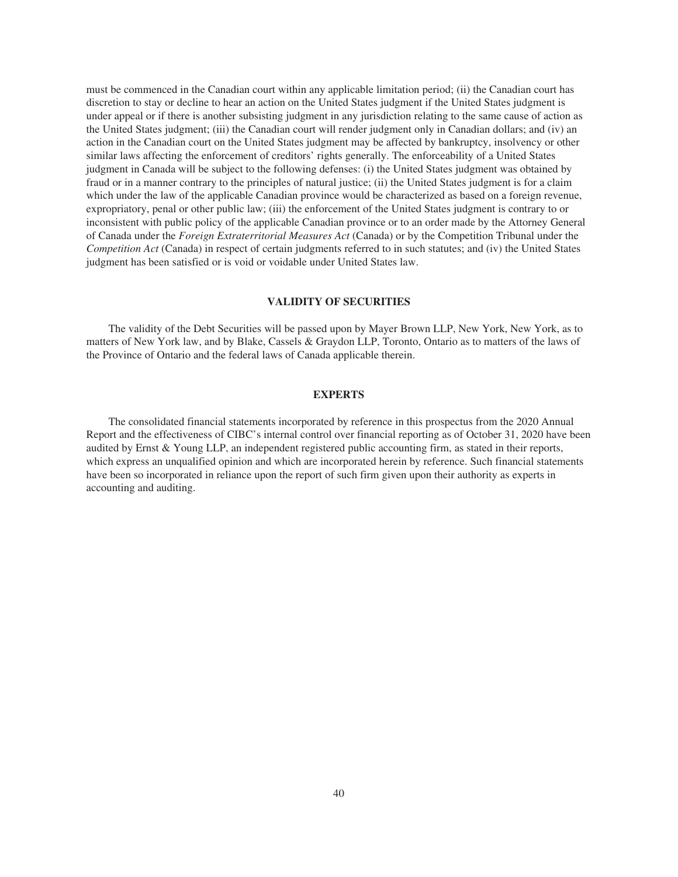must be commenced in the Canadian court within any applicable limitation period; (ii) the Canadian court has discretion to stay or decline to hear an action on the United States judgment if the United States judgment is under appeal or if there is another subsisting judgment in any jurisdiction relating to the same cause of action as the United States judgment; (iii) the Canadian court will render judgment only in Canadian dollars; and (iv) an action in the Canadian court on the United States judgment may be affected by bankruptcy, insolvency or other similar laws affecting the enforcement of creditors' rights generally. The enforceability of a United States judgment in Canada will be subject to the following defenses: (i) the United States judgment was obtained by fraud or in a manner contrary to the principles of natural justice; (ii) the United States judgment is for a claim which under the law of the applicable Canadian province would be characterized as based on a foreign revenue, expropriatory, penal or other public law; (iii) the enforcement of the United States judgment is contrary to or inconsistent with public policy of the applicable Canadian province or to an order made by the Attorney General of Canada under the *Foreign Extraterritorial Measures Act* (Canada) or by the Competition Tribunal under the *Competition Act* (Canada) in respect of certain judgments referred to in such statutes; and (iv) the United States judgment has been satisfied or is void or voidable under United States law.

## VALIDITY OF SECURITIES

The validity of the Debt Securities will be passed upon by Mayer Brown LLP, New York, New York, as to matters of New York law, and by Blake, Cassels & Graydon LLP, Toronto, Ontario as to matters of the laws of the Province of Ontario and the federal laws of Canada applicable therein.

## EXPERTS

The consolidated financial statements incorporated by reference in this prospectus from the 2020 Annual Report and the effectiveness of CIBC's internal control over financial reporting as of October 31, 2020 have been audited by Ernst & Young LLP, an independent registered public accounting firm, as stated in their reports, which express an unqualified opinion and which are incorporated herein by reference. Such financial statements have been so incorporated in reliance upon the report of such firm given upon their authority as experts in accounting and auditing.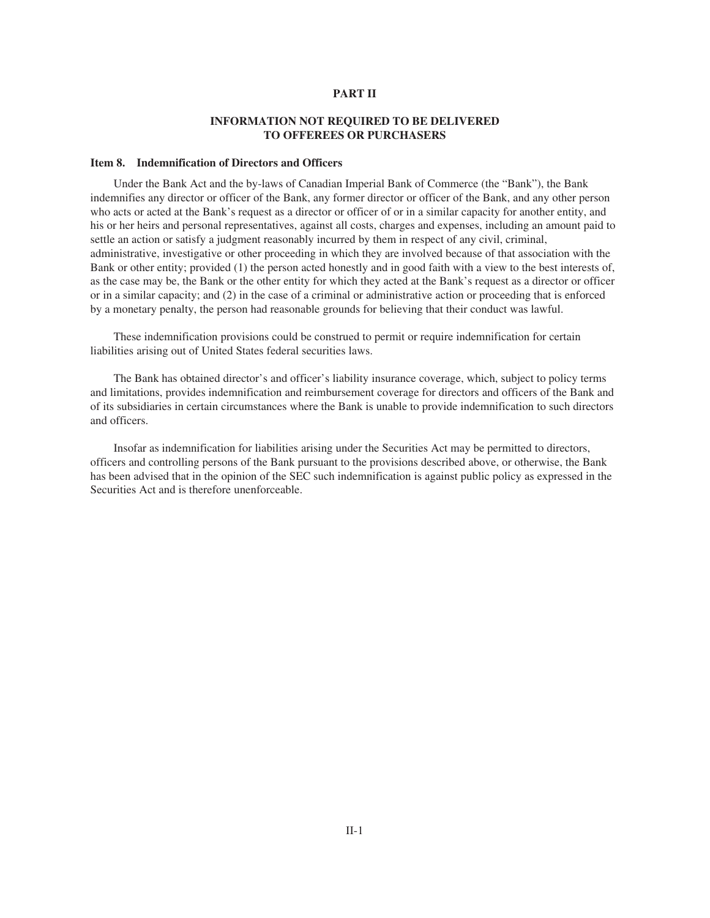# PART II

## INFORMATION NOT REQUIRED TO BE DELIVERED TO OFFEREES OR PURCHASERS

### Item 8. Indemnification of Directors and Officers

Under the Bank Act and the by-laws of Canadian Imperial Bank of Commerce (the "Bank"), the Bank indemnifies any director or officer of the Bank, any former director or officer of the Bank, and any other person who acts or acted at the Bank's request as a director or officer of or in a similar capacity for another entity, and his or her heirs and personal representatives, against all costs, charges and expenses, including an amount paid to settle an action or satisfy a judgment reasonably incurred by them in respect of any civil, criminal, administrative, investigative or other proceeding in which they are involved because of that association with the Bank or other entity; provided (1) the person acted honestly and in good faith with a view to the best interests of, as the case may be, the Bank or the other entity for which they acted at the Bank's request as a director or officer or in a similar capacity; and (2) in the case of a criminal or administrative action or proceeding that is enforced by a monetary penalty, the person had reasonable grounds for believing that their conduct was lawful.

These indemnification provisions could be construed to permit or require indemnification for certain liabilities arising out of United States federal securities laws.

The Bank has obtained director's and officer's liability insurance coverage, which, subject to policy terms and limitations, provides indemnification and reimbursement coverage for directors and officers of the Bank and of its subsidiaries in certain circumstances where the Bank is unable to provide indemnification to such directors and officers.

Insofar as indemnification for liabilities arising under the Securities Act may be permitted to directors, officers and controlling persons of the Bank pursuant to the provisions described above, or otherwise, the Bank has been advised that in the opinion of the SEC such indemnification is against public policy as expressed in the Securities Act and is therefore unenforceable.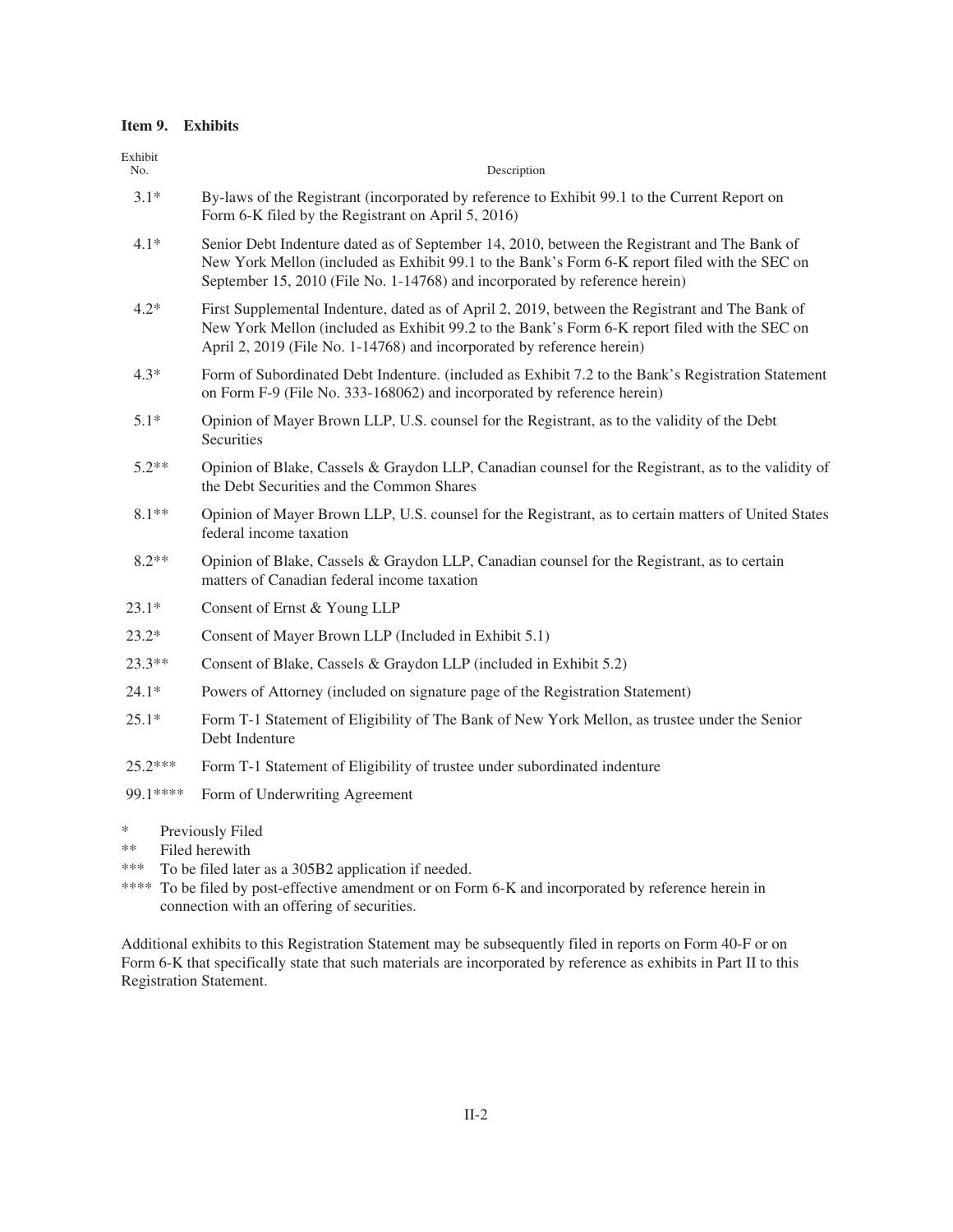### Item 9. Exhibits

| Exhibit No. | Description |
|---|---|
| 3.1* | By-laws of the Registrant (incorporated by reference to Exhibit 99.1 to the Current Report on Form 6-K filed by the Registrant on April 5, 2016) |
| 4.1* | Senior Debt Indenture dated as of September 14, 2010, between the Registrant and The Bank of New York Mellon (included as Exhibit 99.1 to the Bank's Form 6-K report filed with the SEC on September 15, 2010 (File No. 1-14768) and incorporated by reference herein) |
| 4.2* | First Supplemental Indenture, dated as of April 2, 2019, between the Registrant and The Bank of New York Mellon (included as Exhibit 99.2 to the Bank's Form 6-K report filed with the SEC on April 2, 2019 (File No. 1-14768) and incorporated by reference herein) |
| 4.3* | Form of Subordinated Debt Indenture. (included as Exhibit 7.2 to the Bank's Registration Statement on Form F-9 (File No. 333-168062) and incorporated by reference herein) |
| 5.1* | Opinion of Mayer Brown LLP, U.S. counsel for the Registrant, as to the validity of the Debt Securities |
| 5.2** | Opinion of Blake, Cassels & Graydon LLP, Canadian counsel for the Registrant, as to the validity of the Debt Securities and the Common Shares |
| 8.1** | Opinion of Mayer Brown LLP, U.S. counsel for the Registrant, as to certain matters of United States federal income taxation |
| 8.2** | Opinion of Blake, Cassels & Graydon LLP, Canadian counsel for the Registrant, as to certain matters of Canadian federal income taxation |
| 23.1* | Consent of Ernst & Young LLP |
| 23.2* | Consent of Mayer Brown LLP (Included in Exhibit 5.1) |
| 23.3** | Consent of Blake, Cassels & Graydon LLP (included in Exhibit 5.2) |
| 24.1* | Powers of Attorney (included on signature page of the Registration Statement) |
| 25.1* | Form T-1 Statement of Eligibility of The Bank of New York Mellon, as trustee under the Senior Debt Indenture |
| 25.2*** | Form T-1 Statement of Eligibility of trustee under subordinated indenture |
| 99.1**** | Form of Underwriting Agreement |

\* Previously Filed

\*\* Filed herewith

\*\*\* To be filed later as a 305B2 application if needed.

\*\*\*\* To be filed by post-effective amendment or on Form 6-K and incorporated by reference herein in connection with an offering of securities.

Additional exhibits to this Registration Statement may be subsequently filed in reports on Form 40-F or on Form 6-K that specifically state that such materials are incorporated by reference as exhibits in Part II to this Registration Statement.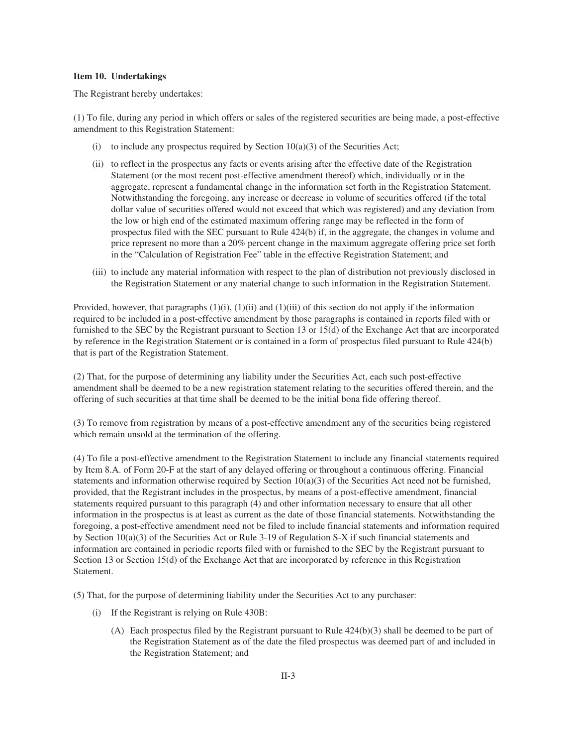### Item 10. Undertakings

The Registrant hereby undertakes:

(1) To file, during any period in which offers or sales of the registered securities are being made, a post-effective amendment to this Registration Statement:

- (i) to include any prospectus required by Section 10(a)(3) of the Securities Act;
- (ii) to reflect in the prospectus any facts or events arising after the effective date of the Registration Statement (or the most recent post-effective amendment thereof) which, individually or in the aggregate, represent a fundamental change in the information set forth in the Registration Statement. Notwithstanding the foregoing, any increase or decrease in volume of securities offered (if the total dollar value of securities offered would not exceed that which was registered) and any deviation from the low or high end of the estimated maximum offering range may be reflected in the form of prospectus filed with the SEC pursuant to Rule 424(b) if, in the aggregate, the changes in volume and price represent no more than a 20% percent change in the maximum aggregate offering price set forth in the "Calculation of Registration Fee" table in the effective Registration Statement; and
- (iii) to include any material information with respect to the plan of distribution not previously disclosed in the Registration Statement or any material change to such information in the Registration Statement.

Provided, however, that paragraphs (1)(i), (1)(ii) and (1)(iii) of this section do not apply if the information required to be included in a post-effective amendment by those paragraphs is contained in reports filed with or furnished to the SEC by the Registrant pursuant to Section 13 or 15(d) of the Exchange Act that are incorporated by reference in the Registration Statement or is contained in a form of prospectus filed pursuant to Rule 424(b) that is part of the Registration Statement.

(2) That, for the purpose of determining any liability under the Securities Act, each such post-effective amendment shall be deemed to be a new registration statement relating to the securities offered therein, and the offering of such securities at that time shall be deemed to be the initial bona fide offering thereof.

(3) To remove from registration by means of a post-effective amendment any of the securities being registered which remain unsold at the termination of the offering.

(4) To file a post-effective amendment to the Registration Statement to include any financial statements required by Item 8.A. of Form 20-F at the start of any delayed offering or throughout a continuous offering. Financial statements and information otherwise required by Section 10(a)(3) of the Securities Act need not be furnished, provided, that the Registrant includes in the prospectus, by means of a post-effective amendment, financial statements required pursuant to this paragraph (4) and other information necessary to ensure that all other information in the prospectus is at least as current as the date of those financial statements. Notwithstanding the foregoing, a post-effective amendment need not be filed to include financial statements and information required by Section 10(a)(3) of the Securities Act or Rule 3-19 of Regulation S-X if such financial statements and information are contained in periodic reports filed with or furnished to the SEC by the Registrant pursuant to Section 13 or Section 15(d) of the Exchange Act that are incorporated by reference in this Registration Statement.

(5) That, for the purpose of determining liability under the Securities Act to any purchaser:

- (i) If the Registrant is relying on Rule 430B:
  - (A) Each prospectus filed by the Registrant pursuant to Rule 424(b)(3) shall be deemed to be part of the Registration Statement as of the date the filed prospectus was deemed part of and included in the Registration Statement; and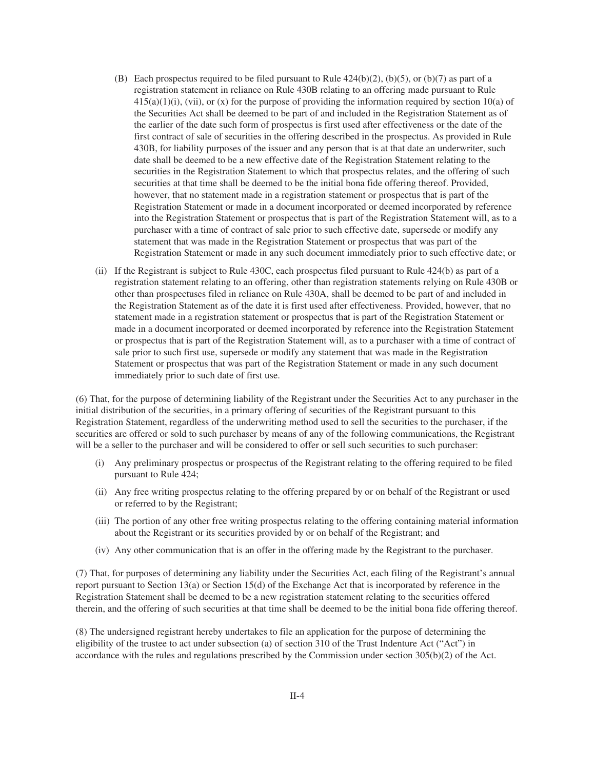(B) Each prospectus required to be filed pursuant to Rule 424(b)(2), (b)(5), or (b)(7) as part of a registration statement in reliance on Rule 430B relating to an offering made pursuant to Rule 415(a)(1)(i), (vii), or (x) for the purpose of providing the information required by section 10(a) of the Securities Act shall be deemed to be part of and included in the Registration Statement as of the earlier of the date such form of prospectus is first used after effectiveness or the date of the first contract of sale of securities in the offering described in the prospectus. As provided in Rule 430B, for liability purposes of the issuer and any person that is at that date an underwriter, such date shall be deemed to be a new effective date of the Registration Statement relating to the securities in the Registration Statement to which that prospectus relates, and the offering of such securities at that time shall be deemed to be the initial bona fide offering thereof. Provided, however, that no statement made in a registration statement or prospectus that is part of the Registration Statement or made in a document incorporated or deemed incorporated by reference into the Registration Statement or prospectus that is part of the Registration Statement will, as to a purchaser with a time of contract of sale prior to such effective date, supersede or modify any statement that was made in the Registration Statement or prospectus that was part of the Registration Statement or made in any such document immediately prior to such effective date; or

(ii) If the Registrant is subject to Rule 430C, each prospectus filed pursuant to Rule 424(b) as part of a registration statement relating to an offering, other than registration statements relying on Rule 430B or other than prospectuses filed in reliance on Rule 430A, shall be deemed to be part of and included in the Registration Statement as of the date it is first used after effectiveness. Provided, however, that no statement made in a registration statement or prospectus that is part of the Registration Statement or made in a document incorporated or deemed incorporated by reference into the Registration Statement or prospectus that is part of the Registration Statement will, as to a purchaser with a time of contract of sale prior to such first use, supersede or modify any statement that was made in the Registration Statement or prospectus that was part of the Registration Statement or made in any such document immediately prior to such date of first use.

(6) That, for the purpose of determining liability of the Registrant under the Securities Act to any purchaser in the initial distribution of the securities, in a primary offering of securities of the Registrant pursuant to this Registration Statement, regardless of the underwriting method used to sell the securities to the purchaser, if the securities are offered or sold to such purchaser by means of any of the following communications, the Registrant will be a seller to the purchaser and will be considered to offer or sell such securities to such purchaser:

(i) Any preliminary prospectus or prospectus of the Registrant relating to the offering required to be filed pursuant to Rule 424;

(ii) Any free writing prospectus relating to the offering prepared by or on behalf of the Registrant or used or referred to by the Registrant;

(iii) The portion of any other free writing prospectus relating to the offering containing material information about the Registrant or its securities provided by or on behalf of the Registrant; and

(iv) Any other communication that is an offer in the offering made by the Registrant to the purchaser.

(7) That, for purposes of determining any liability under the Securities Act, each filing of the Registrant's annual report pursuant to Section 13(a) or Section 15(d) of the Exchange Act that is incorporated by reference in the Registration Statement shall be deemed to be a new registration statement relating to the securities offered therein, and the offering of such securities at that time shall be deemed to be the initial bona fide offering thereof.

(8) The undersigned registrant hereby undertakes to file an application for the purpose of determining the eligibility of the trustee to act under subsection (a) of section 310 of the Trust Indenture Act ("Act") in accordance with the rules and regulations prescribed by the Commission under section 305(b)(2) of the Act.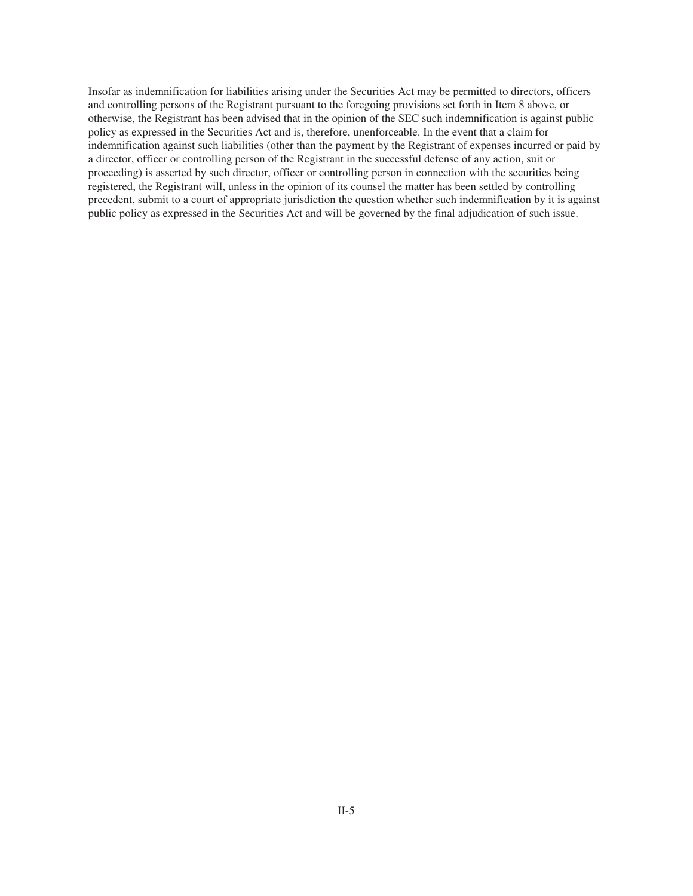Insofar as indemnification for liabilities arising under the Securities Act may be permitted to directors, officers and controlling persons of the Registrant pursuant to the foregoing provisions set forth in Item 8 above, or otherwise, the Registrant has been advised that in the opinion of the SEC such indemnification is against public policy as expressed in the Securities Act and is, therefore, unenforceable. In the event that a claim for indemnification against such liabilities (other than the payment by the Registrant of expenses incurred or paid by a director, officer or controlling person of the Registrant in the successful defense of any action, suit or proceeding) is asserted by such director, officer or controlling person in connection with the securities being registered, the Registrant will, unless in the opinion of its counsel the matter has been settled by controlling precedent, submit to a court of appropriate jurisdiction the question whether such indemnification by it is against public policy as expressed in the Securities Act and will be governed by the final adjudication of such issue.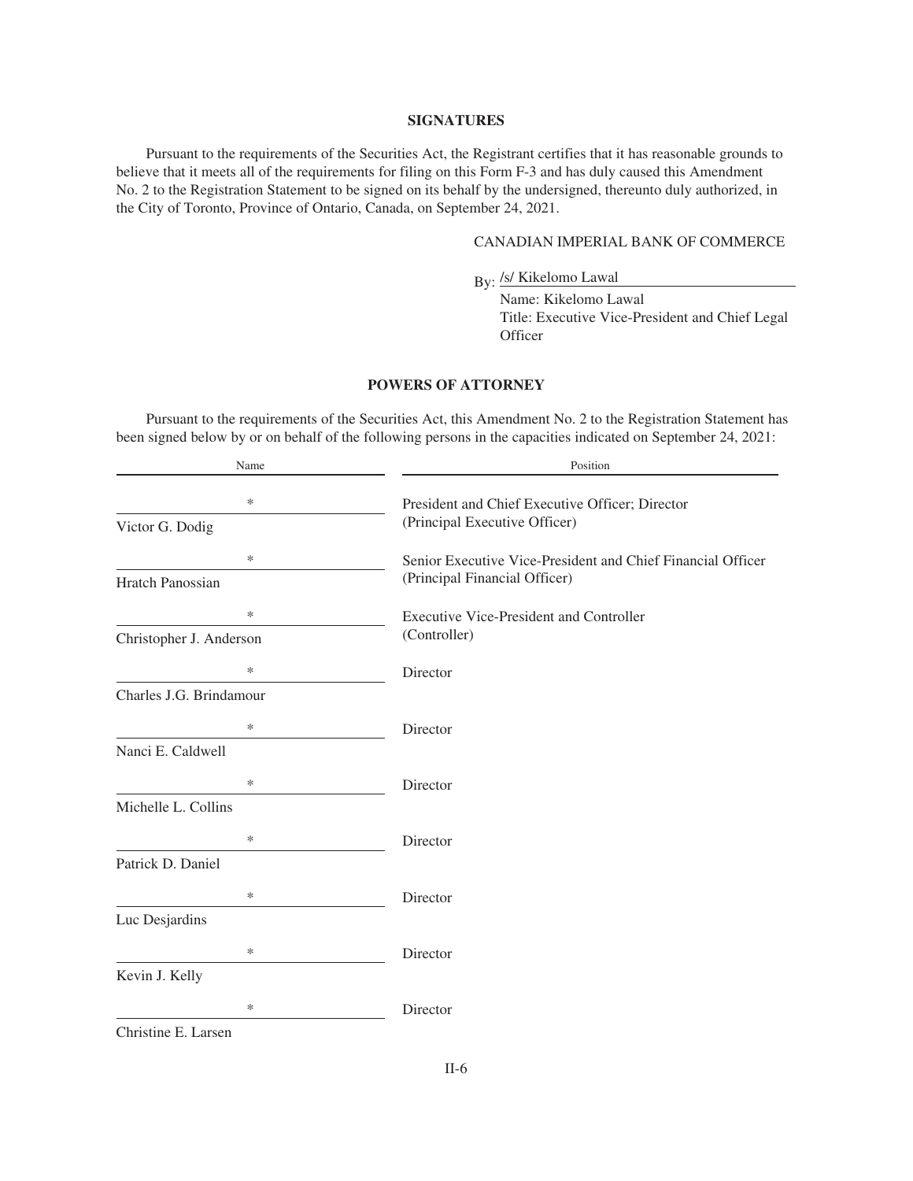## SIGNATURES

Pursuant to the requirements of the Securities Act, the Registrant certifies that it has reasonable grounds to believe that it meets all of the requirements for filing on this Form F-3 and has duly caused this Amendment No. 2 to the Registration Statement to be signed on its behalf by the undersigned, thereunto duly authorized, in the City of Toronto, Province of Ontario, Canada, on September 24, 2021.

CANADIAN IMPERIAL BANK OF COMMERCE

By: /s/ Kikelomo Lawal

Name: Kikelomo Lawal

Title: Executive Vice-President and Chief Legal Officer

## POWERS OF ATTORNEY

Pursuant to the requirements of the Securities Act, this Amendment No. 2 to the Registration Statement has been signed below by or on behalf of the following persons in the capacities indicated on September 24, 2021:

| Name | Position |
|---|---|
| * <br> Victor G. Dodig | President and Chief Executive Officer; Director (Principal Executive Officer) |
| * <br> Hratch Panossian | Senior Executive Vice-President and Chief Financial Officer (Principal Financial Officer) |
| * <br> Christopher J. Anderson | Executive Vice-President and Controller (Controller) |
| * <br> Charles J.G. Brindamour | Director |
| * <br> Nanci E. Caldwell | Director |
| * <br> Michelle L. Collins | Director |
| * <br> Patrick D. Daniel | Director |
| * <br> Luc Desjardins | Director |
| * <br> Kevin J. Kelly | Director |
| * <br> Christine E. Larsen | Director |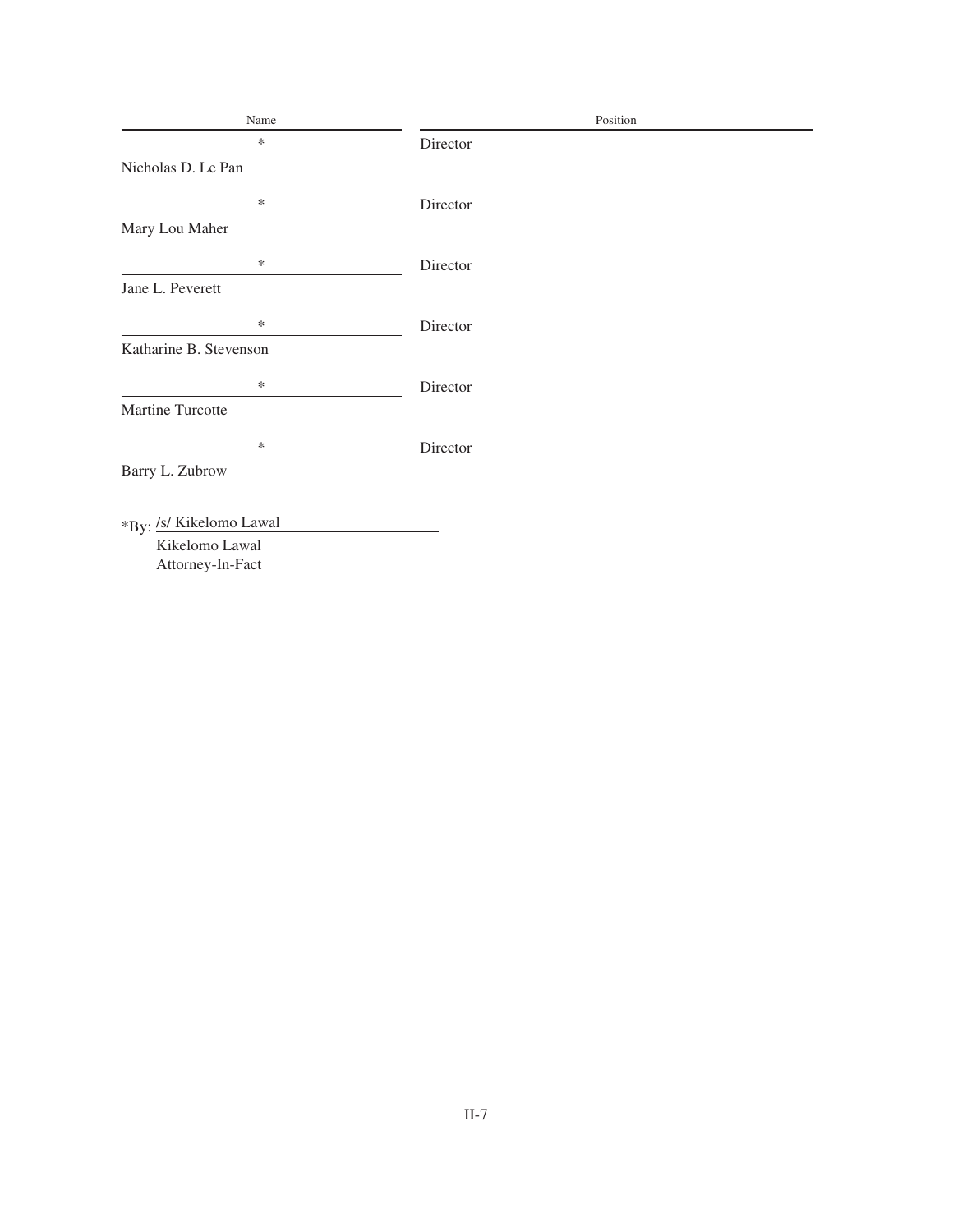| Name | Position |
| --- | --- |
| * | Director |
| Nicholas D. Le Pan | |
| * | Director |
| Mary Lou Maher | |
| * | Director |
| Jane L. Peverett | |
| * | Director |
| Katharine B. Stevenson | |
| * | Director |
| Martine Turcotte | |
| * | Director |
| Barry L. Zubrow | |

*By: /s/ Kikelomo Lawal

Kikelomo Lawal
Attorney-In-Fact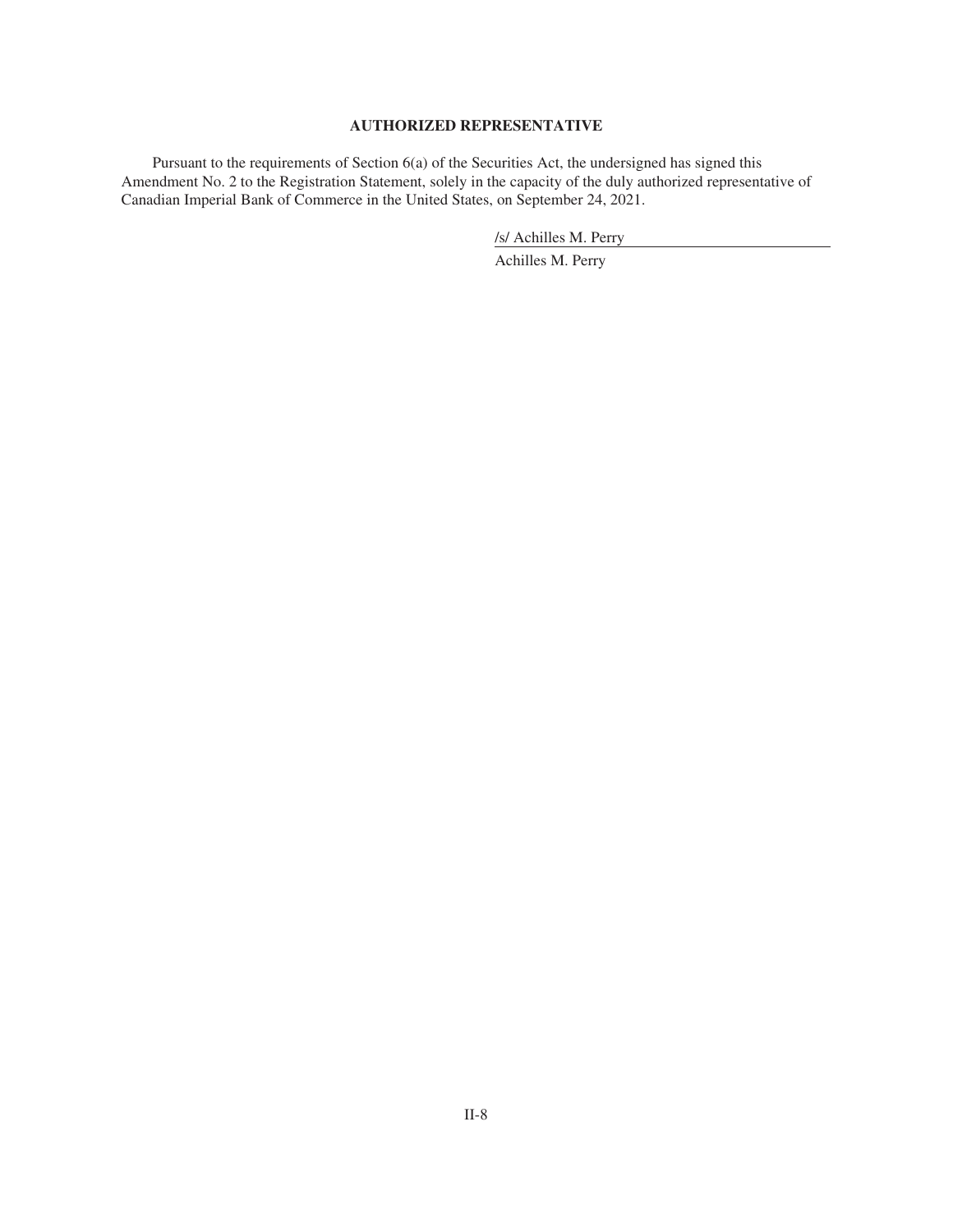## AUTHORIZED REPRESENTATIVE

Pursuant to the requirements of Section 6(a) of the Securities Act, the undersigned has signed this Amendment No. 2 to the Registration Statement, solely in the capacity of the duly authorized representative of Canadian Imperial Bank of Commerce in the United States, on September 24, 2021.

/s/ Achilles M. Perry

Achilles M. Perry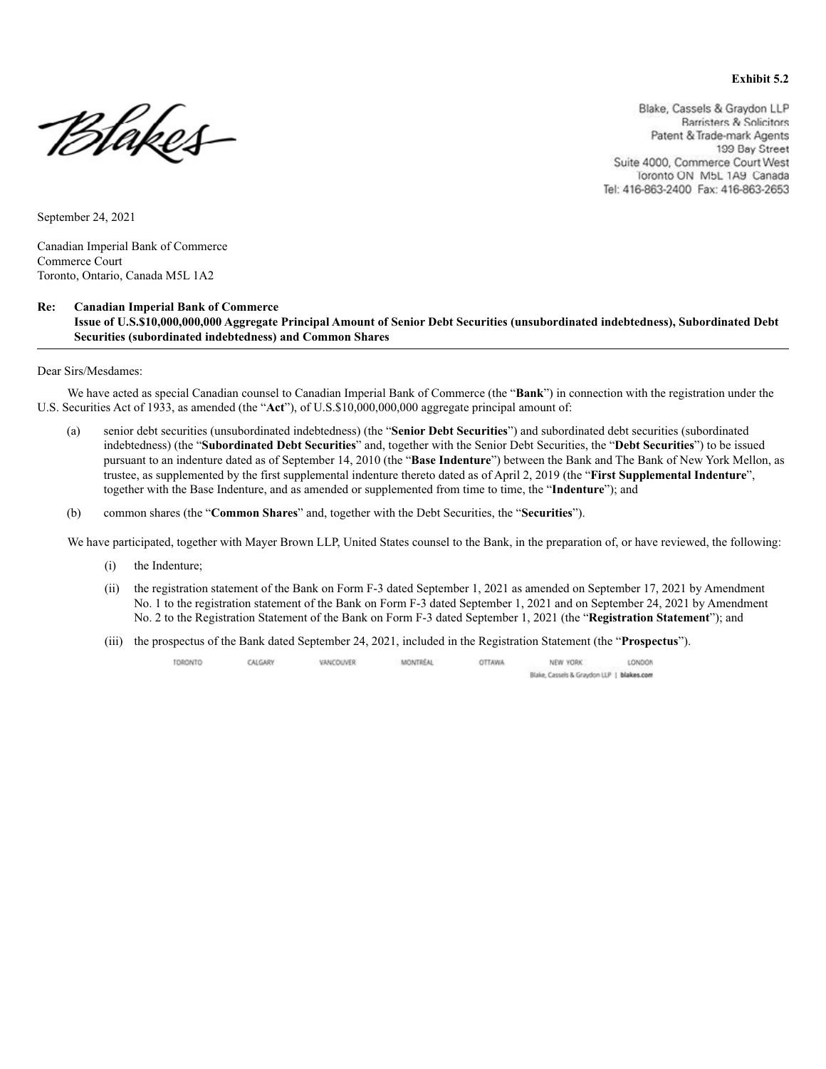**Exhibit 5.2**

Blakes

Blake, Cassels & Graydon LLP
Barristers & Solicitors
Patent & Trade-mark Agents
199 Bay Street
Suite 4000, Commerce Court West
Toronto ON M5L 1A9 Canada
Tel: 416-863-2400 Fax: 416-863-2653

September 24, 2021

Canadian Imperial Bank of Commerce
Commerce Court
Toronto, Ontario, Canada M5L 1A2

**Re: Canadian Imperial Bank of Commerce**
**Issue of U.S.$10,000,000,000 Aggregate Principal Amount of Senior Debt Securities (unsubordinated indebtedness), Subordinated Debt Securities (subordinated indebtedness) and Common Shares**

---

Dear Sirs/Mesdames:

We have acted as special Canadian counsel to Canadian Imperial Bank of Commerce (the "**Bank**") in connection with the registration under the U.S. Securities Act of 1933, as amended (the "**Act**"), of U.S.$10,000,000,000 aggregate principal amount of:

(a) senior debt securities (unsubordinated indebtedness) (the "**Senior Debt Securities**") and subordinated debt securities (subordinated indebtedness) (the "**Subordinated Debt Securities**" and, together with the Senior Debt Securities, the "**Debt Securities**") to be issued pursuant to an indenture dated as of September 14, 2010 (the "**Base Indenture**") between the Bank and The Bank of New York Mellon, as trustee, as supplemented by the first supplemental indenture thereto dated as of April 2, 2019 (the "**First Supplemental Indenture**", together with the Base Indenture, and as amended or supplemented from time to time, the "**Indenture**"); and

(b) common shares (the "**Common Shares**" and, together with the Debt Securities, the "**Securities**").

We have participated, together with Mayer Brown LLP, United States counsel to the Bank, in the preparation of, or have reviewed, the following:

(i) the Indenture;

(ii) the registration statement of the Bank on Form F-3 dated September 1, 2021 as amended on September 17, 2021 by Amendment No. 1 to the registration statement of the Bank on Form F-3 dated September 1, 2021 and on September 24, 2021 by Amendment No. 2 to the Registration Statement of the Bank on Form F-3 dated September 1, 2021 (the "**Registration Statement**"); and

(iii) the prospectus of the Bank dated September 24, 2021, included in the Registration Statement (the "**Prospectus**").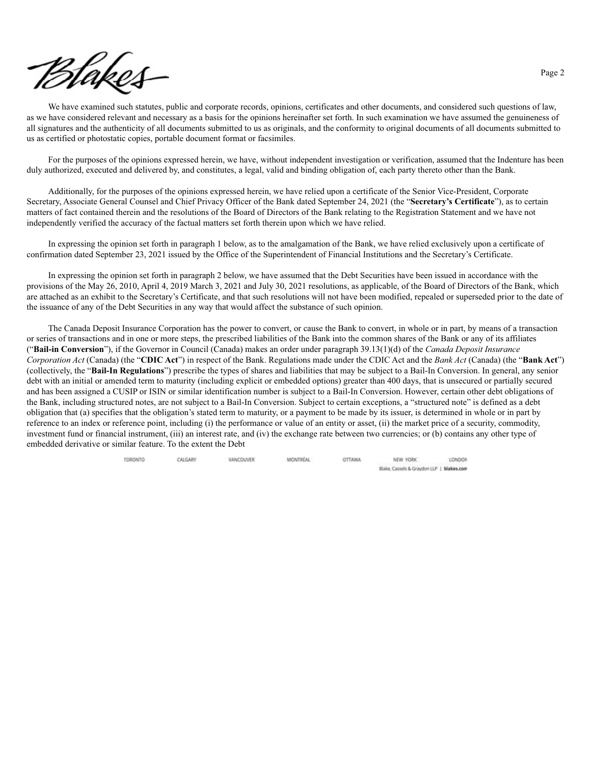We have examined such statutes, public and corporate records, opinions, certificates and other documents, and considered such questions of law, as we have considered relevant and necessary as a basis for the opinions hereinafter set forth. In such examination we have assumed the genuineness of all signatures and the authenticity of all documents submitted to us as originals, and the conformity to original documents of all documents submitted to us as certified or photostatic copies, portable document format or facsimiles.

For the purposes of the opinions expressed herein, we have, without independent investigation or verification, assumed that the Indenture has been duly authorized, executed and delivered by, and constitutes, a legal, valid and binding obligation of, each party thereto other than the Bank.

Additionally, for the purposes of the opinions expressed herein, we have relied upon a certificate of the Senior Vice-President, Corporate Secretary, Associate General Counsel and Chief Privacy Officer of the Bank dated September 24, 2021 (the "**Secretary's Certificate**"), as to certain matters of fact contained therein and the resolutions of the Board of Directors of the Bank relating to the Registration Statement and we have not independently verified the accuracy of the factual matters set forth therein upon which we have relied.

In expressing the opinion set forth in paragraph 1 below, as to the amalgamation of the Bank, we have relied exclusively upon a certificate of confirmation dated September 23, 2021 issued by the Office of the Superintendent of Financial Institutions and the Secretary's Certificate.

In expressing the opinion set forth in paragraph 2 below, we have assumed that the Debt Securities have been issued in accordance with the provisions of the May 26, 2010, April 4, 2019 March 3, 2021 and July 30, 2021 resolutions, as applicable, of the Board of Directors of the Bank, which are attached as an exhibit to the Secretary's Certificate, and that such resolutions will not have been modified, repealed or superseded prior to the date of the issuance of any of the Debt Securities in any way that would affect the substance of such opinion.

The Canada Deposit Insurance Corporation has the power to convert, or cause the Bank to convert, in whole or in part, by means of a transaction or series of transactions and in one or more steps, the prescribed liabilities of the Bank into the common shares of the Bank or any of its affiliates ("**Bail-in Conversion**"), if the Governor in Council (Canada) makes an order under paragraph 39.13(1)(d) of the *Canada Deposit Insurance Corporation Act* (Canada) (the "**CDIC Act**") in respect of the Bank. Regulations made under the CDIC Act and the *Bank Act* (Canada) (the "**Bank Act**") (collectively, the "**Bail-In Regulations**") prescribe the types of shares and liabilities that may be subject to a Bail-In Conversion. In general, any senior debt with an initial or amended term to maturity (including explicit or embedded options) greater than 400 days, that is unsecured or partially secured and has been assigned a CUSIP or ISIN or similar identification number is subject to a Bail-In Conversion. However, certain other debt obligations of the Bank, including structured notes, are not subject to a Bail-In Conversion. Subject to certain exceptions, a "structured note" is defined as a debt obligation that (a) specifies that the obligation's stated term to maturity, or a payment to be made by its issuer, is determined in whole or in part by reference to an index or reference point, including (i) the performance or value of an entity or asset, (ii) the market price of a security, commodity, investment fund or financial instrument, (iii) an interest rate, and (iv) the exchange rate between two currencies; or (b) contains any other type of embedded derivative or similar feature. To the extent the Debt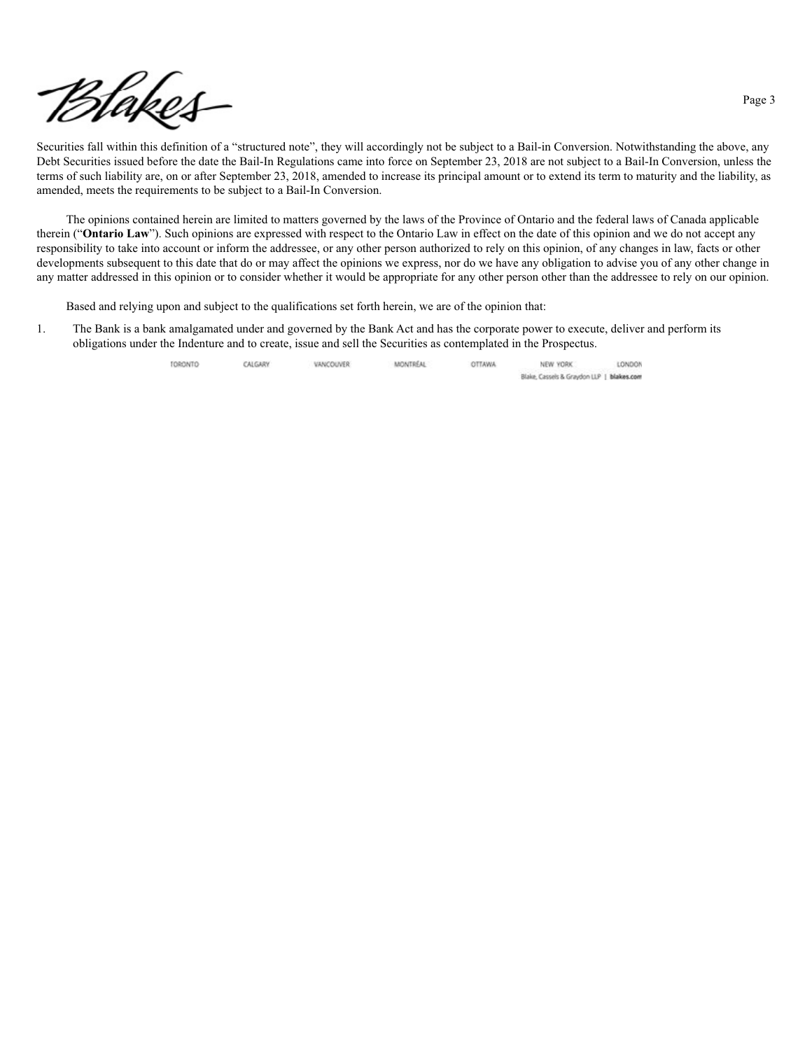Securities fall within this definition of a "structured note", they will accordingly not be subject to a Bail-in Conversion. Notwithstanding the above, any Debt Securities issued before the date the Bail-In Regulations came into force on September 23, 2018 are not subject to a Bail-In Conversion, unless the terms of such liability are, on or after September 23, 2018, amended to increase its principal amount or to extend its term to maturity and the liability, as amended, meets the requirements to be subject to a Bail-In Conversion.

The opinions contained herein are limited to matters governed by the laws of the Province of Ontario and the federal laws of Canada applicable therein ("**Ontario Law**"). Such opinions are expressed with respect to the Ontario Law in effect on the date of this opinion and we do not accept any responsibility to take into account or inform the addressee, or any other person authorized to rely on this opinion, of any changes in law, facts or other developments subsequent to this date that do or may affect the opinions we express, nor do we have any obligation to advise you of any other change in any matter addressed in this opinion or to consider whether it would be appropriate for any other person other than the addressee to rely on our opinion.

Based and relying upon and subject to the qualifications set forth herein, we are of the opinion that:

1. The Bank is a bank amalgamated under and governed by the Bank Act and has the corporate power to execute, deliver and perform its obligations under the Indenture and to create, issue and sell the Securities as contemplated in the Prospectus.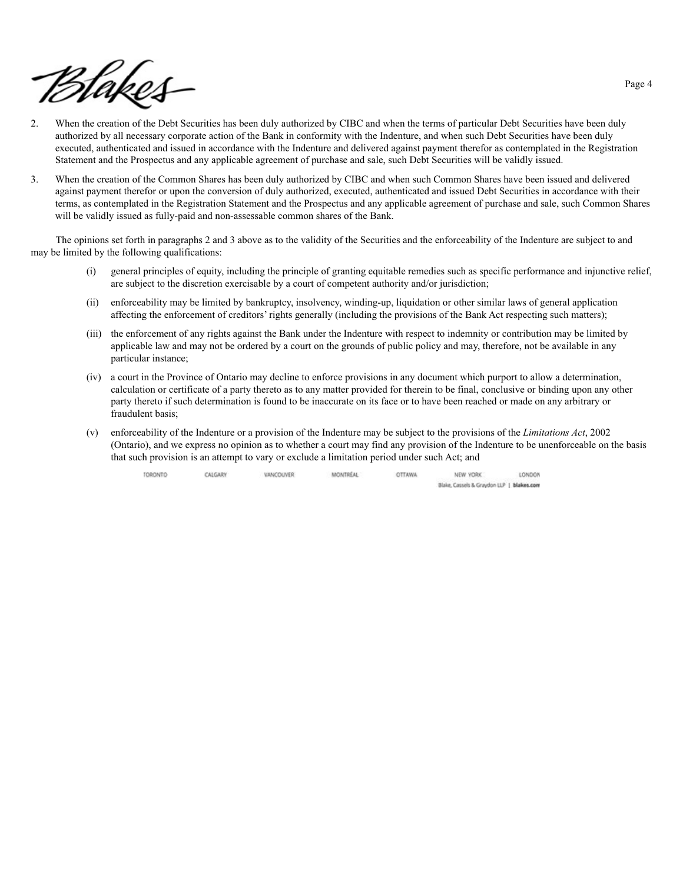2. When the creation of the Debt Securities has been duly authorized by CIBC and when the terms of particular Debt Securities have been duly authorized by all necessary corporate action of the Bank in conformity with the Indenture, and when such Debt Securities have been duly executed, authenticated and issued in accordance with the Indenture and delivered against payment therefor as contemplated in the Registration Statement and the Prospectus and any applicable agreement of purchase and sale, such Debt Securities will be validly issued.

3. When the creation of the Common Shares has been duly authorized by CIBC and when such Common Shares have been issued and delivered against payment therefor or upon the conversion of duly authorized, executed, authenticated and issued Debt Securities in accordance with their terms, as contemplated in the Registration Statement and the Prospectus and any applicable agreement of purchase and sale, such Common Shares will be validly issued as fully-paid and non-assessable common shares of the Bank.

The opinions set forth in paragraphs 2 and 3 above as to the validity of the Securities and the enforceability of the Indenture are subject to and may be limited by the following qualifications:

(i) general principles of equity, including the principle of granting equitable remedies such as specific performance and injunctive relief, are subject to the discretion exercisable by a court of competent authority and/or jurisdiction;

(ii) enforceability may be limited by bankruptcy, insolvency, winding-up, liquidation or other similar laws of general application affecting the enforcement of creditors' rights generally (including the provisions of the Bank Act respecting such matters);

(iii) the enforcement of any rights against the Bank under the Indenture with respect to indemnity or contribution may be limited by applicable law and may not be ordered by a court on the grounds of public policy and may, therefore, not be available in any particular instance;

(iv) a court in the Province of Ontario may decline to enforce provisions in any document which purport to allow a determination, calculation or certificate of a party thereto as to any matter provided for therein to be final, conclusive or binding upon any other party thereto if such determination is found to be inaccurate on its face or to have been reached or made on any arbitrary or fraudulent basis;

(v) enforceability of the Indenture or a provision of the Indenture may be subject to the provisions of the *Limitations Act*, 2002 (Ontario), and we express no opinion as to whether a court may find any provision of the Indenture to be unenforceable on the basis that such provision is an attempt to vary or exclude a limitation period under such Act; and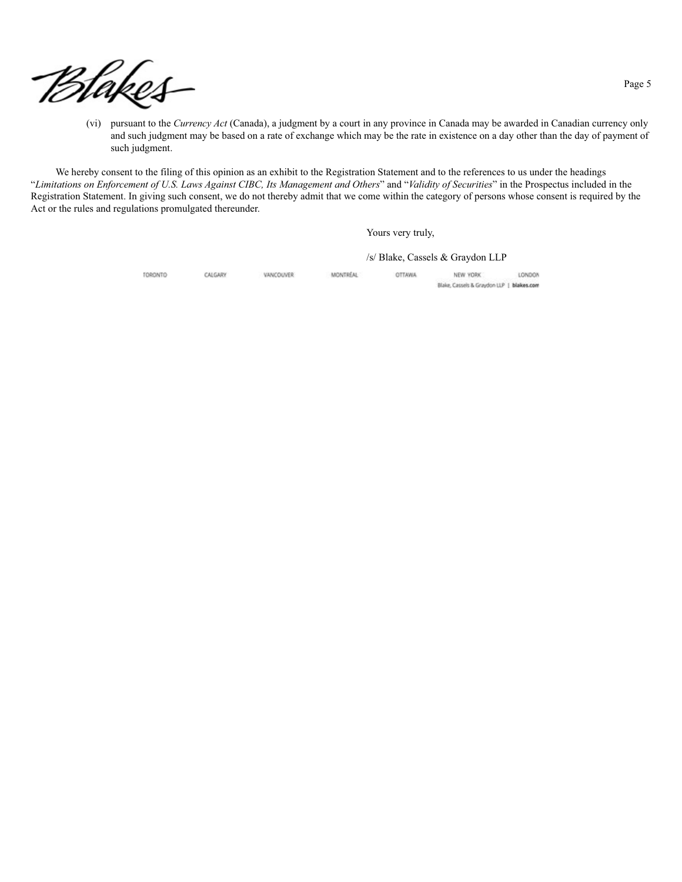(vi) pursuant to the *Currency Act* (Canada), a judgment by a court in any province in Canada may be awarded in Canadian currency only and such judgment may be based on a rate of exchange which may be the rate in existence on a day other than the day of payment of such judgment.

We hereby consent to the filing of this opinion as an exhibit to the Registration Statement and to the references to us under the headings "*Limitations on Enforcement of U.S. Laws Against CIBC, Its Management and Others*" and "*Validity of Securities*" in the Prospectus included in the Registration Statement. In giving such consent, we do not thereby admit that we come within the category of persons whose consent is required by the Act or the rules and regulations promulgated thereunder.

Yours very truly,

/s/ Blake, Cassels & Graydon LLP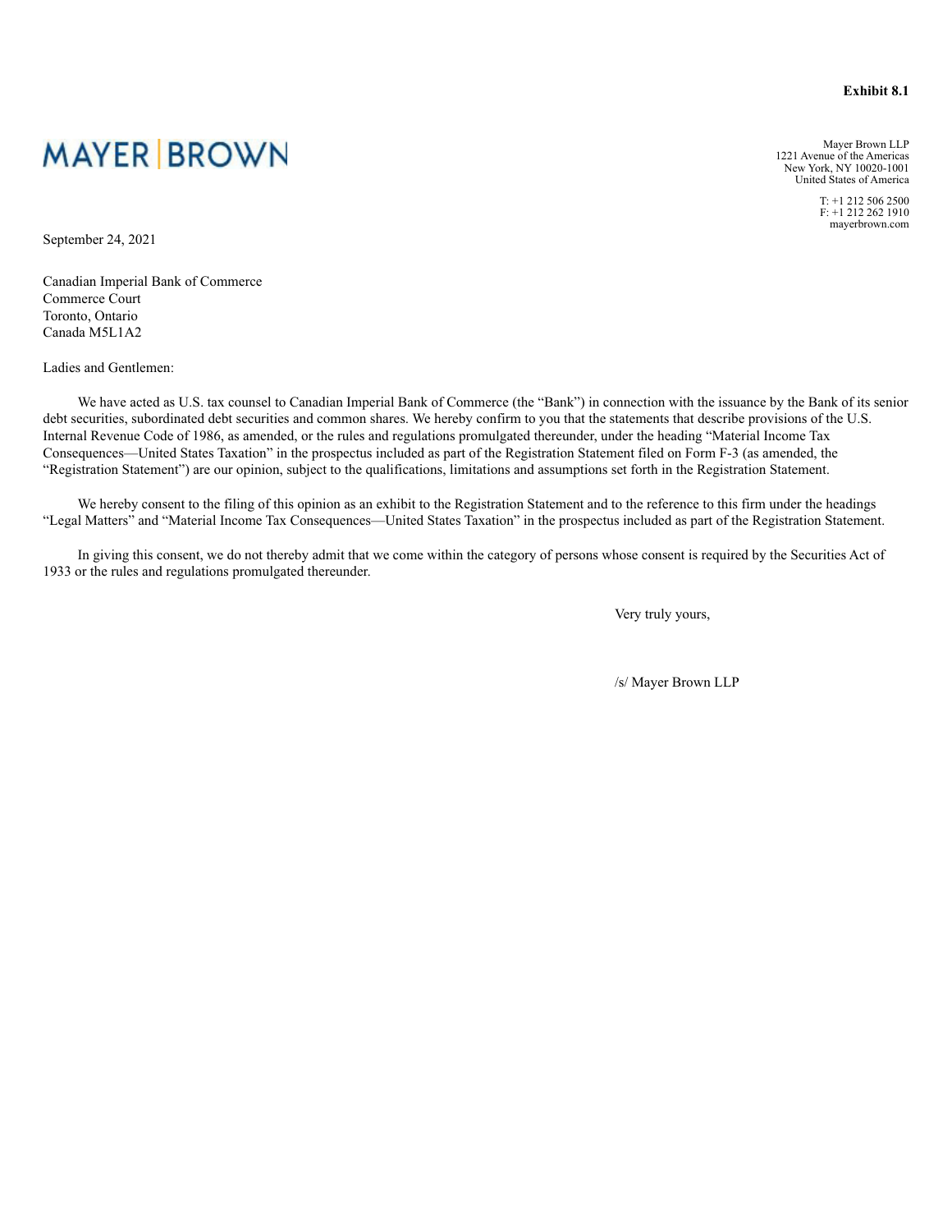**Exhibit 8.1**

MAYER | BROWN

Mayer Brown LLP
1221 Avenue of the Americas
New York, NY 10020-1001
United States of America

T: +1 212 506 2500
F: +1 212 262 1910
mayerbrown.com

September 24, 2021

Canadian Imperial Bank of Commerce
Commerce Court
Toronto, Ontario
Canada M5L1A2

Ladies and Gentlemen:

We have acted as U.S. tax counsel to Canadian Imperial Bank of Commerce (the "Bank") in connection with the issuance by the Bank of its senior debt securities, subordinated debt securities and common shares. We hereby confirm to you that the statements that describe provisions of the U.S. Internal Revenue Code of 1986, as amended, or the rules and regulations promulgated thereunder, under the heading "Material Income Tax Consequences—United States Taxation" in the prospectus included as part of the Registration Statement filed on Form F-3 (as amended, the "Registration Statement") are our opinion, subject to the qualifications, limitations and assumptions set forth in the Registration Statement.

We hereby consent to the filing of this opinion as an exhibit to the Registration Statement and to the reference to this firm under the headings "Legal Matters" and "Material Income Tax Consequences—United States Taxation" in the prospectus included as part of the Registration Statement.

In giving this consent, we do not thereby admit that we come within the category of persons whose consent is required by the Securities Act of 1933 or the rules and regulations promulgated thereunder.

Very truly yours,

/s/ Mayer Brown LLP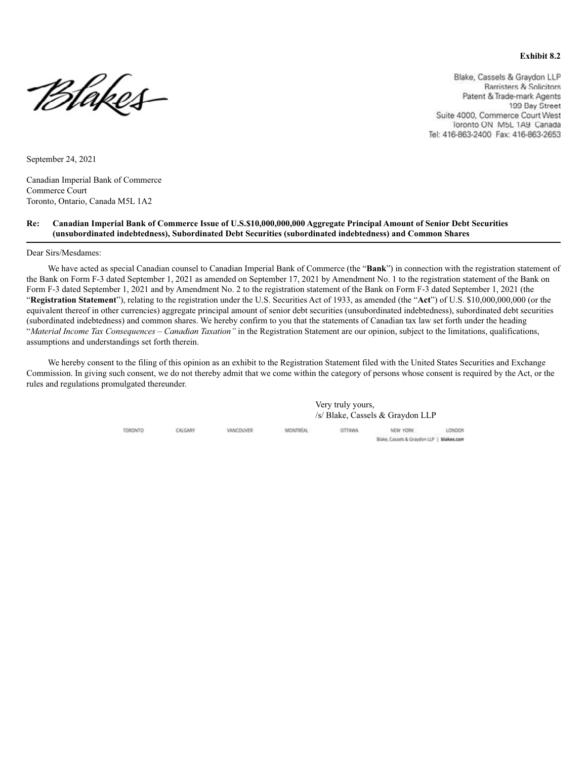**Exhibit 8.2**

Blakes

Blake, Cassels & Graydon LLP
Barristers & Solicitors
Patent & Trade-mark Agents
199 Bay Street
Suite 4000, Commerce Court West
Toronto ON M5L 1A9 Canada
Tel: 416-863-2400 Fax: 416-863-2653

September 24, 2021

Canadian Imperial Bank of Commerce
Commerce Court
Toronto, Ontario, Canada M5L 1A2

**Re: Canadian Imperial Bank of Commerce Issue of U.S.$10,000,000,000 Aggregate Principal Amount of Senior Debt Securities (unsubordinated indebtedness), Subordinated Debt Securities (subordinated indebtedness) and Common Shares**

Dear Sirs/Mesdames:

We have acted as special Canadian counsel to Canadian Imperial Bank of Commerce (the "**Bank**") in connection with the registration statement of the Bank on Form F-3 dated September 1, 2021 as amended on September 17, 2021 by Amendment No. 1 to the registration statement of the Bank on Form F-3 dated September 1, 2021 and by Amendment No. 2 to the registration statement of the Bank on Form F-3 dated September 1, 2021 (the "**Registration Statement**"), relating to the registration under the U.S. Securities Act of 1933, as amended (the "**Act**") of U.S. $10,000,000,000 (or the equivalent thereof in other currencies) aggregate principal amount of senior debt securities (unsubordinated indebtedness), subordinated debt securities (subordinated indebtedness) and common shares. We hereby confirm to you that the statements of Canadian tax law set forth under the heading "*Material Income Tax Consequences – Canadian Taxation"* in the Registration Statement are our opinion, subject to the limitations, qualifications, assumptions and understandings set forth therein.

We hereby consent to the filing of this opinion as an exhibit to the Registration Statement filed with the United States Securities and Exchange Commission. In giving such consent, we do not thereby admit that we come within the category of persons whose consent is required by the Act, or the rules and regulations promulgated thereunder.

Very truly yours,
/s/ Blake, Cassels & Graydon LLP

TORONTO CALGARY VANCOUVER MONTRÉAL OTTAWA NEW YORK LONDON
Blake, Cassels & Graydon LLP | blakes.com